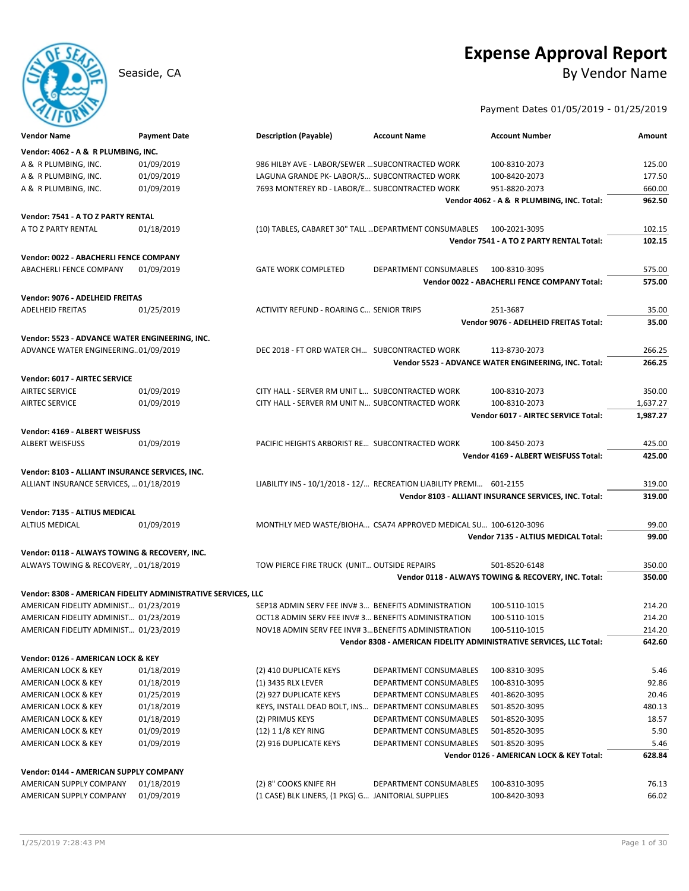# Expense Approval Report

Seaside, CA

## By Vendor Name

Payment Dates 01/05/2019 - 01/25/2019

| Vendor Name | Payment Date | Description (Payable) | Account Name | Account Number | Amount |
|---|---|---|---|---|---|
| **Vendor: 4062 - A & R PLUMBING, INC.** | | | | | |
| A & R PLUMBING, INC. | 01/09/2019 | 986 HILBY AVE - LABOR/SEWER ... | SUBCONTRACTED WORK | 100-8310-2073 | 125.00 |
| A & R PLUMBING, INC. | 01/09/2019 | LAGUNA GRANDE PK- LABOR/S... | SUBCONTRACTED WORK | 100-8420-2073 | 177.50 |
| A & R PLUMBING, INC. | 01/09/2019 | 7693 MONTEREY RD - LABOR/E... | SUBCONTRACTED WORK | 951-8820-2073 | 660.00 |
| | | | | **Vendor 4062 - A & R PLUMBING, INC. Total:** | **962.50** |
| **Vendor: 7541 - A TO Z PARTY RENTAL** | | | | | |
| A TO Z PARTY RENTAL | 01/18/2019 | (10) TABLES, CABARET 30" TALL ... | DEPARTMENT CONSUMABLES | 100-2021-3095 | 102.15 |
| | | | | **Vendor 7541 - A TO Z PARTY RENTAL Total:** | **102.15** |
| **Vendor: 0022 - ABACHERLI FENCE COMPANY** | | | | | |
| ABACHERLI FENCE COMPANY | 01/09/2019 | GATE WORK COMPLETED | DEPARTMENT CONSUMABLES | 100-8310-3095 | 575.00 |
| | | | | **Vendor 0022 - ABACHERLI FENCE COMPANY Total:** | **575.00** |
| **Vendor: 9076 - ADELHEID FREITAS** | | | | | |
| ADELHEID FREITAS | 01/25/2019 | ACTIVITY REFUND - ROARING C... | SENIOR TRIPS | 251-3687 | 35.00 |
| | | | | **Vendor 9076 - ADELHEID FREITAS Total:** | **35.00** |
| **Vendor: 5523 - ADVANCE WATER ENGINEERING, INC.** | | | | | |
| ADVANCE WATER ENGINEERING... | 01/09/2019 | DEC 2018 - FT ORD WATER CH... | SUBCONTRACTED WORK | 113-8730-2073 | 266.25 |
| | | | | **Vendor 5523 - ADVANCE WATER ENGINEERING, INC. Total:** | **266.25** |
| **Vendor: 6017 - AIRTEC SERVICE** | | | | | |
| AIRTEC SERVICE | 01/09/2019 | CITY HALL - SERVER RM UNIT L... | SUBCONTRACTED WORK | 100-8310-2073 | 350.00 |
| AIRTEC SERVICE | 01/09/2019 | CITY HALL - SERVER RM UNIT N... | SUBCONTRACTED WORK | 100-8310-2073 | 1,637.27 |
| | | | | **Vendor 6017 - AIRTEC SERVICE Total:** | **1,987.27** |
| **Vendor: 4169 - ALBERT WEISFUSS** | | | | | |
| ALBERT WEISFUSS | 01/09/2019 | PACIFIC HEIGHTS ARBORIST RE... | SUBCONTRACTED WORK | 100-8450-2073 | 425.00 |
| | | | | **Vendor 4169 - ALBERT WEISFUSS Total:** | **425.00** |
| **Vendor: 8103 - ALLIANT INSURANCE SERVICES, INC.** | | | | | |
| ALLIANT INSURANCE SERVICES, ... | 01/18/2019 | LIABILITY INS - 10/1/2018 - 12/... | RECREATION LIABILITY PREMI... | 601-2155 | 319.00 |
| | | | | **Vendor 8103 - ALLIANT INSURANCE SERVICES, INC. Total:** | **319.00** |
| **Vendor: 7135 - ALTIUS MEDICAL** | | | | | |
| ALTIUS MEDICAL | 01/09/2019 | MONTHLY MED WASTE/BIOHA... | CSA74 APPROVED MEDICAL SU... | 100-6120-3096 | 99.00 |
| | | | | **Vendor 7135 - ALTIUS MEDICAL Total:** | **99.00** |
| **Vendor: 0118 - ALWAYS TOWING & RECOVERY, INC.** | | | | | |
| ALWAYS TOWING & RECOVERY, ... | 01/18/2019 | TOW PIERCE FIRE TRUCK (UNIT... | OUTSIDE REPAIRS | 501-8520-6148 | 350.00 |
| | | | | **Vendor 0118 - ALWAYS TOWING & RECOVERY, INC. Total:** | **350.00** |
| **Vendor: 8308 - AMERICAN FIDELITY ADMINISTRATIVE SERVICES, LLC** | | | | | |
| AMERICAN FIDELITY ADMINIST... | 01/23/2019 | SEP18 ADMIN SERV FEE INV# 3... | BENEFITS ADMINISTRATION | 100-5110-1015 | 214.20 |
| AMERICAN FIDELITY ADMINIST... | 01/23/2019 | OCT18 ADMIN SERV FEE INV# 3... | BENEFITS ADMINISTRATION | 100-5110-1015 | 214.20 |
| AMERICAN FIDELITY ADMINIST... | 01/23/2019 | NOV18 ADMIN SERV FEE INV# 3... | BENEFITS ADMINISTRATION | 100-5110-1015 | 214.20 |
| | | | | **Vendor 8308 - AMERICAN FIDELITY ADMINISTRATIVE SERVICES, LLC Total:** | **642.60** |
| **Vendor: 0126 - AMERICAN LOCK & KEY** | | | | | |
| AMERICAN LOCK & KEY | 01/18/2019 | (2) 410 DUPLICATE KEYS | DEPARTMENT CONSUMABLES | 100-8310-3095 | 5.46 |
| AMERICAN LOCK & KEY | 01/18/2019 | (1) 3435 RLX LEVER | DEPARTMENT CONSUMABLES | 100-8310-3095 | 92.86 |
| AMERICAN LOCK & KEY | 01/25/2019 | (2) 927 DUPLICATE KEYS | DEPARTMENT CONSUMABLES | 401-8620-3095 | 20.46 |
| AMERICAN LOCK & KEY | 01/18/2019 | KEYS, INSTALL DEAD BOLT, INS... | DEPARTMENT CONSUMABLES | 501-8520-3095 | 480.13 |
| AMERICAN LOCK & KEY | 01/18/2019 | (2) PRIMUS KEYS | DEPARTMENT CONSUMABLES | 501-8520-3095 | 18.57 |
| AMERICAN LOCK & KEY | 01/09/2019 | (12) 1 1/8 KEY RING | DEPARTMENT CONSUMABLES | 501-8520-3095 | 5.90 |
| AMERICAN LOCK & KEY | 01/09/2019 | (2) 916 DUPLICATE KEYS | DEPARTMENT CONSUMABLES | 501-8520-3095 | 5.46 |
| | | | | **Vendor 0126 - AMERICAN LOCK & KEY Total:** | **628.84** |
| **Vendor: 0144 - AMERICAN SUPPLY COMPANY** | | | | | |
| AMERICAN SUPPLY COMPANY | 01/18/2019 | (2) 8" COOKS KNIFE RH | DEPARTMENT CONSUMABLES | 100-8310-3095 | 76.13 |
| AMERICAN SUPPLY COMPANY | 01/09/2019 | (1 CASE) BLK LINERS, (1 PKG) G... | JANITORIAL SUPPLIES | 100-8420-3093 | 66.02 |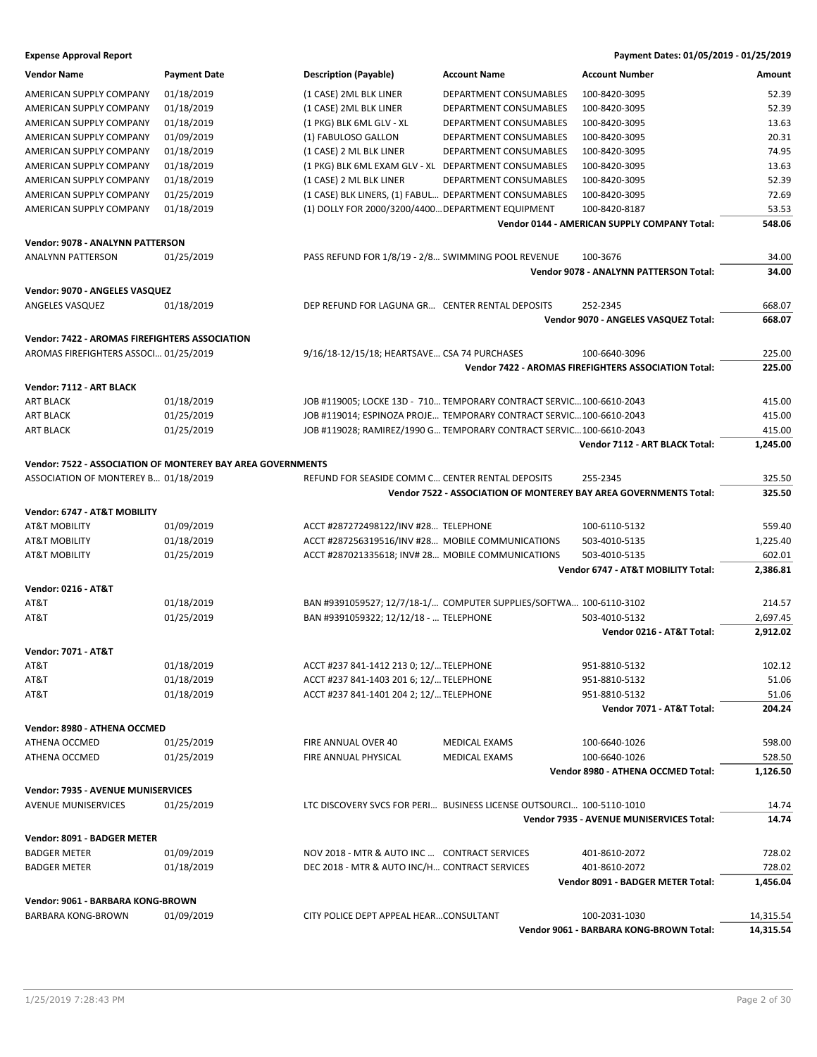**Expense Approval Report** — Payment Dates: 01/05/2019 - 01/25/2019

| Vendor Name | Payment Date | Description (Payable) | Account Name | Account Number | Amount |
|---|---|---|---|---|---|
| AMERICAN SUPPLY COMPANY | 01/18/2019 | (1 CASE) 2ML BLK LINER | DEPARTMENT CONSUMABLES | 100-8420-3095 | 52.39 |
| AMERICAN SUPPLY COMPANY | 01/18/2019 | (1 CASE) 2ML BLK LINER | DEPARTMENT CONSUMABLES | 100-8420-3095 | 52.39 |
| AMERICAN SUPPLY COMPANY | 01/18/2019 | (1 PKG) BLK 6ML GLV - XL | DEPARTMENT CONSUMABLES | 100-8420-3095 | 13.63 |
| AMERICAN SUPPLY COMPANY | 01/09/2019 | (1) FABULOSO GALLON | DEPARTMENT CONSUMABLES | 100-8420-3095 | 20.31 |
| AMERICAN SUPPLY COMPANY | 01/18/2019 | (1 CASE) 2 ML BLK LINER | DEPARTMENT CONSUMABLES | 100-8420-3095 | 74.95 |
| AMERICAN SUPPLY COMPANY | 01/18/2019 | (1 PKG) BLK 6ML EXAM GLV - XL | DEPARTMENT CONSUMABLES | 100-8420-3095 | 13.63 |
| AMERICAN SUPPLY COMPANY | 01/18/2019 | (1 CASE) 2 ML BLK LINER | DEPARTMENT CONSUMABLES | 100-8420-3095 | 52.39 |
| AMERICAN SUPPLY COMPANY | 01/25/2019 | (1 CASE) BLK LINERS, (1) FABUL… | DEPARTMENT CONSUMABLES | 100-8420-3095 | 72.69 |
| AMERICAN SUPPLY COMPANY | 01/18/2019 | (1) DOLLY FOR 2000/3200/4400… | DEPARTMENT EQUIPMENT | 100-8420-8187 | 53.53 |
| | | | | **Vendor 0144 - AMERICAN SUPPLY COMPANY Total:** | **548.06** |
| **Vendor: 9078 - ANALYNN PATTERSON** | | | | | |
| ANALYNN PATTERSON | 01/25/2019 | PASS REFUND FOR 1/8/19 - 2/8… | SWIMMING POOL REVENUE | 100-3676 | 34.00 |
| | | | | **Vendor 9078 - ANALYNN PATTERSON Total:** | **34.00** |
| **Vendor: 9070 - ANGELES VASQUEZ** | | | | | |
| ANGELES VASQUEZ | 01/18/2019 | DEP REFUND FOR LAGUNA GR… | CENTER RENTAL DEPOSITS | 252-2345 | 668.07 |
| | | | | **Vendor 9070 - ANGELES VASQUEZ Total:** | **668.07** |
| **Vendor: 7422 - AROMAS FIREFIGHTERS ASSOCIATION** | | | | | |
| AROMAS FIREFIGHTERS ASSOCI… | 01/25/2019 | 9/16/18-12/15/18; HEARTSAVE… | CSA 74 PURCHASES | 100-6640-3096 | 225.00 |
| | | | | **Vendor 7422 - AROMAS FIREFIGHTERS ASSOCIATION Total:** | **225.00** |
| **Vendor: 7112 - ART BLACK** | | | | | |
| ART BLACK | 01/18/2019 | JOB #119005; LOCKE 13D - 710… | TEMPORARY CONTRACT SERVIC… | 100-6610-2043 | 415.00 |
| ART BLACK | 01/25/2019 | JOB #119014; ESPINOZA PROJE… | TEMPORARY CONTRACT SERVIC… | 100-6610-2043 | 415.00 |
| ART BLACK | 01/25/2019 | JOB #119028; RAMIREZ/1990 G… | TEMPORARY CONTRACT SERVIC… | 100-6610-2043 | 415.00 |
| | | | | **Vendor 7112 - ART BLACK Total:** | **1,245.00** |
| **Vendor: 7522 - ASSOCIATION OF MONTEREY BAY AREA GOVERNMENTS** | | | | | |
| ASSOCIATION OF MONTEREY B… | 01/18/2019 | REFUND FOR SEASIDE COMM C… | CENTER RENTAL DEPOSITS | 255-2345 | 325.50 |
| | | | | **Vendor 7522 - ASSOCIATION OF MONTEREY BAY AREA GOVERNMENTS Total:** | **325.50** |
| **Vendor: 6747 - AT&T MOBILITY** | | | | | |
| AT&T MOBILITY | 01/09/2019 | ACCT #287272498122/INV #28… | TELEPHONE | 100-6110-5132 | 559.40 |
| AT&T MOBILITY | 01/18/2019 | ACCT #287256319516/INV #28… | MOBILE COMMUNICATIONS | 503-4010-5135 | 1,225.40 |
| AT&T MOBILITY | 01/25/2019 | ACCT #287021335618; INV# 28… | MOBILE COMMUNICATIONS | 503-4010-5135 | 602.01 |
| | | | | **Vendor 6747 - AT&T MOBILITY Total:** | **2,386.81** |
| **Vendor: 0216 - AT&T** | | | | | |
| AT&T | 01/18/2019 | BAN #9391059527; 12/7/18-1/… | COMPUTER SUPPLIES/SOFTWA… | 100-6110-3102 | 214.57 |
| AT&T | 01/25/2019 | BAN #9391059322; 12/12/18 - … | TELEPHONE | 503-4010-5132 | 2,697.45 |
| | | | | **Vendor 0216 - AT&T Total:** | **2,912.02** |
| **Vendor: 7071 - AT&T** | | | | | |
| AT&T | 01/18/2019 | ACCT #237 841-1412 213 0; 12/… | TELEPHONE | 951-8810-5132 | 102.12 |
| AT&T | 01/18/2019 | ACCT #237 841-1403 201 6; 12/… | TELEPHONE | 951-8810-5132 | 51.06 |
| AT&T | 01/18/2019 | ACCT #237 841-1401 204 2; 12/… | TELEPHONE | 951-8810-5132 | 51.06 |
| | | | | **Vendor 7071 - AT&T Total:** | **204.24** |
| **Vendor: 8980 - ATHENA OCCMED** | | | | | |
| ATHENA OCCMED | 01/25/2019 | FIRE ANNUAL OVER 40 | MEDICAL EXAMS | 100-6640-1026 | 598.00 |
| ATHENA OCCMED | 01/25/2019 | FIRE ANNUAL PHYSICAL | MEDICAL EXAMS | 100-6640-1026 | 528.50 |
| | | | | **Vendor 8980 - ATHENA OCCMED Total:** | **1,126.50** |
| **Vendor: 7935 - AVENUE MUNISERVICES** | | | | | |
| AVENUE MUNISERVICES | 01/25/2019 | LTC DISCOVERY SVCS FOR PERI… | BUSINESS LICENSE OUTSOURCI… | 100-5110-1010 | 14.74 |
| | | | | **Vendor 7935 - AVENUE MUNISERVICES Total:** | **14.74** |
| **Vendor: 8091 - BADGER METER** | | | | | |
| BADGER METER | 01/09/2019 | NOV 2018 - MTR & AUTO INC … | CONTRACT SERVICES | 401-8610-2072 | 728.02 |
| BADGER METER | 01/18/2019 | DEC 2018 - MTR & AUTO INC/H… | CONTRACT SERVICES | 401-8610-2072 | 728.02 |
| | | | | **Vendor 8091 - BADGER METER Total:** | **1,456.04** |
| **Vendor: 9061 - BARBARA KONG-BROWN** | | | | | |
| BARBARA KONG-BROWN | 01/09/2019 | CITY POLICE DEPT APPEAL HEAR… | CONSULTANT | 100-2031-1030 | 14,315.54 |
| | | | | **Vendor 9061 - BARBARA KONG-BROWN Total:** | **14,315.54** |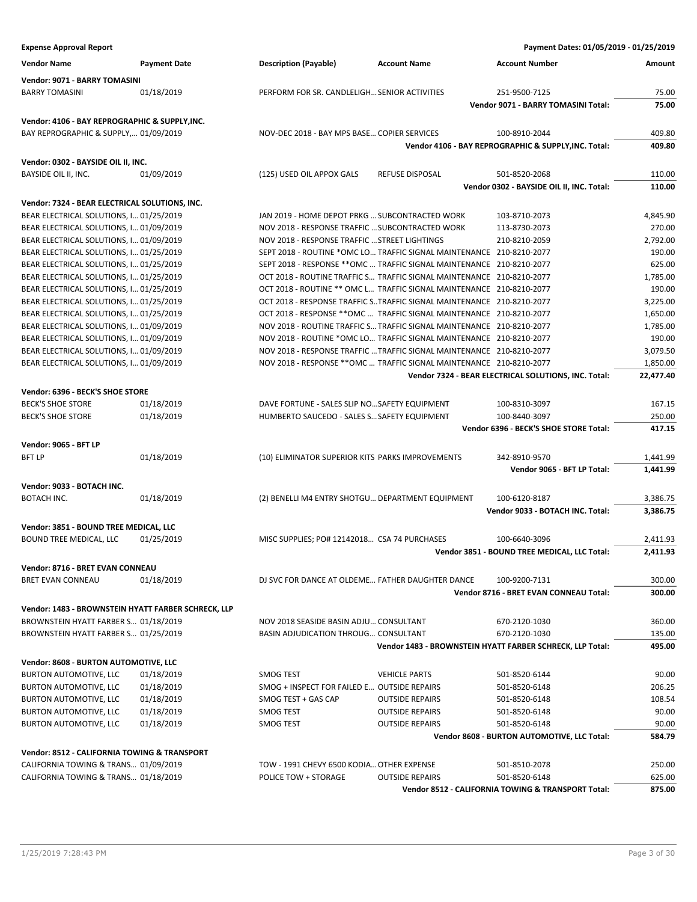**Expense Approval Report** — Payment Dates: 01/05/2019 - 01/25/2019

| Vendor Name | Payment Date | Description (Payable) | Account Name | Account Number | Amount |
|---|---|---|---|---|---|
| **Vendor: 9071 - BARRY TOMASINI** | | | | | |
| BARRY TOMASINI | 01/18/2019 | PERFORM FOR SR. CANDLELIGH… | SENIOR ACTIVITIES | 251-9500-7125 | 75.00 |
| | | | | **Vendor 9071 - BARRY TOMASINI Total:** | **75.00** |
| **Vendor: 4106 - BAY REPROGRAPHIC & SUPPLY,INC.** | | | | | |
| BAY REPROGRAPHIC & SUPPLY,… | 01/09/2019 | NOV-DEC 2018 - BAY MPS BASE… | COPIER SERVICES | 100-8910-2044 | 409.80 |
| | | | | **Vendor 4106 - BAY REPROGRAPHIC & SUPPLY,INC. Total:** | **409.80** |
| **Vendor: 0302 - BAYSIDE OIL II, INC.** | | | | | |
| BAYSIDE OIL II, INC. | 01/09/2019 | (125) USED OIL APPOX GALS | REFUSE DISPOSAL | 501-8520-2068 | 110.00 |
| | | | | **Vendor 0302 - BAYSIDE OIL II, INC. Total:** | **110.00** |
| **Vendor: 7324 - BEAR ELECTRICAL SOLUTIONS, INC.** | | | | | |
| BEAR ELECTRICAL SOLUTIONS, I… | 01/25/2019 | JAN 2019 - HOME DEPOT PRKG … | SUBCONTRACTED WORK | 103-8710-2073 | 4,845.90 |
| BEAR ELECTRICAL SOLUTIONS, I… | 01/09/2019 | NOV 2018 - RESPONSE TRAFFIC … | SUBCONTRACTED WORK | 113-8730-2073 | 270.00 |
| BEAR ELECTRICAL SOLUTIONS, I… | 01/09/2019 | NOV 2018 - RESPONSE TRAFFIC … | STREET LIGHTINGS | 210-8210-2059 | 2,792.00 |
| BEAR ELECTRICAL SOLUTIONS, I… | 01/25/2019 | SEPT 2018 - ROUTINE *OMC LO… | TRAFFIC SIGNAL MAINTENANCE | 210-8210-2077 | 190.00 |
| BEAR ELECTRICAL SOLUTIONS, I… | 01/25/2019 | SEPT 2018 - RESPONSE **OMC … | TRAFFIC SIGNAL MAINTENANCE | 210-8210-2077 | 625.00 |
| BEAR ELECTRICAL SOLUTIONS, I… | 01/25/2019 | OCT 2018 - ROUTINE TRAFFIC S… | TRAFFIC SIGNAL MAINTENANCE | 210-8210-2077 | 1,785.00 |
| BEAR ELECTRICAL SOLUTIONS, I… | 01/25/2019 | OCT 2018 - ROUTINE ** OMC L… | TRAFFIC SIGNAL MAINTENANCE | 210-8210-2077 | 190.00 |
| BEAR ELECTRICAL SOLUTIONS, I… | 01/25/2019 | OCT 2018 - RESPONSE TRAFFIC S… | TRAFFIC SIGNAL MAINTENANCE | 210-8210-2077 | 3,225.00 |
| BEAR ELECTRICAL SOLUTIONS, I… | 01/25/2019 | OCT 2018 - RESPONSE **OMC … | TRAFFIC SIGNAL MAINTENANCE | 210-8210-2077 | 1,650.00 |
| BEAR ELECTRICAL SOLUTIONS, I… | 01/09/2019 | NOV 2018 - ROUTINE TRAFFIC S… | TRAFFIC SIGNAL MAINTENANCE | 210-8210-2077 | 1,785.00 |
| BEAR ELECTRICAL SOLUTIONS, I… | 01/09/2019 | NOV 2018 - ROUTINE *OMC LO… | TRAFFIC SIGNAL MAINTENANCE | 210-8210-2077 | 190.00 |
| BEAR ELECTRICAL SOLUTIONS, I… | 01/09/2019 | NOV 2018 - RESPONSE TRAFFIC … | TRAFFIC SIGNAL MAINTENANCE | 210-8210-2077 | 3,079.50 |
| BEAR ELECTRICAL SOLUTIONS, I… | 01/09/2019 | NOV 2018 - RESPONSE **OMC … | TRAFFIC SIGNAL MAINTENANCE | 210-8210-2077 | 1,850.00 |
| | | | | **Vendor 7324 - BEAR ELECTRICAL SOLUTIONS, INC. Total:** | **22,477.40** |
| **Vendor: 6396 - BECK'S SHOE STORE** | | | | | |
| BECK'S SHOE STORE | 01/18/2019 | DAVE FORTUNE - SALES SLIP NO… | SAFETY EQUIPMENT | 100-8310-3097 | 167.15 |
| BECK'S SHOE STORE | 01/18/2019 | HUMBERTO SAUCEDO - SALES S… | SAFETY EQUIPMENT | 100-8440-3097 | 250.00 |
| | | | | **Vendor 6396 - BECK'S SHOE STORE Total:** | **417.15** |
| **Vendor: 9065 - BFT LP** | | | | | |
| BFT LP | 01/18/2019 | (10) ELIMINATOR SUPERIOR KITS | PARKS IMPROVEMENTS | 342-8910-9570 | 1,441.99 |
| | | | | **Vendor 9065 - BFT LP Total:** | **1,441.99** |
| **Vendor: 9033 - BOTACH INC.** | | | | | |
| BOTACH INC. | 01/18/2019 | (2) BENELLI M4 ENTRY SHOTGU… | DEPARTMENT EQUIPMENT | 100-6120-8187 | 3,386.75 |
| | | | | **Vendor 9033 - BOTACH INC. Total:** | **3,386.75** |
| **Vendor: 3851 - BOUND TREE MEDICAL, LLC** | | | | | |
| BOUND TREE MEDICAL, LLC | 01/25/2019 | MISC SUPPLIES; PO# 12142018… | CSA 74 PURCHASES | 100-6640-3096 | 2,411.93 |
| | | | | **Vendor 3851 - BOUND TREE MEDICAL, LLC Total:** | **2,411.93** |
| **Vendor: 8716 - BRET EVAN CONNEAU** | | | | | |
| BRET EVAN CONNEAU | 01/18/2019 | DJ SVC FOR DANCE AT OLDEME… | FATHER DAUGHTER DANCE | 100-9200-7131 | 300.00 |
| | | | | **Vendor 8716 - BRET EVAN CONNEAU Total:** | **300.00** |
| **Vendor: 1483 - BROWNSTEIN HYATT FARBER SCHRECK, LLP** | | | | | |
| BROWNSTEIN HYATT FARBER S… | 01/18/2019 | NOV 2018 SEASIDE BASIN ADJU… | CONSULTANT | 670-2120-1030 | 360.00 |
| BROWNSTEIN HYATT FARBER S… | 01/25/2019 | BASIN ADJUDICATION THROUG… | CONSULTANT | 670-2120-1030 | 135.00 |
| | | | | **Vendor 1483 - BROWNSTEIN HYATT FARBER SCHRECK, LLP Total:** | **495.00** |
| **Vendor: 8608 - BURTON AUTOMOTIVE, LLC** | | | | | |
| BURTON AUTOMOTIVE, LLC | 01/18/2019 | SMOG TEST | VEHICLE PARTS | 501-8520-6144 | 90.00 |
| BURTON AUTOMOTIVE, LLC | 01/18/2019 | SMOG + INSPECT FOR FAILED E… | OUTSIDE REPAIRS | 501-8520-6148 | 206.25 |
| BURTON AUTOMOTIVE, LLC | 01/18/2019 | SMOG TEST + GAS CAP | OUTSIDE REPAIRS | 501-8520-6148 | 108.54 |
| BURTON AUTOMOTIVE, LLC | 01/18/2019 | SMOG TEST | OUTSIDE REPAIRS | 501-8520-6148 | 90.00 |
| BURTON AUTOMOTIVE, LLC | 01/18/2019 | SMOG TEST | OUTSIDE REPAIRS | 501-8520-6148 | 90.00 |
| | | | | **Vendor 8608 - BURTON AUTOMOTIVE, LLC Total:** | **584.79** |
| **Vendor: 8512 - CALIFORNIA TOWING & TRANSPORT** | | | | | |
| CALIFORNIA TOWING & TRANS… | 01/09/2019 | TOW - 1991 CHEVY 6500 KODIA… | OTHER EXPENSE | 501-8510-2078 | 250.00 |
| CALIFORNIA TOWING & TRANS… | 01/18/2019 | POLICE TOW + STORAGE | OUTSIDE REPAIRS | 501-8520-6148 | 625.00 |
| | | | | **Vendor 8512 - CALIFORNIA TOWING & TRANSPORT Total:** | **875.00** |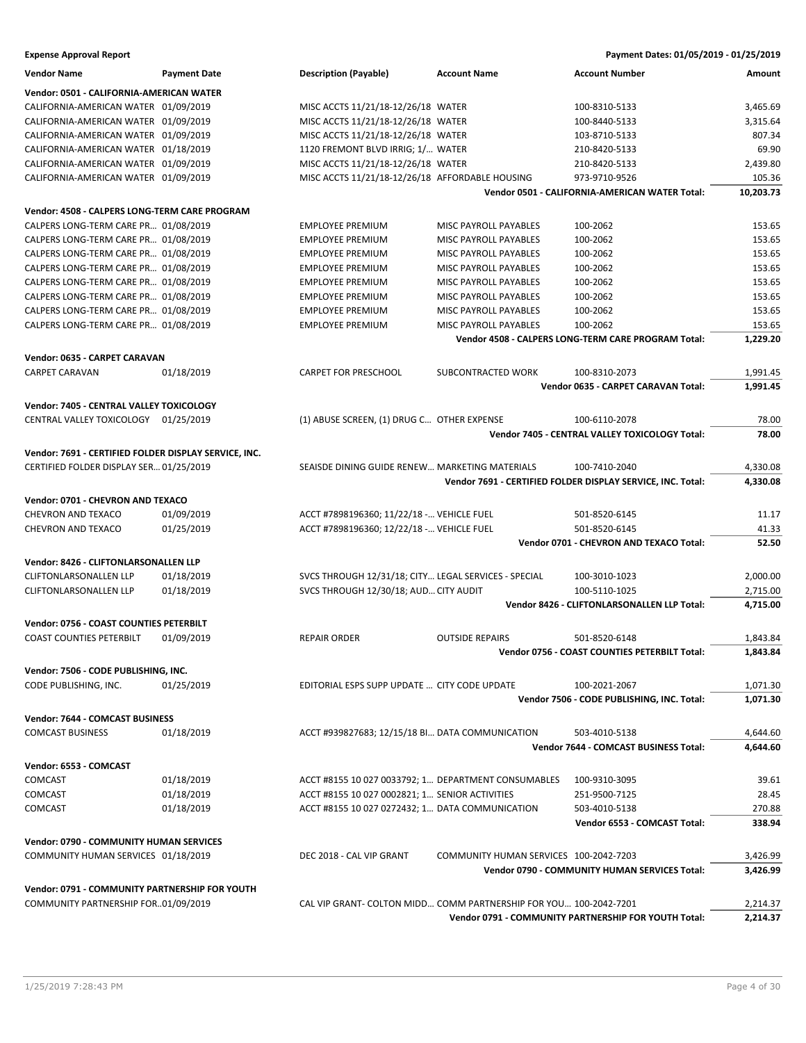**Expense Approval Report** — Payment Dates: 01/05/2019 - 01/25/2019

| Vendor Name | Payment Date | Description (Payable) | Account Name | Account Number | Amount |
|---|---|---|---|---|---|
| **Vendor: 0501 - CALIFORNIA-AMERICAN WATER** | | | | | |
| CALIFORNIA-AMERICAN WATER | 01/09/2019 | MISC ACCTS 11/21/18-12/26/18 | WATER | 100-8310-5133 | 3,465.69 |
| CALIFORNIA-AMERICAN WATER | 01/09/2019 | MISC ACCTS 11/21/18-12/26/18 | WATER | 100-8440-5133 | 3,315.64 |
| CALIFORNIA-AMERICAN WATER | 01/09/2019 | MISC ACCTS 11/21/18-12/26/18 | WATER | 103-8710-5133 | 807.34 |
| CALIFORNIA-AMERICAN WATER | 01/18/2019 | 1120 FREMONT BLVD IRRIG; 1/... | WATER | 210-8420-5133 | 69.90 |
| CALIFORNIA-AMERICAN WATER | 01/09/2019 | MISC ACCTS 11/21/18-12/26/18 | WATER | 210-8420-5133 | 2,439.80 |
| CALIFORNIA-AMERICAN WATER | 01/09/2019 | MISC ACCTS 11/21/18-12/26/18 | AFFORDABLE HOUSING | 973-9710-9526 | 105.36 |
| | | | | **Vendor 0501 - CALIFORNIA-AMERICAN WATER Total:** | **10,203.73** |
| **Vendor: 4508 - CALPERS LONG-TERM CARE PROGRAM** | | | | | |
| CALPERS LONG-TERM CARE PR... | 01/08/2019 | EMPLOYEE PREMIUM | MISC PAYROLL PAYABLES | 100-2062 | 153.65 |
| CALPERS LONG-TERM CARE PR... | 01/08/2019 | EMPLOYEE PREMIUM | MISC PAYROLL PAYABLES | 100-2062 | 153.65 |
| CALPERS LONG-TERM CARE PR... | 01/08/2019 | EMPLOYEE PREMIUM | MISC PAYROLL PAYABLES | 100-2062 | 153.65 |
| CALPERS LONG-TERM CARE PR... | 01/08/2019 | EMPLOYEE PREMIUM | MISC PAYROLL PAYABLES | 100-2062 | 153.65 |
| CALPERS LONG-TERM CARE PR... | 01/08/2019 | EMPLOYEE PREMIUM | MISC PAYROLL PAYABLES | 100-2062 | 153.65 |
| CALPERS LONG-TERM CARE PR... | 01/08/2019 | EMPLOYEE PREMIUM | MISC PAYROLL PAYABLES | 100-2062 | 153.65 |
| CALPERS LONG-TERM CARE PR... | 01/08/2019 | EMPLOYEE PREMIUM | MISC PAYROLL PAYABLES | 100-2062 | 153.65 |
| CALPERS LONG-TERM CARE PR... | 01/08/2019 | EMPLOYEE PREMIUM | MISC PAYROLL PAYABLES | 100-2062 | 153.65 |
| | | | | **Vendor 4508 - CALPERS LONG-TERM CARE PROGRAM Total:** | **1,229.20** |
| **Vendor: 0635 - CARPET CARAVAN** | | | | | |
| CARPET CARAVAN | 01/18/2019 | CARPET FOR PRESCHOOL | SUBCONTRACTED WORK | 100-8310-2073 | 1,991.45 |
| | | | | **Vendor 0635 - CARPET CARAVAN Total:** | **1,991.45** |
| **Vendor: 7405 - CENTRAL VALLEY TOXICOLOGY** | | | | | |
| CENTRAL VALLEY TOXICOLOGY | 01/25/2019 | (1) ABUSE SCREEN, (1) DRUG C... | OTHER EXPENSE | 100-6110-2078 | 78.00 |
| | | | | **Vendor 7405 - CENTRAL VALLEY TOXICOLOGY Total:** | **78.00** |
| **Vendor: 7691 - CERTIFIED FOLDER DISPLAY SERVICE, INC.** | | | | | |
| CERTIFIED FOLDER DISPLAY SER... | 01/25/2019 | SEAISDE DINING GUIDE RENEW... | MARKETING MATERIALS | 100-7410-2040 | 4,330.08 |
| | | | | **Vendor 7691 - CERTIFIED FOLDER DISPLAY SERVICE, INC. Total:** | **4,330.08** |
| **Vendor: 0701 - CHEVRON AND TEXACO** | | | | | |
| CHEVRON AND TEXACO | 01/09/2019 | ACCT #7898196360; 11/22/18 -... | VEHICLE FUEL | 501-8520-6145 | 11.17 |
| CHEVRON AND TEXACO | 01/25/2019 | ACCT #7898196360; 12/22/18 -... | VEHICLE FUEL | 501-8520-6145 | 41.33 |
| | | | | **Vendor 0701 - CHEVRON AND TEXACO Total:** | **52.50** |
| **Vendor: 8426 - CLIFTONLARSONALLEN LLP** | | | | | |
| CLIFTONLARSONALLEN LLP | 01/18/2019 | SVCS THROUGH 12/31/18; CITY... | LEGAL SERVICES - SPECIAL | 100-3010-1023 | 2,000.00 |
| CLIFTONLARSONALLEN LLP | 01/18/2019 | SVCS THROUGH 12/30/18; AUD... | CITY AUDIT | 100-5110-1025 | 2,715.00 |
| | | | | **Vendor 8426 - CLIFTONLARSONALLEN LLP Total:** | **4,715.00** |
| **Vendor: 0756 - COAST COUNTIES PETERBILT** | | | | | |
| COAST COUNTIES PETERBILT | 01/09/2019 | REPAIR ORDER | OUTSIDE REPAIRS | 501-8520-6148 | 1,843.84 |
| | | | | **Vendor 0756 - COAST COUNTIES PETERBILT Total:** | **1,843.84** |
| **Vendor: 7506 - CODE PUBLISHING, INC.** | | | | | |
| CODE PUBLISHING, INC. | 01/25/2019 | EDITORIAL ESPS SUPP UPDATE ... | CITY CODE UPDATE | 100-2021-2067 | 1,071.30 |
| | | | | **Vendor 7506 - CODE PUBLISHING, INC. Total:** | **1,071.30** |
| **Vendor: 7644 - COMCAST BUSINESS** | | | | | |
| COMCAST BUSINESS | 01/18/2019 | ACCT #939827683; 12/15/18 BI... | DATA COMMUNICATION | 503-4010-5138 | 4,644.60 |
| | | | | **Vendor 7644 - COMCAST BUSINESS Total:** | **4,644.60** |
| **Vendor: 6553 - COMCAST** | | | | | |
| COMCAST | 01/18/2019 | ACCT #8155 10 027 0033792; 1... | DEPARTMENT CONSUMABLES | 100-9310-3095 | 39.61 |
| COMCAST | 01/18/2019 | ACCT #8155 10 027 0002821; 1... | SENIOR ACTIVITIES | 251-9500-7125 | 28.45 |
| COMCAST | 01/18/2019 | ACCT #8155 10 027 0272432; 1... | DATA COMMUNICATION | 503-4010-5138 | 270.88 |
| | | | | **Vendor 6553 - COMCAST Total:** | **338.94** |
| **Vendor: 0790 - COMMUNITY HUMAN SERVICES** | | | | | |
| COMMUNITY HUMAN SERVICES | 01/18/2019 | DEC 2018 - CAL VIP GRANT | COMMUNITY HUMAN SERVICES | 100-2042-7203 | 3,426.99 |
| | | | | **Vendor 0790 - COMMUNITY HUMAN SERVICES Total:** | **3,426.99** |
| **Vendor: 0791 - COMMUNITY PARTNERSHIP FOR YOUTH** | | | | | |
| COMMUNITY PARTNERSHIP FOR... | 01/09/2019 | CAL VIP GRANT- COLTON MIDD... | COMM PARTNERSHIP FOR YOU... | 100-2042-7201 | 2,214.37 |
| | | | | **Vendor 0791 - COMMUNITY PARTNERSHIP FOR YOUTH Total:** | **2,214.37** |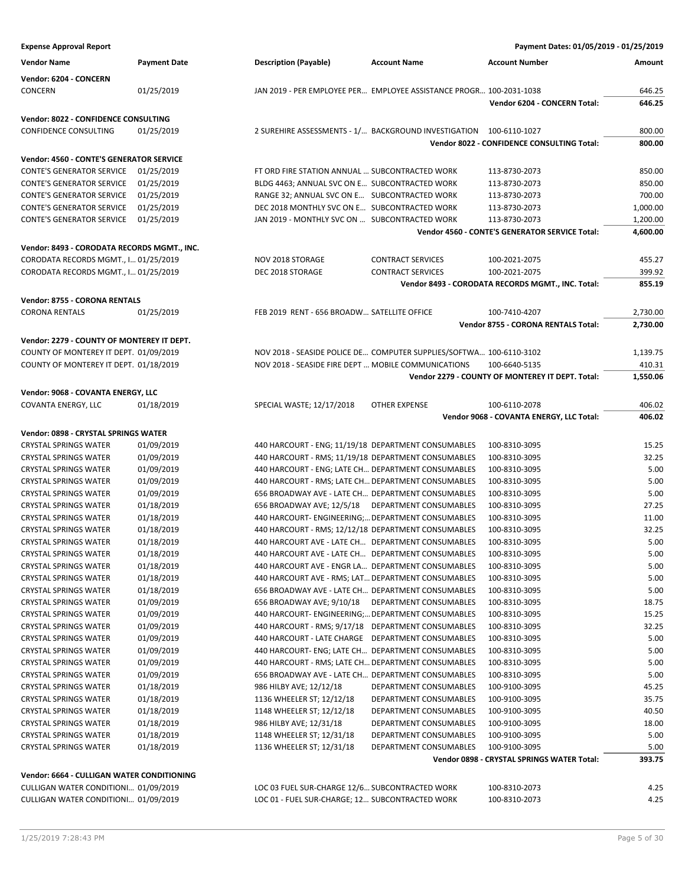**Expense Approval Report** — Payment Dates: 01/05/2019 - 01/25/2019

| Vendor Name | Payment Date | Description (Payable) | Account Name | Account Number | Amount |
|---|---|---|---|---|---|
| **Vendor: 6204 - CONCERN** | | | | | |
| CONCERN | 01/25/2019 | JAN 2019 - PER EMPLOYEE PER… | EMPLOYEE ASSISTANCE PROGR… | 100-2031-1038 | 646.25 |
| | | | | **Vendor 6204 - CONCERN Total:** | **646.25** |
| **Vendor: 8022 - CONFIDENCE CONSULTING** | | | | | |
| CONFIDENCE CONSULTING | 01/25/2019 | 2 SUREHIRE ASSESSMENTS - 1/… | BACKGROUND INVESTIGATION | 100-6110-1027 | 800.00 |
| | | | | **Vendor 8022 - CONFIDENCE CONSULTING Total:** | **800.00** |
| **Vendor: 4560 - CONTE'S GENERATOR SERVICE** | | | | | |
| CONTE'S GENERATOR SERVICE | 01/25/2019 | FT ORD FIRE STATION ANNUAL … | SUBCONTRACTED WORK | 113-8730-2073 | 850.00 |
| CONTE'S GENERATOR SERVICE | 01/25/2019 | BLDG 4463; ANNUAL SVC ON E… | SUBCONTRACTED WORK | 113-8730-2073 | 850.00 |
| CONTE'S GENERATOR SERVICE | 01/25/2019 | RANGE 32; ANNUAL SVC ON E… | SUBCONTRACTED WORK | 113-8730-2073 | 700.00 |
| CONTE'S GENERATOR SERVICE | 01/25/2019 | DEC 2018 MONTHLY SVC ON E… | SUBCONTRACTED WORK | 113-8730-2073 | 1,000.00 |
| CONTE'S GENERATOR SERVICE | 01/25/2019 | JAN 2019 - MONTHLY SVC ON … | SUBCONTRACTED WORK | 113-8730-2073 | 1,200.00 |
| | | | | **Vendor 4560 - CONTE'S GENERATOR SERVICE Total:** | **4,600.00** |
| **Vendor: 8493 - CORODATA RECORDS MGMT., INC.** | | | | | |
| CORODATA RECORDS MGMT., I… | 01/25/2019 | NOV 2018 STORAGE | CONTRACT SERVICES | 100-2021-2075 | 455.27 |
| CORODATA RECORDS MGMT., I… | 01/25/2019 | DEC 2018 STORAGE | CONTRACT SERVICES | 100-2021-2075 | 399.92 |
| | | | | **Vendor 8493 - CORODATA RECORDS MGMT., INC. Total:** | **855.19** |
| **Vendor: 8755 - CORONA RENTALS** | | | | | |
| CORONA RENTALS | 01/25/2019 | FEB 2019 RENT - 656 BROADW… | SATELLITE OFFICE | 100-7410-4207 | 2,730.00 |
| | | | | **Vendor 8755 - CORONA RENTALS Total:** | **2,730.00** |
| **Vendor: 2279 - COUNTY OF MONTEREY IT DEPT.** | | | | | |
| COUNTY OF MONTEREY IT DEPT. | 01/09/2019 | NOV 2018 - SEASIDE POLICE DE… | COMPUTER SUPPLIES/SOFTWA… | 100-6110-3102 | 1,139.75 |
| COUNTY OF MONTEREY IT DEPT. | 01/18/2019 | NOV 2018 - SEASIDE FIRE DEPT … | MOBILE COMMUNICATIONS | 100-6640-5135 | 410.31 |
| | | | | **Vendor 2279 - COUNTY OF MONTEREY IT DEPT. Total:** | **1,550.06** |
| **Vendor: 9068 - COVANTA ENERGY, LLC** | | | | | |
| COVANTA ENERGY, LLC | 01/18/2019 | SPECIAL WASTE; 12/17/2018 | OTHER EXPENSE | 100-6110-2078 | 406.02 |
| | | | | **Vendor 9068 - COVANTA ENERGY, LLC Total:** | **406.02** |
| **Vendor: 0898 - CRYSTAL SPRINGS WATER** | | | | | |
| CRYSTAL SPRINGS WATER | 01/09/2019 | 440 HARCOURT - ENG; 11/19/18 | DEPARTMENT CONSUMABLES | 100-8310-3095 | 15.25 |
| CRYSTAL SPRINGS WATER | 01/09/2019 | 440 HARCOURT - RMS; 11/19/18 | DEPARTMENT CONSUMABLES | 100-8310-3095 | 32.25 |
| CRYSTAL SPRINGS WATER | 01/09/2019 | 440 HARCOURT - ENG; LATE CH… | DEPARTMENT CONSUMABLES | 100-8310-3095 | 5.00 |
| CRYSTAL SPRINGS WATER | 01/09/2019 | 440 HARCOURT - RMS; LATE CH… | DEPARTMENT CONSUMABLES | 100-8310-3095 | 5.00 |
| CRYSTAL SPRINGS WATER | 01/09/2019 | 656 BROADWAY AVE - LATE CH… | DEPARTMENT CONSUMABLES | 100-8310-3095 | 5.00 |
| CRYSTAL SPRINGS WATER | 01/18/2019 | 656 BROADWAY AVE; 12/5/18 | DEPARTMENT CONSUMABLES | 100-8310-3095 | 27.25 |
| CRYSTAL SPRINGS WATER | 01/18/2019 | 440 HARCOURT- ENGINEERING;… | DEPARTMENT CONSUMABLES | 100-8310-3095 | 11.00 |
| CRYSTAL SPRINGS WATER | 01/18/2019 | 440 HARCOURT - RMS; 12/12/18 | DEPARTMENT CONSUMABLES | 100-8310-3095 | 32.25 |
| CRYSTAL SPRINGS WATER | 01/18/2019 | 440 HARCOURT AVE - LATE CH… | DEPARTMENT CONSUMABLES | 100-8310-3095 | 5.00 |
| CRYSTAL SPRINGS WATER | 01/18/2019 | 440 HARCOURT AVE - LATE CH… | DEPARTMENT CONSUMABLES | 100-8310-3095 | 5.00 |
| CRYSTAL SPRINGS WATER | 01/18/2019 | 440 HARCOURT AVE - ENGR LA… | DEPARTMENT CONSUMABLES | 100-8310-3095 | 5.00 |
| CRYSTAL SPRINGS WATER | 01/18/2019 | 440 HARCOURT AVE - RMS; LAT… | DEPARTMENT CONSUMABLES | 100-8310-3095 | 5.00 |
| CRYSTAL SPRINGS WATER | 01/18/2019 | 656 BROADWAY AVE - LATE CH… | DEPARTMENT CONSUMABLES | 100-8310-3095 | 5.00 |
| CRYSTAL SPRINGS WATER | 01/09/2019 | 656 BROADWAY AVE; 9/10/18 | DEPARTMENT CONSUMABLES | 100-8310-3095 | 18.75 |
| CRYSTAL SPRINGS WATER | 01/09/2019 | 440 HARCOURT- ENGINEERING;… | DEPARTMENT CONSUMABLES | 100-8310-3095 | 15.25 |
| CRYSTAL SPRINGS WATER | 01/09/2019 | 440 HARCOURT - RMS; 9/17/18 | DEPARTMENT CONSUMABLES | 100-8310-3095 | 32.25 |
| CRYSTAL SPRINGS WATER | 01/09/2019 | 440 HARCOURT - LATE CHARGE | DEPARTMENT CONSUMABLES | 100-8310-3095 | 5.00 |
| CRYSTAL SPRINGS WATER | 01/09/2019 | 440 HARCOURT- ENG; LATE CH… | DEPARTMENT CONSUMABLES | 100-8310-3095 | 5.00 |
| CRYSTAL SPRINGS WATER | 01/09/2019 | 440 HARCOURT - RMS; LATE CH… | DEPARTMENT CONSUMABLES | 100-8310-3095 | 5.00 |
| CRYSTAL SPRINGS WATER | 01/09/2019 | 656 BROADWAY AVE - LATE CH… | DEPARTMENT CONSUMABLES | 100-8310-3095 | 5.00 |
| CRYSTAL SPRINGS WATER | 01/18/2019 | 986 HILBY AVE; 12/12/18 | DEPARTMENT CONSUMABLES | 100-9100-3095 | 45.25 |
| CRYSTAL SPRINGS WATER | 01/18/2019 | 1136 WHEELER ST; 12/12/18 | DEPARTMENT CONSUMABLES | 100-9100-3095 | 35.75 |
| CRYSTAL SPRINGS WATER | 01/18/2019 | 1148 WHEELER ST; 12/12/18 | DEPARTMENT CONSUMABLES | 100-9100-3095 | 40.50 |
| CRYSTAL SPRINGS WATER | 01/18/2019 | 986 HILBY AVE; 12/31/18 | DEPARTMENT CONSUMABLES | 100-9100-3095 | 18.00 |
| CRYSTAL SPRINGS WATER | 01/18/2019 | 1148 WHEELER ST; 12/31/18 | DEPARTMENT CONSUMABLES | 100-9100-3095 | 5.00 |
| CRYSTAL SPRINGS WATER | 01/18/2019 | 1136 WHEELER ST; 12/31/18 | DEPARTMENT CONSUMABLES | 100-9100-3095 | 5.00 |
| | | | | **Vendor 0898 - CRYSTAL SPRINGS WATER Total:** | **393.75** |
| **Vendor: 6664 - CULLIGAN WATER CONDITIONING** | | | | | |
| CULLIGAN WATER CONDITIONI… | 01/09/2019 | LOC 03 FUEL SUR-CHARGE 12/6… | SUBCONTRACTED WORK | 100-8310-2073 | 4.25 |
| CULLIGAN WATER CONDITIONI… | 01/09/2019 | LOC 01 - FUEL SUR-CHARGE; 12… | SUBCONTRACTED WORK | 100-8310-2073 | 4.25 |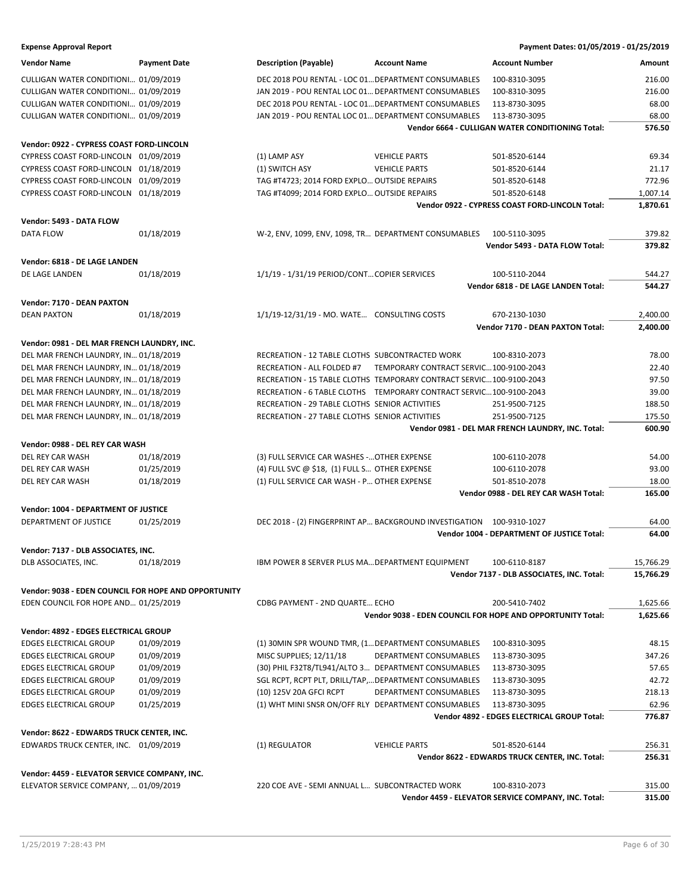**Expense Approval Report** — Payment Dates: 01/05/2019 - 01/25/2019

| Vendor Name | Payment Date | Description (Payable) | Account Name | Account Number | Amount |
|---|---|---|---|---|---|
| CULLIGAN WATER CONDITIONI... | 01/09/2019 | DEC 2018 POU RENTAL - LOC 01... | DEPARTMENT CONSUMABLES | 100-8310-3095 | 216.00 |
| CULLIGAN WATER CONDITIONI... | 01/09/2019 | JAN 2019 - POU RENTAL LOC 01... | DEPARTMENT CONSUMABLES | 100-8310-3095 | 216.00 |
| CULLIGAN WATER CONDITIONI... | 01/09/2019 | DEC 2018 POU RENTAL - LOC 01... | DEPARTMENT CONSUMABLES | 113-8730-3095 | 68.00 |
| CULLIGAN WATER CONDITIONI... | 01/09/2019 | JAN 2019 - POU RENTAL LOC 01... | DEPARTMENT CONSUMABLES | 113-8730-3095 | 68.00 |
| | | | | **Vendor 6664 - CULLIGAN WATER CONDITIONING Total:** | **576.50** |
| **Vendor: 0922 - CYPRESS COAST FORD-LINCOLN** | | | | | |
| CYPRESS COAST FORD-LINCOLN | 01/09/2019 | (1) LAMP ASY | VEHICLE PARTS | 501-8520-6144 | 69.34 |
| CYPRESS COAST FORD-LINCOLN | 01/18/2019 | (1) SWITCH ASY | VEHICLE PARTS | 501-8520-6144 | 21.17 |
| CYPRESS COAST FORD-LINCOLN | 01/09/2019 | TAG #T4723; 2014 FORD EXPLO... | OUTSIDE REPAIRS | 501-8520-6148 | 772.96 |
| CYPRESS COAST FORD-LINCOLN | 01/18/2019 | TAG #T4099; 2014 FORD EXPLO... | OUTSIDE REPAIRS | 501-8520-6148 | 1,007.14 |
| | | | | **Vendor 0922 - CYPRESS COAST FORD-LINCOLN Total:** | **1,870.61** |
| **Vendor: 5493 - DATA FLOW** | | | | | |
| DATA FLOW | 01/18/2019 | W-2, ENV, 1099, ENV, 1098, TR... | DEPARTMENT CONSUMABLES | 100-5110-3095 | 379.82 |
| | | | | **Vendor 5493 - DATA FLOW Total:** | **379.82** |
| **Vendor: 6818 - DE LAGE LANDEN** | | | | | |
| DE LAGE LANDEN | 01/18/2019 | 1/1/19 - 1/31/19 PERIOD/CONT... | COPIER SERVICES | 100-5110-2044 | 544.27 |
| | | | | **Vendor 6818 - DE LAGE LANDEN Total:** | **544.27** |
| **Vendor: 7170 - DEAN PAXTON** | | | | | |
| DEAN PAXTON | 01/18/2019 | 1/1/19-12/31/19 - MO. WATE... | CONSULTING COSTS | 670-2130-1030 | 2,400.00 |
| | | | | **Vendor 7170 - DEAN PAXTON Total:** | **2,400.00** |
| **Vendor: 0981 - DEL MAR FRENCH LAUNDRY, INC.** | | | | | |
| DEL MAR FRENCH LAUNDRY, IN... | 01/18/2019 | RECREATION - 12 TABLE CLOTHS | SUBCONTRACTED WORK | 100-8310-2073 | 78.00 |
| DEL MAR FRENCH LAUNDRY, IN... | 01/18/2019 | RECREATION - ALL FOLDED #7 | TEMPORARY CONTRACT SERVIC... | 100-9100-2043 | 22.40 |
| DEL MAR FRENCH LAUNDRY, IN... | 01/18/2019 | RECREATION - 15 TABLE CLOTHS | TEMPORARY CONTRACT SERVIC... | 100-9100-2043 | 97.50 |
| DEL MAR FRENCH LAUNDRY, IN... | 01/18/2019 | RECREATION - 6 TABLE CLOTHS | TEMPORARY CONTRACT SERVIC... | 100-9100-2043 | 39.00 |
| DEL MAR FRENCH LAUNDRY, IN... | 01/18/2019 | RECREATION - 29 TABLE CLOTHS | SENIOR ACTIVITIES | 251-9500-7125 | 188.50 |
| DEL MAR FRENCH LAUNDRY, IN... | 01/18/2019 | RECREATION - 27 TABLE CLOTHS | SENIOR ACTIVITIES | 251-9500-7125 | 175.50 |
| | | | | **Vendor 0981 - DEL MAR FRENCH LAUNDRY, INC. Total:** | **600.90** |
| **Vendor: 0988 - DEL REY CAR WASH** | | | | | |
| DEL REY CAR WASH | 01/18/2019 | (3) FULL SERVICE CAR WASHES -... | OTHER EXPENSE | 100-6110-2078 | 54.00 |
| DEL REY CAR WASH | 01/25/2019 | (4) FULL SVC @ $18, (1) FULL S... | OTHER EXPENSE | 100-6110-2078 | 93.00 |
| DEL REY CAR WASH | 01/18/2019 | (1) FULL SERVICE CAR WASH - P... | OTHER EXPENSE | 501-8510-2078 | 18.00 |
| | | | | **Vendor 0988 - DEL REY CAR WASH Total:** | **165.00** |
| **Vendor: 1004 - DEPARTMENT OF JUSTICE** | | | | | |
| DEPARTMENT OF JUSTICE | 01/25/2019 | DEC 2018 - (2) FINGERPRINT AP... | BACKGROUND INVESTIGATION | 100-9310-1027 | 64.00 |
| | | | | **Vendor 1004 - DEPARTMENT OF JUSTICE Total:** | **64.00** |
| **Vendor: 7137 - DLB ASSOCIATES, INC.** | | | | | |
| DLB ASSOCIATES, INC. | 01/18/2019 | IBM POWER 8 SERVER PLUS MA... | DEPARTMENT EQUIPMENT | 100-6110-8187 | 15,766.29 |
| | | | | **Vendor 7137 - DLB ASSOCIATES, INC. Total:** | **15,766.29** |
| **Vendor: 9038 - EDEN COUNCIL FOR HOPE AND OPPORTUNITY** | | | | | |
| EDEN COUNCIL FOR HOPE AND... | 01/25/2019 | CDBG PAYMENT - 2ND QUARTE... | ECHO | 200-5410-7402 | 1,625.66 |
| | | | | **Vendor 9038 - EDEN COUNCIL FOR HOPE AND OPPORTUNITY Total:** | **1,625.66** |
| **Vendor: 4892 - EDGES ELECTRICAL GROUP** | | | | | |
| EDGES ELECTRICAL GROUP | 01/09/2019 | (1) 30MIN SPR WOUND TMR, (1... | DEPARTMENT CONSUMABLES | 100-8310-3095 | 48.15 |
| EDGES ELECTRICAL GROUP | 01/09/2019 | MISC SUPPLIES; 12/11/18 | DEPARTMENT CONSUMABLES | 113-8730-3095 | 347.26 |
| EDGES ELECTRICAL GROUP | 01/09/2019 | (30) PHIL F32T8/TL941/ALTO 3... | DEPARTMENT CONSUMABLES | 113-8730-3095 | 57.65 |
| EDGES ELECTRICAL GROUP | 01/09/2019 | SGL RCPT, RCPT PLT, DRILL/TAP,... | DEPARTMENT CONSUMABLES | 113-8730-3095 | 42.72 |
| EDGES ELECTRICAL GROUP | 01/09/2019 | (10) 125V 20A GFCI RCPT | DEPARTMENT CONSUMABLES | 113-8730-3095 | 218.13 |
| EDGES ELECTRICAL GROUP | 01/25/2019 | (1) WHT MINI SNSR ON/OFF RLY | DEPARTMENT CONSUMABLES | 113-8730-3095 | 62.96 |
| | | | | **Vendor 4892 - EDGES ELECTRICAL GROUP Total:** | **776.87** |
| **Vendor: 8622 - EDWARDS TRUCK CENTER, INC.** | | | | | |
| EDWARDS TRUCK CENTER, INC. | 01/09/2019 | (1) REGULATOR | VEHICLE PARTS | 501-8520-6144 | 256.31 |
| | | | | **Vendor 8622 - EDWARDS TRUCK CENTER, INC. Total:** | **256.31** |
| **Vendor: 4459 - ELEVATOR SERVICE COMPANY, INC.** | | | | | |
| ELEVATOR SERVICE COMPANY, ... | 01/09/2019 | 220 COE AVE - SEMI ANNUAL L... | SUBCONTRACTED WORK | 100-8310-2073 | 315.00 |
| | | | | **Vendor 4459 - ELEVATOR SERVICE COMPANY, INC. Total:** | **315.00** |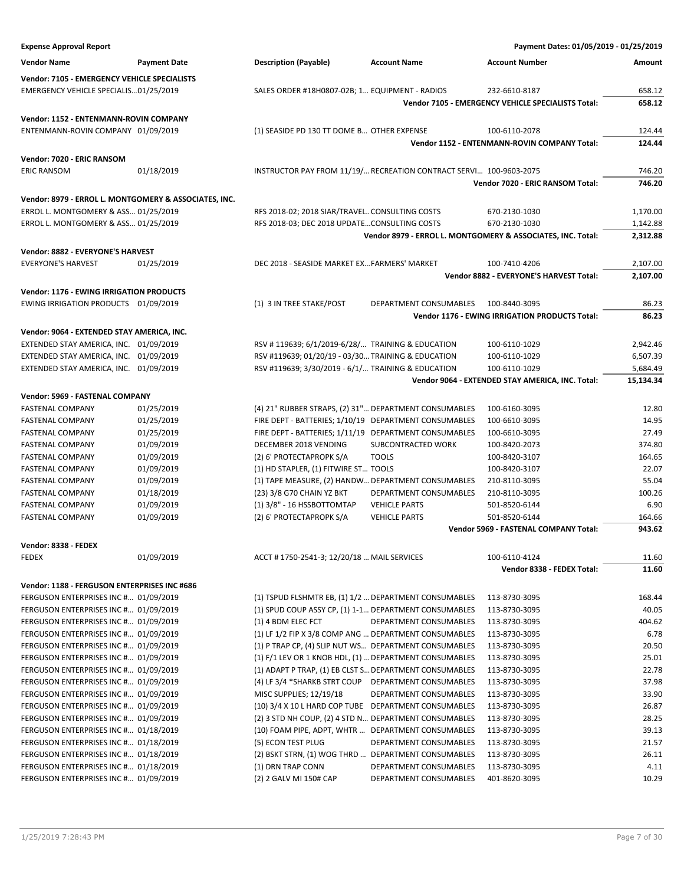**Expense Approval Report** — Payment Dates: 01/05/2019 - 01/25/2019

| Vendor Name | Payment Date | Description (Payable) | Account Name | Account Number | Amount |
|---|---|---|---|---|---|
| **Vendor: 7105 - EMERGENCY VEHICLE SPECIALISTS** | | | | | |
| EMERGENCY VEHICLE SPECIALIS... | 01/25/2019 | SALES ORDER #18H0807-02B; 1... | EQUIPMENT - RADIOS | 232-6610-8187 | 658.12 |
| | | | | **Vendor 7105 - EMERGENCY VEHICLE SPECIALISTS Total:** | **658.12** |
| **Vendor: 1152 - ENTENMANN-ROVIN COMPANY** | | | | | |
| ENTENMANN-ROVIN COMPANY | 01/09/2019 | (1) SEASIDE PD 130 TT DOME B... | OTHER EXPENSE | 100-6110-2078 | 124.44 |
| | | | | **Vendor 1152 - ENTENMANN-ROVIN COMPANY Total:** | **124.44** |
| **Vendor: 7020 - ERIC RANSOM** | | | | | |
| ERIC RANSOM | 01/18/2019 | INSTRUCTOR PAY FROM 11/19/... | RECREATION CONTRACT SERVI... | 100-9603-2075 | 746.20 |
| | | | | **Vendor 7020 - ERIC RANSOM Total:** | **746.20** |
| **Vendor: 8979 - ERROL L. MONTGOMERY & ASSOCIATES, INC.** | | | | | |
| ERROL L. MONTGOMERY & ASS... | 01/25/2019 | RFS 2018-02; 2018 SIAR/TRAVEL... | CONSULTING COSTS | 670-2130-1030 | 1,170.00 |
| ERROL L. MONTGOMERY & ASS... | 01/25/2019 | RFS 2018-03; DEC 2018 UPDATE... | CONSULTING COSTS | 670-2130-1030 | 1,142.88 |
| | | | | **Vendor 8979 - ERROL L. MONTGOMERY & ASSOCIATES, INC. Total:** | **2,312.88** |
| **Vendor: 8882 - EVERYONE'S HARVEST** | | | | | |
| EVERYONE'S HARVEST | 01/25/2019 | DEC 2018 - SEASIDE MARKET EX... | FARMERS' MARKET | 100-7410-4206 | 2,107.00 |
| | | | | **Vendor 8882 - EVERYONE'S HARVEST Total:** | **2,107.00** |
| **Vendor: 1176 - EWING IRRIGATION PRODUCTS** | | | | | |
| EWING IRRIGATION PRODUCTS | 01/09/2019 | (1) 3 IN TREE STAKE/POST | DEPARTMENT CONSUMABLES | 100-8440-3095 | 86.23 |
| | | | | **Vendor 1176 - EWING IRRIGATION PRODUCTS Total:** | **86.23** |
| **Vendor: 9064 - EXTENDED STAY AMERICA, INC.** | | | | | |
| EXTENDED STAY AMERICA, INC. | 01/09/2019 | RSV # 119639; 6/1/2019-6/28/... | TRAINING & EDUCATION | 100-6110-1029 | 2,942.46 |
| EXTENDED STAY AMERICA, INC. | 01/09/2019 | RSV #119639; 01/20/19 - 03/30... | TRAINING & EDUCATION | 100-6110-1029 | 6,507.39 |
| EXTENDED STAY AMERICA, INC. | 01/09/2019 | RSV #119639; 3/30/2019 - 6/1/... | TRAINING & EDUCATION | 100-6110-1029 | 5,684.49 |
| | | | | **Vendor 9064 - EXTENDED STAY AMERICA, INC. Total:** | **15,134.34** |
| **Vendor: 5969 - FASTENAL COMPANY** | | | | | |
| FASTENAL COMPANY | 01/25/2019 | (4) 21" RUBBER STRAPS, (2) 31"... | DEPARTMENT CONSUMABLES | 100-6160-3095 | 12.80 |
| FASTENAL COMPANY | 01/25/2019 | FIRE DEPT - BATTERIES; 1/10/19 | DEPARTMENT CONSUMABLES | 100-6610-3095 | 14.95 |
| FASTENAL COMPANY | 01/25/2019 | FIRE DEPT - BATTERIES; 1/11/19 | DEPARTMENT CONSUMABLES | 100-6610-3095 | 27.49 |
| FASTENAL COMPANY | 01/09/2019 | DECEMBER 2018 VENDING | SUBCONTRACTED WORK | 100-8420-2073 | 374.80 |
| FASTENAL COMPANY | 01/09/2019 | (2) 6' PROTECTAPROPK S/A | TOOLS | 100-8420-3107 | 164.65 |
| FASTENAL COMPANY | 01/09/2019 | (1) HD STAPLER, (1) FITWIRE ST... | TOOLS | 100-8420-3107 | 22.07 |
| FASTENAL COMPANY | 01/09/2019 | (1) TAPE MEASURE, (2) HANDW... | DEPARTMENT CONSUMABLES | 210-8110-3095 | 55.04 |
| FASTENAL COMPANY | 01/18/2019 | (23) 3/8 G70 CHAIN YZ BKT | DEPARTMENT CONSUMABLES | 210-8110-3095 | 100.26 |
| FASTENAL COMPANY | 01/09/2019 | (1) 3/8" - 16 HSSBOTTOMTAP | VEHICLE PARTS | 501-8520-6144 | 6.90 |
| FASTENAL COMPANY | 01/09/2019 | (2) 6' PROTECTAPROPK S/A | VEHICLE PARTS | 501-8520-6144 | 164.66 |
| | | | | **Vendor 5969 - FASTENAL COMPANY Total:** | **943.62** |
| **Vendor: 8338 - FEDEX** | | | | | |
| FEDEX | 01/09/2019 | ACCT # 1750-2541-3; 12/20/18 ... | MAIL SERVICES | 100-6110-4124 | 11.60 |
| | | | | **Vendor 8338 - FEDEX Total:** | **11.60** |
| **Vendor: 1188 - FERGUSON ENTERPRISES INC #686** | | | | | |
| FERGUSON ENTERPRISES INC #... | 01/09/2019 | (1) TSPUD FLSHMTR EB, (1) 1/2 ... | DEPARTMENT CONSUMABLES | 113-8730-3095 | 168.44 |
| FERGUSON ENTERPRISES INC #... | 01/09/2019 | (1) SPUD COUP ASSY CP, (1) 1-1... | DEPARTMENT CONSUMABLES | 113-8730-3095 | 40.05 |
| FERGUSON ENTERPRISES INC #... | 01/09/2019 | (1) 4 BDM ELEC FCT | DEPARTMENT CONSUMABLES | 113-8730-3095 | 404.62 |
| FERGUSON ENTERPRISES INC #... | 01/09/2019 | (1) LF 1/2 FIP X 3/8 COMP ANG ... | DEPARTMENT CONSUMABLES | 113-8730-3095 | 6.78 |
| FERGUSON ENTERPRISES INC #... | 01/09/2019 | (1) P TRAP CP, (4) SLIP NUT WS... | DEPARTMENT CONSUMABLES | 113-8730-3095 | 20.50 |
| FERGUSON ENTERPRISES INC #... | 01/09/2019 | (1) F/1 LEV OR 1 KNOB HDL, (1) ... | DEPARTMENT CONSUMABLES | 113-8730-3095 | 25.01 |
| FERGUSON ENTERPRISES INC #... | 01/09/2019 | (1) ADAPT P TRAP, (1) EB CLST S... | DEPARTMENT CONSUMABLES | 113-8730-3095 | 22.78 |
| FERGUSON ENTERPRISES INC #... | 01/09/2019 | (4) LF 3/4 *SHARKB STRT COUP | DEPARTMENT CONSUMABLES | 113-8730-3095 | 37.98 |
| FERGUSON ENTERPRISES INC #... | 01/09/2019 | MISC SUPPLIES; 12/19/18 | DEPARTMENT CONSUMABLES | 113-8730-3095 | 33.90 |
| FERGUSON ENTERPRISES INC #... | 01/09/2019 | (10) 3/4 X 10 L HARD COP TUBE | DEPARTMENT CONSUMABLES | 113-8730-3095 | 26.87 |
| FERGUSON ENTERPRISES INC #... | 01/09/2019 | (2) 3 STD NH COUP, (2) 4 STD N... | DEPARTMENT CONSUMABLES | 113-8730-3095 | 28.25 |
| FERGUSON ENTERPRISES INC #... | 01/18/2019 | (10) FOAM PIPE, ADPT, WHTR ... | DEPARTMENT CONSUMABLES | 113-8730-3095 | 39.13 |
| FERGUSON ENTERPRISES INC #... | 01/18/2019 | (5) ECON TEST PLUG | DEPARTMENT CONSUMABLES | 113-8730-3095 | 21.57 |
| FERGUSON ENTERPRISES INC #... | 01/18/2019 | (2) BSKT STRN, (1) WOG THRD ... | DEPARTMENT CONSUMABLES | 113-8730-3095 | 26.11 |
| FERGUSON ENTERPRISES INC #... | 01/18/2019 | (1) DRN TRAP CONN | DEPARTMENT CONSUMABLES | 113-8730-3095 | 4.11 |
| FERGUSON ENTERPRISES INC #... | 01/09/2019 | (2) 2 GALV MI 150# CAP | DEPARTMENT CONSUMABLES | 401-8620-3095 | 10.29 |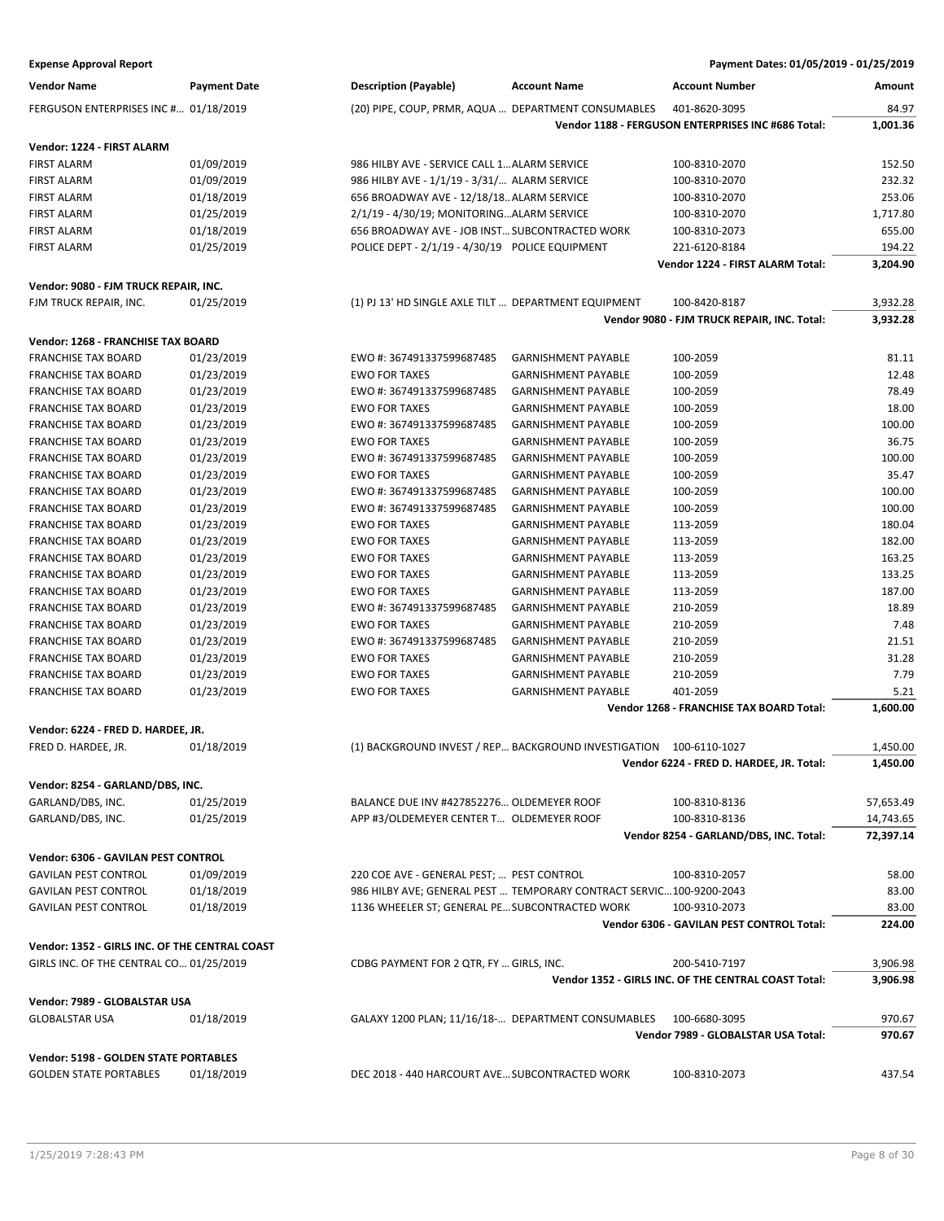**Expense Approval Report** — Payment Dates: 01/05/2019 - 01/25/2019

| Vendor Name | Payment Date | Description (Payable) | Account Name | Account Number | Amount |
|---|---|---|---|---|---|
| FERGUSON ENTERPRISES INC #... | 01/18/2019 | (20) PIPE, COUP, PRMR, AQUA ... | DEPARTMENT CONSUMABLES | 401-8620-3095 | 84.97 |
| | | | | **Vendor 1188 - FERGUSON ENTERPRISES INC #686 Total:** | **1,001.36** |
| **Vendor: 1224 - FIRST ALARM** | | | | | |
| FIRST ALARM | 01/09/2019 | 986 HILBY AVE - SERVICE CALL 1... | ALARM SERVICE | 100-8310-2070 | 152.50 |
| FIRST ALARM | 01/09/2019 | 986 HILBY AVE - 1/1/19 - 3/31/... | ALARM SERVICE | 100-8310-2070 | 232.32 |
| FIRST ALARM | 01/18/2019 | 656 BROADWAY AVE - 12/18/18... | ALARM SERVICE | 100-8310-2070 | 253.06 |
| FIRST ALARM | 01/25/2019 | 2/1/19 - 4/30/19; MONITORING... | ALARM SERVICE | 100-8310-2070 | 1,717.80 |
| FIRST ALARM | 01/18/2019 | 656 BROADWAY AVE - JOB INST... | SUBCONTRACTED WORK | 100-8310-2073 | 655.00 |
| FIRST ALARM | 01/25/2019 | POLICE DEPT - 2/1/19 - 4/30/19 | POLICE EQUIPMENT | 221-6120-8184 | 194.22 |
| | | | | **Vendor 1224 - FIRST ALARM Total:** | **3,204.90** |
| **Vendor: 9080 - FJM TRUCK REPAIR, INC.** | | | | | |
| FJM TRUCK REPAIR, INC. | 01/25/2019 | (1) PJ 13' HD SINGLE AXLE TILT ... | DEPARTMENT EQUIPMENT | 100-8420-8187 | 3,932.28 |
| | | | | **Vendor 9080 - FJM TRUCK REPAIR, INC. Total:** | **3,932.28** |
| **Vendor: 1268 - FRANCHISE TAX BOARD** | | | | | |
| FRANCHISE TAX BOARD | 01/23/2019 | EWO #: 367491337599687485 | GARNISHMENT PAYABLE | 100-2059 | 81.11 |
| FRANCHISE TAX BOARD | 01/23/2019 | EWO FOR TAXES | GARNISHMENT PAYABLE | 100-2059 | 12.48 |
| FRANCHISE TAX BOARD | 01/23/2019 | EWO #: 367491337599687485 | GARNISHMENT PAYABLE | 100-2059 | 78.49 |
| FRANCHISE TAX BOARD | 01/23/2019 | EWO FOR TAXES | GARNISHMENT PAYABLE | 100-2059 | 18.00 |
| FRANCHISE TAX BOARD | 01/23/2019 | EWO #: 367491337599687485 | GARNISHMENT PAYABLE | 100-2059 | 100.00 |
| FRANCHISE TAX BOARD | 01/23/2019 | EWO FOR TAXES | GARNISHMENT PAYABLE | 100-2059 | 36.75 |
| FRANCHISE TAX BOARD | 01/23/2019 | EWO #: 367491337599687485 | GARNISHMENT PAYABLE | 100-2059 | 100.00 |
| FRANCHISE TAX BOARD | 01/23/2019 | EWO FOR TAXES | GARNISHMENT PAYABLE | 100-2059 | 35.47 |
| FRANCHISE TAX BOARD | 01/23/2019 | EWO #: 367491337599687485 | GARNISHMENT PAYABLE | 100-2059 | 100.00 |
| FRANCHISE TAX BOARD | 01/23/2019 | EWO #: 367491337599687485 | GARNISHMENT PAYABLE | 100-2059 | 100.00 |
| FRANCHISE TAX BOARD | 01/23/2019 | EWO FOR TAXES | GARNISHMENT PAYABLE | 113-2059 | 180.04 |
| FRANCHISE TAX BOARD | 01/23/2019 | EWO FOR TAXES | GARNISHMENT PAYABLE | 113-2059 | 182.00 |
| FRANCHISE TAX BOARD | 01/23/2019 | EWO FOR TAXES | GARNISHMENT PAYABLE | 113-2059 | 163.25 |
| FRANCHISE TAX BOARD | 01/23/2019 | EWO FOR TAXES | GARNISHMENT PAYABLE | 113-2059 | 133.25 |
| FRANCHISE TAX BOARD | 01/23/2019 | EWO FOR TAXES | GARNISHMENT PAYABLE | 113-2059 | 187.00 |
| FRANCHISE TAX BOARD | 01/23/2019 | EWO #: 367491337599687485 | GARNISHMENT PAYABLE | 210-2059 | 18.89 |
| FRANCHISE TAX BOARD | 01/23/2019 | EWO FOR TAXES | GARNISHMENT PAYABLE | 210-2059 | 7.48 |
| FRANCHISE TAX BOARD | 01/23/2019 | EWO #: 367491337599687485 | GARNISHMENT PAYABLE | 210-2059 | 21.51 |
| FRANCHISE TAX BOARD | 01/23/2019 | EWO FOR TAXES | GARNISHMENT PAYABLE | 210-2059 | 31.28 |
| FRANCHISE TAX BOARD | 01/23/2019 | EWO FOR TAXES | GARNISHMENT PAYABLE | 210-2059 | 7.79 |
| FRANCHISE TAX BOARD | 01/23/2019 | EWO FOR TAXES | GARNISHMENT PAYABLE | 401-2059 | 5.21 |
| | | | | **Vendor 1268 - FRANCHISE TAX BOARD Total:** | **1,600.00** |
| **Vendor: 6224 - FRED D. HARDEE, JR.** | | | | | |
| FRED D. HARDEE, JR. | 01/18/2019 | (1) BACKGROUND INVEST / REP... | BACKGROUND INVESTIGATION | 100-6110-1027 | 1,450.00 |
| | | | | **Vendor 6224 - FRED D. HARDEE, JR. Total:** | **1,450.00** |
| **Vendor: 8254 - GARLAND/DBS, INC.** | | | | | |
| GARLAND/DBS, INC. | 01/25/2019 | BALANCE DUE INV #427852276... | OLDEMEYER ROOF | 100-8310-8136 | 57,653.49 |
| GARLAND/DBS, INC. | 01/25/2019 | APP #3/OLDEMEYER CENTER T... | OLDEMEYER ROOF | 100-8310-8136 | 14,743.65 |
| | | | | **Vendor 8254 - GARLAND/DBS, INC. Total:** | **72,397.14** |
| **Vendor: 6306 - GAVILAN PEST CONTROL** | | | | | |
| GAVILAN PEST CONTROL | 01/09/2019 | 220 COE AVE - GENERAL PEST; ... | PEST CONTROL | 100-8310-2057 | 58.00 |
| GAVILAN PEST CONTROL | 01/18/2019 | 986 HILBY AVE; GENERAL PEST ... | TEMPORARY CONTRACT SERVIC... | 100-9200-2043 | 83.00 |
| GAVILAN PEST CONTROL | 01/18/2019 | 1136 WHEELER ST; GENERAL PE... | SUBCONTRACTED WORK | 100-9310-2073 | 83.00 |
| | | | | **Vendor 6306 - GAVILAN PEST CONTROL Total:** | **224.00** |
| **Vendor: 1352 - GIRLS INC. OF THE CENTRAL COAST** | | | | | |
| GIRLS INC. OF THE CENTRAL CO... | 01/25/2019 | CDBG PAYMENT FOR 2 QTR, FY ... | GIRLS, INC. | 200-5410-7197 | 3,906.98 |
| | | | | **Vendor 1352 - GIRLS INC. OF THE CENTRAL COAST Total:** | **3,906.98** |
| **Vendor: 7989 - GLOBALSTAR USA** | | | | | |
| GLOBALSTAR USA | 01/18/2019 | GALAXY 1200 PLAN; 11/16/18-... | DEPARTMENT CONSUMABLES | 100-6680-3095 | 970.67 |
| | | | | **Vendor 7989 - GLOBALSTAR USA Total:** | **970.67** |
| **Vendor: 5198 - GOLDEN STATE PORTABLES** | | | | | |
| GOLDEN STATE PORTABLES | 01/18/2019 | DEC 2018 - 440 HARCOURT AVE... | SUBCONTRACTED WORK | 100-8310-2073 | 437.54 |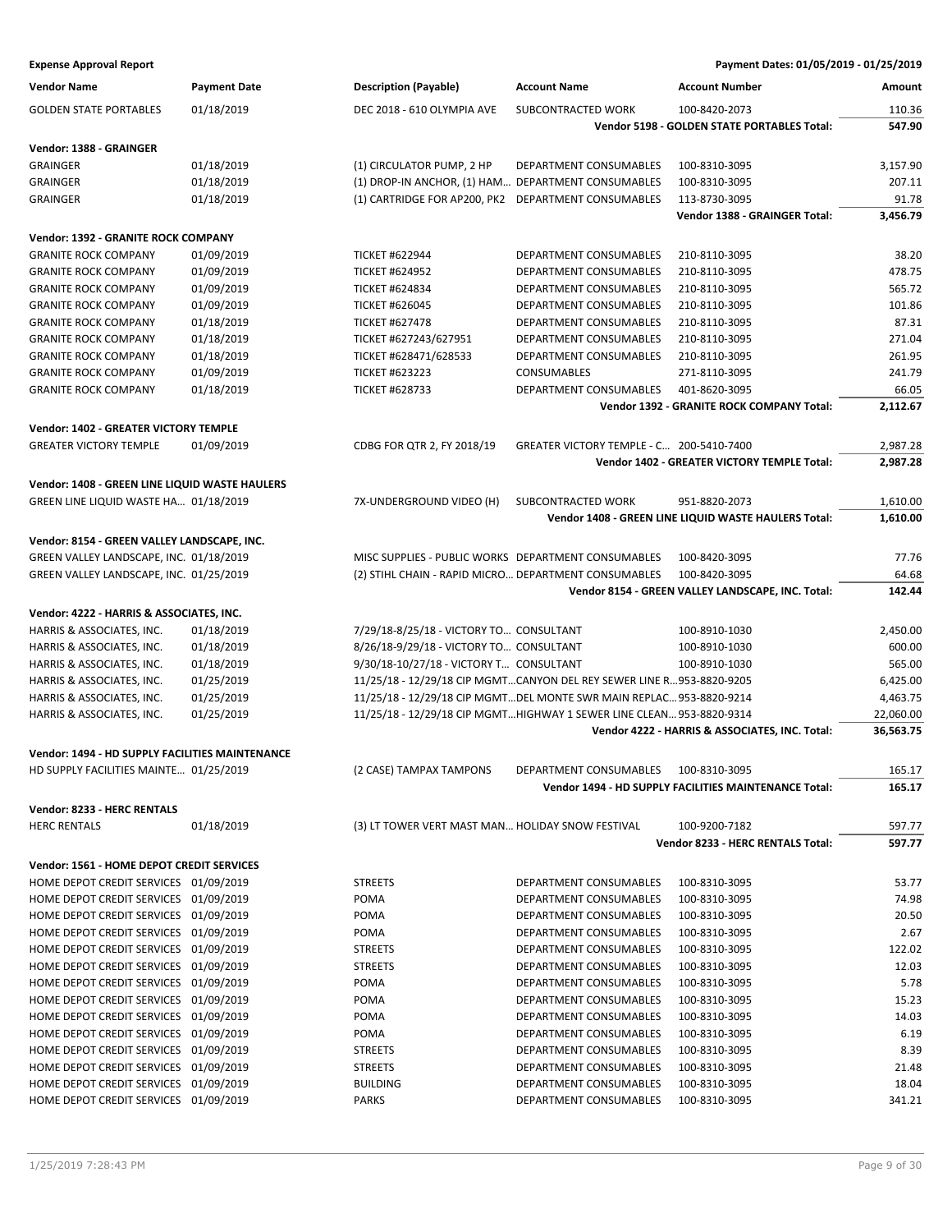**Expense Approval Report** — Payment Dates: 01/05/2019 - 01/25/2019

| Vendor Name | Payment Date | Description (Payable) | Account Name | Account Number | Amount |
|---|---|---|---|---|---|
| GOLDEN STATE PORTABLES | 01/18/2019 | DEC 2018 - 610 OLYMPIA AVE | SUBCONTRACTED WORK | 100-8420-2073 | 110.36 |
| | | | | **Vendor 5198 - GOLDEN STATE PORTABLES Total:** | **547.90** |
| **Vendor: 1388 - GRAINGER** | | | | | |
| GRAINGER | 01/18/2019 | (1) CIRCULATOR PUMP, 2 HP | DEPARTMENT CONSUMABLES | 100-8310-3095 | 3,157.90 |
| GRAINGER | 01/18/2019 | (1) DROP-IN ANCHOR, (1) HAM… | DEPARTMENT CONSUMABLES | 100-8310-3095 | 207.11 |
| GRAINGER | 01/18/2019 | (1) CARTRIDGE FOR AP200, PK2 | DEPARTMENT CONSUMABLES | 113-8730-3095 | 91.78 |
| | | | | **Vendor 1388 - GRAINGER Total:** | **3,456.79** |
| **Vendor: 1392 - GRANITE ROCK COMPANY** | | | | | |
| GRANITE ROCK COMPANY | 01/09/2019 | TICKET #622944 | DEPARTMENT CONSUMABLES | 210-8110-3095 | 38.20 |
| GRANITE ROCK COMPANY | 01/09/2019 | TICKET #624952 | DEPARTMENT CONSUMABLES | 210-8110-3095 | 478.75 |
| GRANITE ROCK COMPANY | 01/09/2019 | TICKET #624834 | DEPARTMENT CONSUMABLES | 210-8110-3095 | 565.72 |
| GRANITE ROCK COMPANY | 01/09/2019 | TICKET #626045 | DEPARTMENT CONSUMABLES | 210-8110-3095 | 101.86 |
| GRANITE ROCK COMPANY | 01/18/2019 | TICKET #627478 | DEPARTMENT CONSUMABLES | 210-8110-3095 | 87.31 |
| GRANITE ROCK COMPANY | 01/18/2019 | TICKET #627243/627951 | DEPARTMENT CONSUMABLES | 210-8110-3095 | 271.04 |
| GRANITE ROCK COMPANY | 01/18/2019 | TICKET #628471/628533 | DEPARTMENT CONSUMABLES | 210-8110-3095 | 261.95 |
| GRANITE ROCK COMPANY | 01/09/2019 | TICKET #623223 | CONSUMABLES | 271-8110-3095 | 241.79 |
| GRANITE ROCK COMPANY | 01/18/2019 | TICKET #628733 | DEPARTMENT CONSUMABLES | 401-8620-3095 | 66.05 |
| | | | | **Vendor 1392 - GRANITE ROCK COMPANY Total:** | **2,112.67** |
| **Vendor: 1402 - GREATER VICTORY TEMPLE** | | | | | |
| GREATER VICTORY TEMPLE | 01/09/2019 | CDBG FOR QTR 2, FY 2018/19 | GREATER VICTORY TEMPLE - C… | 200-5410-7400 | 2,987.28 |
| | | | | **Vendor 1402 - GREATER VICTORY TEMPLE Total:** | **2,987.28** |
| **Vendor: 1408 - GREEN LINE LIQUID WASTE HAULERS** | | | | | |
| GREEN LINE LIQUID WASTE HA… | 01/18/2019 | 7X-UNDERGROUND VIDEO (H) | SUBCONTRACTED WORK | 951-8820-2073 | 1,610.00 |
| | | | | **Vendor 1408 - GREEN LINE LIQUID WASTE HAULERS Total:** | **1,610.00** |
| **Vendor: 8154 - GREEN VALLEY LANDSCAPE, INC.** | | | | | |
| GREEN VALLEY LANDSCAPE, INC. | 01/18/2019 | MISC SUPPLIES - PUBLIC WORKS | DEPARTMENT CONSUMABLES | 100-8420-3095 | 77.76 |
| GREEN VALLEY LANDSCAPE, INC. | 01/25/2019 | (2) STIHL CHAIN - RAPID MICRO… | DEPARTMENT CONSUMABLES | 100-8420-3095 | 64.68 |
| | | | | **Vendor 8154 - GREEN VALLEY LANDSCAPE, INC. Total:** | **142.44** |
| **Vendor: 4222 - HARRIS & ASSOCIATES, INC.** | | | | | |
| HARRIS & ASSOCIATES, INC. | 01/18/2019 | 7/29/18-8/25/18 - VICTORY TO… | CONSULTANT | 100-8910-1030 | 2,450.00 |
| HARRIS & ASSOCIATES, INC. | 01/18/2019 | 8/26/18-9/29/18 - VICTORY TO… | CONSULTANT | 100-8910-1030 | 600.00 |
| HARRIS & ASSOCIATES, INC. | 01/18/2019 | 9/30/18-10/27/18 - VICTORY T… | CONSULTANT | 100-8910-1030 | 565.00 |
| HARRIS & ASSOCIATES, INC. | 01/25/2019 | 11/25/18 - 12/29/18 CIP MGMT… | CANYON DEL REY SEWER LINE R… | 953-8820-9205 | 6,425.00 |
| HARRIS & ASSOCIATES, INC. | 01/25/2019 | 11/25/18 - 12/29/18 CIP MGMT… | DEL MONTE SWR MAIN REPLAC… | 953-8820-9214 | 4,463.75 |
| HARRIS & ASSOCIATES, INC. | 01/25/2019 | 11/25/18 - 12/29/18 CIP MGMT… | HIGHWAY 1 SEWER LINE CLEAN… | 953-8820-9314 | 22,060.00 |
| | | | | **Vendor 4222 - HARRIS & ASSOCIATES, INC. Total:** | **36,563.75** |
| **Vendor: 1494 - HD SUPPLY FACILITIES MAINTENANCE** | | | | | |
| HD SUPPLY FACILITIES MAINTE… | 01/25/2019 | (2 CASE) TAMPAX TAMPONS | DEPARTMENT CONSUMABLES | 100-8310-3095 | 165.17 |
| | | | | **Vendor 1494 - HD SUPPLY FACILITIES MAINTENANCE Total:** | **165.17** |
| **Vendor: 8233 - HERC RENTALS** | | | | | |
| HERC RENTALS | 01/18/2019 | (3) LT TOWER VERT MAST MAN… | HOLIDAY SNOW FESTIVAL | 100-9200-7182 | 597.77 |
| | | | | **Vendor 8233 - HERC RENTALS Total:** | **597.77** |
| **Vendor: 1561 - HOME DEPOT CREDIT SERVICES** | | | | | |
| HOME DEPOT CREDIT SERVICES | 01/09/2019 | STREETS | DEPARTMENT CONSUMABLES | 100-8310-3095 | 53.77 |
| HOME DEPOT CREDIT SERVICES | 01/09/2019 | POMA | DEPARTMENT CONSUMABLES | 100-8310-3095 | 74.98 |
| HOME DEPOT CREDIT SERVICES | 01/09/2019 | POMA | DEPARTMENT CONSUMABLES | 100-8310-3095 | 20.50 |
| HOME DEPOT CREDIT SERVICES | 01/09/2019 | POMA | DEPARTMENT CONSUMABLES | 100-8310-3095 | 2.67 |
| HOME DEPOT CREDIT SERVICES | 01/09/2019 | STREETS | DEPARTMENT CONSUMABLES | 100-8310-3095 | 122.02 |
| HOME DEPOT CREDIT SERVICES | 01/09/2019 | STREETS | DEPARTMENT CONSUMABLES | 100-8310-3095 | 12.03 |
| HOME DEPOT CREDIT SERVICES | 01/09/2019 | POMA | DEPARTMENT CONSUMABLES | 100-8310-3095 | 5.78 |
| HOME DEPOT CREDIT SERVICES | 01/09/2019 | POMA | DEPARTMENT CONSUMABLES | 100-8310-3095 | 15.23 |
| HOME DEPOT CREDIT SERVICES | 01/09/2019 | POMA | DEPARTMENT CONSUMABLES | 100-8310-3095 | 14.03 |
| HOME DEPOT CREDIT SERVICES | 01/09/2019 | POMA | DEPARTMENT CONSUMABLES | 100-8310-3095 | 6.19 |
| HOME DEPOT CREDIT SERVICES | 01/09/2019 | STREETS | DEPARTMENT CONSUMABLES | 100-8310-3095 | 8.39 |
| HOME DEPOT CREDIT SERVICES | 01/09/2019 | STREETS | DEPARTMENT CONSUMABLES | 100-8310-3095 | 21.48 |
| HOME DEPOT CREDIT SERVICES | 01/09/2019 | BUILDING | DEPARTMENT CONSUMABLES | 100-8310-3095 | 18.04 |
| HOME DEPOT CREDIT SERVICES | 01/09/2019 | PARKS | DEPARTMENT CONSUMABLES | 100-8310-3095 | 341.21 |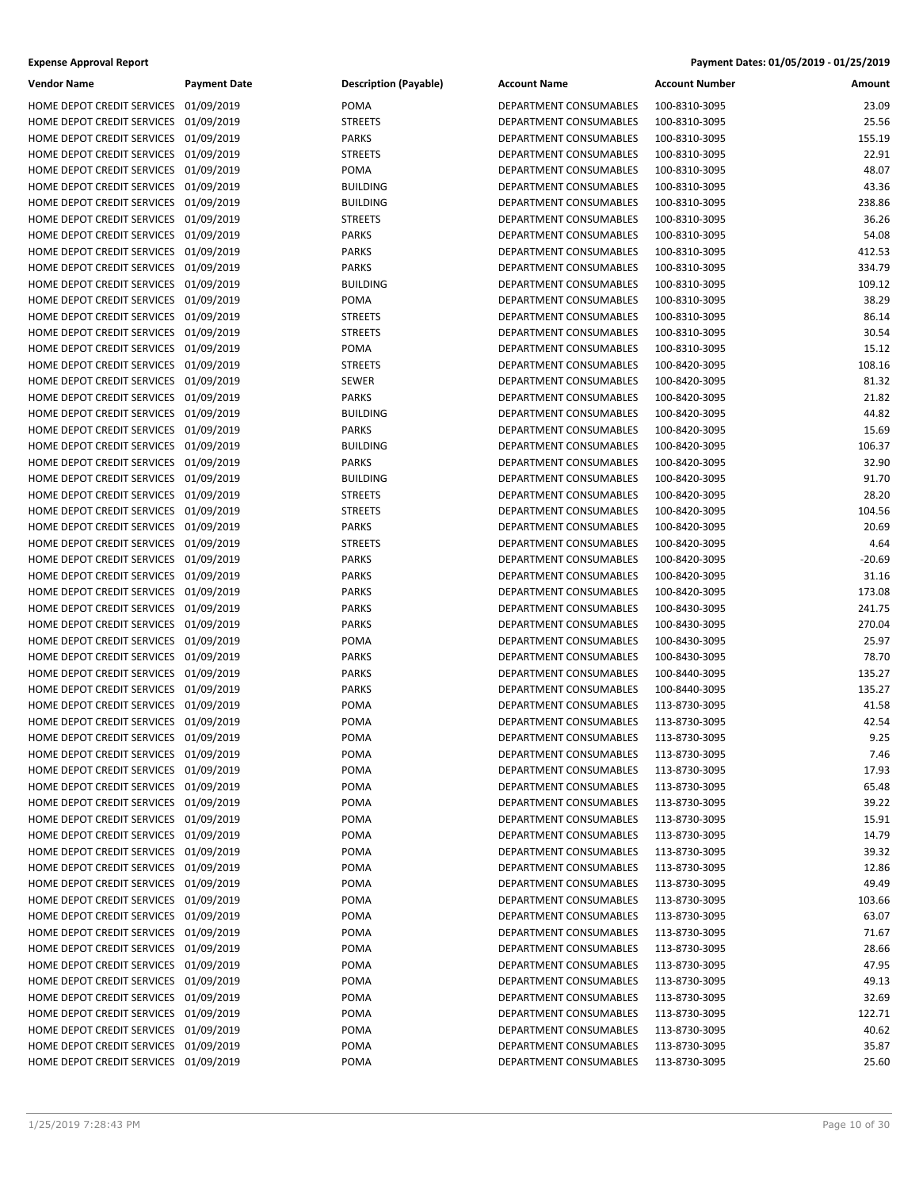**Expense Approval Report** Payment Dates: 01/05/2019 - 01/25/2019

| Vendor Name | Payment Date | Description (Payable) | Account Name | Account Number | Amount |
|---|---|---|---|---|---|
| HOME DEPOT CREDIT SERVICES | 01/09/2019 | POMA | DEPARTMENT CONSUMABLES | 100-8310-3095 | 23.09 |
| HOME DEPOT CREDIT SERVICES | 01/09/2019 | STREETS | DEPARTMENT CONSUMABLES | 100-8310-3095 | 25.56 |
| HOME DEPOT CREDIT SERVICES | 01/09/2019 | PARKS | DEPARTMENT CONSUMABLES | 100-8310-3095 | 155.19 |
| HOME DEPOT CREDIT SERVICES | 01/09/2019 | STREETS | DEPARTMENT CONSUMABLES | 100-8310-3095 | 22.91 |
| HOME DEPOT CREDIT SERVICES | 01/09/2019 | POMA | DEPARTMENT CONSUMABLES | 100-8310-3095 | 48.07 |
| HOME DEPOT CREDIT SERVICES | 01/09/2019 | BUILDING | DEPARTMENT CONSUMABLES | 100-8310-3095 | 43.36 |
| HOME DEPOT CREDIT SERVICES | 01/09/2019 | BUILDING | DEPARTMENT CONSUMABLES | 100-8310-3095 | 238.86 |
| HOME DEPOT CREDIT SERVICES | 01/09/2019 | STREETS | DEPARTMENT CONSUMABLES | 100-8310-3095 | 36.26 |
| HOME DEPOT CREDIT SERVICES | 01/09/2019 | PARKS | DEPARTMENT CONSUMABLES | 100-8310-3095 | 54.08 |
| HOME DEPOT CREDIT SERVICES | 01/09/2019 | PARKS | DEPARTMENT CONSUMABLES | 100-8310-3095 | 412.53 |
| HOME DEPOT CREDIT SERVICES | 01/09/2019 | PARKS | DEPARTMENT CONSUMABLES | 100-8310-3095 | 334.79 |
| HOME DEPOT CREDIT SERVICES | 01/09/2019 | BUILDING | DEPARTMENT CONSUMABLES | 100-8310-3095 | 109.12 |
| HOME DEPOT CREDIT SERVICES | 01/09/2019 | POMA | DEPARTMENT CONSUMABLES | 100-8310-3095 | 38.29 |
| HOME DEPOT CREDIT SERVICES | 01/09/2019 | STREETS | DEPARTMENT CONSUMABLES | 100-8310-3095 | 86.14 |
| HOME DEPOT CREDIT SERVICES | 01/09/2019 | STREETS | DEPARTMENT CONSUMABLES | 100-8310-3095 | 30.54 |
| HOME DEPOT CREDIT SERVICES | 01/09/2019 | POMA | DEPARTMENT CONSUMABLES | 100-8310-3095 | 15.12 |
| HOME DEPOT CREDIT SERVICES | 01/09/2019 | STREETS | DEPARTMENT CONSUMABLES | 100-8420-3095 | 108.16 |
| HOME DEPOT CREDIT SERVICES | 01/09/2019 | SEWER | DEPARTMENT CONSUMABLES | 100-8420-3095 | 81.32 |
| HOME DEPOT CREDIT SERVICES | 01/09/2019 | PARKS | DEPARTMENT CONSUMABLES | 100-8420-3095 | 21.82 |
| HOME DEPOT CREDIT SERVICES | 01/09/2019 | BUILDING | DEPARTMENT CONSUMABLES | 100-8420-3095 | 44.82 |
| HOME DEPOT CREDIT SERVICES | 01/09/2019 | PARKS | DEPARTMENT CONSUMABLES | 100-8420-3095 | 15.69 |
| HOME DEPOT CREDIT SERVICES | 01/09/2019 | BUILDING | DEPARTMENT CONSUMABLES | 100-8420-3095 | 106.37 |
| HOME DEPOT CREDIT SERVICES | 01/09/2019 | PARKS | DEPARTMENT CONSUMABLES | 100-8420-3095 | 32.90 |
| HOME DEPOT CREDIT SERVICES | 01/09/2019 | BUILDING | DEPARTMENT CONSUMABLES | 100-8420-3095 | 91.70 |
| HOME DEPOT CREDIT SERVICES | 01/09/2019 | STREETS | DEPARTMENT CONSUMABLES | 100-8420-3095 | 28.20 |
| HOME DEPOT CREDIT SERVICES | 01/09/2019 | STREETS | DEPARTMENT CONSUMABLES | 100-8420-3095 | 104.56 |
| HOME DEPOT CREDIT SERVICES | 01/09/2019 | PARKS | DEPARTMENT CONSUMABLES | 100-8420-3095 | 20.69 |
| HOME DEPOT CREDIT SERVICES | 01/09/2019 | STREETS | DEPARTMENT CONSUMABLES | 100-8420-3095 | 4.64 |
| HOME DEPOT CREDIT SERVICES | 01/09/2019 | PARKS | DEPARTMENT CONSUMABLES | 100-8420-3095 | -20.69 |
| HOME DEPOT CREDIT SERVICES | 01/09/2019 | PARKS | DEPARTMENT CONSUMABLES | 100-8420-3095 | 31.16 |
| HOME DEPOT CREDIT SERVICES | 01/09/2019 | PARKS | DEPARTMENT CONSUMABLES | 100-8420-3095 | 173.08 |
| HOME DEPOT CREDIT SERVICES | 01/09/2019 | PARKS | DEPARTMENT CONSUMABLES | 100-8430-3095 | 241.75 |
| HOME DEPOT CREDIT SERVICES | 01/09/2019 | PARKS | DEPARTMENT CONSUMABLES | 100-8430-3095 | 270.04 |
| HOME DEPOT CREDIT SERVICES | 01/09/2019 | POMA | DEPARTMENT CONSUMABLES | 100-8430-3095 | 25.97 |
| HOME DEPOT CREDIT SERVICES | 01/09/2019 | PARKS | DEPARTMENT CONSUMABLES | 100-8430-3095 | 78.70 |
| HOME DEPOT CREDIT SERVICES | 01/09/2019 | PARKS | DEPARTMENT CONSUMABLES | 100-8440-3095 | 135.27 |
| HOME DEPOT CREDIT SERVICES | 01/09/2019 | PARKS | DEPARTMENT CONSUMABLES | 100-8440-3095 | 135.27 |
| HOME DEPOT CREDIT SERVICES | 01/09/2019 | POMA | DEPARTMENT CONSUMABLES | 113-8730-3095 | 41.58 |
| HOME DEPOT CREDIT SERVICES | 01/09/2019 | POMA | DEPARTMENT CONSUMABLES | 113-8730-3095 | 42.54 |
| HOME DEPOT CREDIT SERVICES | 01/09/2019 | POMA | DEPARTMENT CONSUMABLES | 113-8730-3095 | 9.25 |
| HOME DEPOT CREDIT SERVICES | 01/09/2019 | POMA | DEPARTMENT CONSUMABLES | 113-8730-3095 | 7.46 |
| HOME DEPOT CREDIT SERVICES | 01/09/2019 | POMA | DEPARTMENT CONSUMABLES | 113-8730-3095 | 17.93 |
| HOME DEPOT CREDIT SERVICES | 01/09/2019 | POMA | DEPARTMENT CONSUMABLES | 113-8730-3095 | 65.48 |
| HOME DEPOT CREDIT SERVICES | 01/09/2019 | POMA | DEPARTMENT CONSUMABLES | 113-8730-3095 | 39.22 |
| HOME DEPOT CREDIT SERVICES | 01/09/2019 | POMA | DEPARTMENT CONSUMABLES | 113-8730-3095 | 15.91 |
| HOME DEPOT CREDIT SERVICES | 01/09/2019 | POMA | DEPARTMENT CONSUMABLES | 113-8730-3095 | 14.79 |
| HOME DEPOT CREDIT SERVICES | 01/09/2019 | POMA | DEPARTMENT CONSUMABLES | 113-8730-3095 | 39.32 |
| HOME DEPOT CREDIT SERVICES | 01/09/2019 | POMA | DEPARTMENT CONSUMABLES | 113-8730-3095 | 12.86 |
| HOME DEPOT CREDIT SERVICES | 01/09/2019 | POMA | DEPARTMENT CONSUMABLES | 113-8730-3095 | 49.49 |
| HOME DEPOT CREDIT SERVICES | 01/09/2019 | POMA | DEPARTMENT CONSUMABLES | 113-8730-3095 | 103.66 |
| HOME DEPOT CREDIT SERVICES | 01/09/2019 | POMA | DEPARTMENT CONSUMABLES | 113-8730-3095 | 63.07 |
| HOME DEPOT CREDIT SERVICES | 01/09/2019 | POMA | DEPARTMENT CONSUMABLES | 113-8730-3095 | 71.67 |
| HOME DEPOT CREDIT SERVICES | 01/09/2019 | POMA | DEPARTMENT CONSUMABLES | 113-8730-3095 | 28.66 |
| HOME DEPOT CREDIT SERVICES | 01/09/2019 | POMA | DEPARTMENT CONSUMABLES | 113-8730-3095 | 47.95 |
| HOME DEPOT CREDIT SERVICES | 01/09/2019 | POMA | DEPARTMENT CONSUMABLES | 113-8730-3095 | 49.13 |
| HOME DEPOT CREDIT SERVICES | 01/09/2019 | POMA | DEPARTMENT CONSUMABLES | 113-8730-3095 | 32.69 |
| HOME DEPOT CREDIT SERVICES | 01/09/2019 | POMA | DEPARTMENT CONSUMABLES | 113-8730-3095 | 122.71 |
| HOME DEPOT CREDIT SERVICES | 01/09/2019 | POMA | DEPARTMENT CONSUMABLES | 113-8730-3095 | 40.62 |
| HOME DEPOT CREDIT SERVICES | 01/09/2019 | POMA | DEPARTMENT CONSUMABLES | 113-8730-3095 | 35.87 |
| HOME DEPOT CREDIT SERVICES | 01/09/2019 | POMA | DEPARTMENT CONSUMABLES | 113-8730-3095 | 25.60 |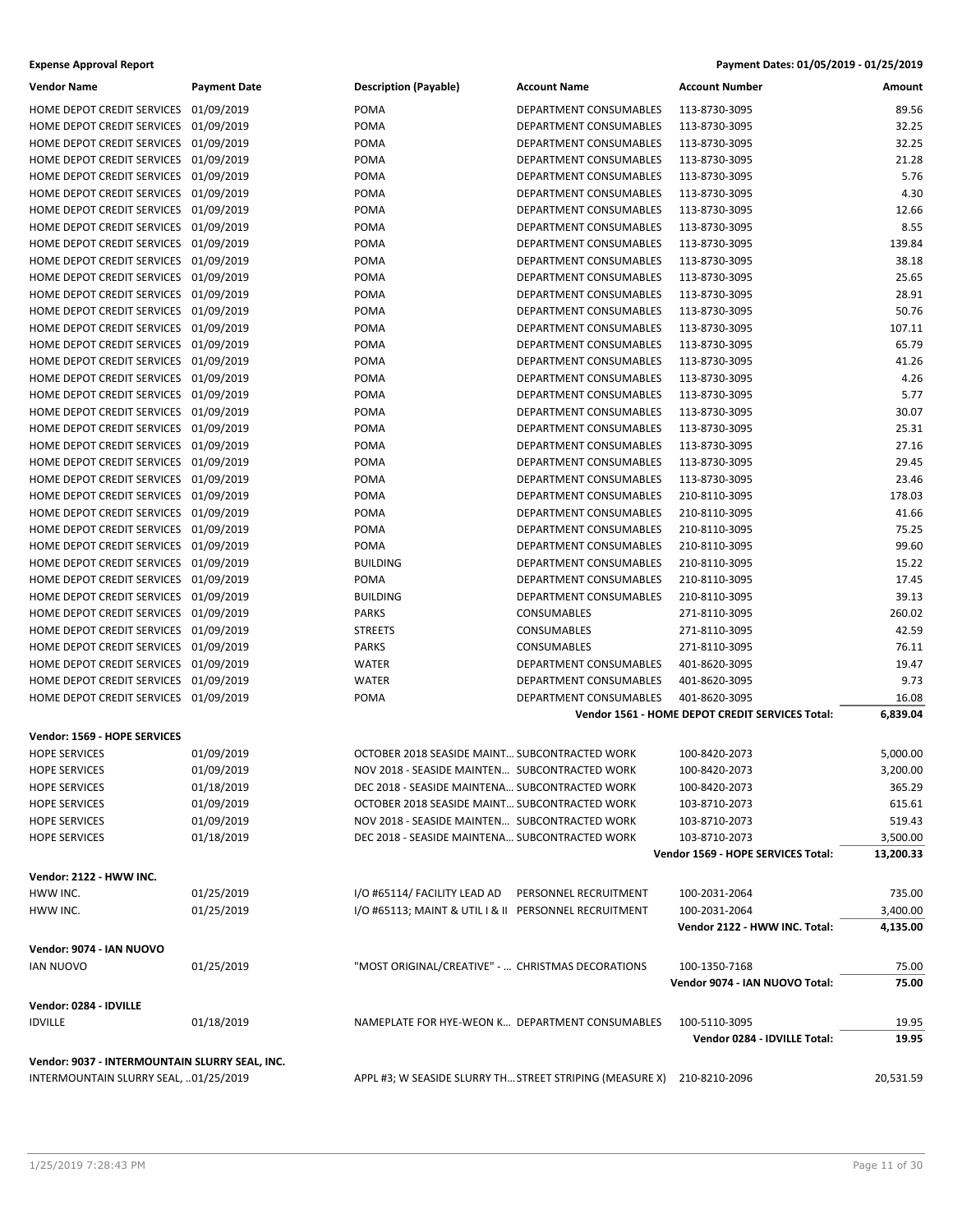**Expense Approval Report** | **Payment Dates: 01/05/2019 - 01/25/2019**

| Vendor Name | Payment Date | Description (Payable) | Account Name | Account Number | Amount |
|---|---|---|---|---|---|
| HOME DEPOT CREDIT SERVICES | 01/09/2019 | POMA | DEPARTMENT CONSUMABLES | 113-8730-3095 | 89.56 |
| HOME DEPOT CREDIT SERVICES | 01/09/2019 | POMA | DEPARTMENT CONSUMABLES | 113-8730-3095 | 32.25 |
| HOME DEPOT CREDIT SERVICES | 01/09/2019 | POMA | DEPARTMENT CONSUMABLES | 113-8730-3095 | 32.25 |
| HOME DEPOT CREDIT SERVICES | 01/09/2019 | POMA | DEPARTMENT CONSUMABLES | 113-8730-3095 | 21.28 |
| HOME DEPOT CREDIT SERVICES | 01/09/2019 | POMA | DEPARTMENT CONSUMABLES | 113-8730-3095 | 5.76 |
| HOME DEPOT CREDIT SERVICES | 01/09/2019 | POMA | DEPARTMENT CONSUMABLES | 113-8730-3095 | 4.30 |
| HOME DEPOT CREDIT SERVICES | 01/09/2019 | POMA | DEPARTMENT CONSUMABLES | 113-8730-3095 | 12.66 |
| HOME DEPOT CREDIT SERVICES | 01/09/2019 | POMA | DEPARTMENT CONSUMABLES | 113-8730-3095 | 8.55 |
| HOME DEPOT CREDIT SERVICES | 01/09/2019 | POMA | DEPARTMENT CONSUMABLES | 113-8730-3095 | 139.84 |
| HOME DEPOT CREDIT SERVICES | 01/09/2019 | POMA | DEPARTMENT CONSUMABLES | 113-8730-3095 | 38.18 |
| HOME DEPOT CREDIT SERVICES | 01/09/2019 | POMA | DEPARTMENT CONSUMABLES | 113-8730-3095 | 25.65 |
| HOME DEPOT CREDIT SERVICES | 01/09/2019 | POMA | DEPARTMENT CONSUMABLES | 113-8730-3095 | 28.91 |
| HOME DEPOT CREDIT SERVICES | 01/09/2019 | POMA | DEPARTMENT CONSUMABLES | 113-8730-3095 | 50.76 |
| HOME DEPOT CREDIT SERVICES | 01/09/2019 | POMA | DEPARTMENT CONSUMABLES | 113-8730-3095 | 107.11 |
| HOME DEPOT CREDIT SERVICES | 01/09/2019 | POMA | DEPARTMENT CONSUMABLES | 113-8730-3095 | 65.79 |
| HOME DEPOT CREDIT SERVICES | 01/09/2019 | POMA | DEPARTMENT CONSUMABLES | 113-8730-3095 | 41.26 |
| HOME DEPOT CREDIT SERVICES | 01/09/2019 | POMA | DEPARTMENT CONSUMABLES | 113-8730-3095 | 4.26 |
| HOME DEPOT CREDIT SERVICES | 01/09/2019 | POMA | DEPARTMENT CONSUMABLES | 113-8730-3095 | 5.77 |
| HOME DEPOT CREDIT SERVICES | 01/09/2019 | POMA | DEPARTMENT CONSUMABLES | 113-8730-3095 | 30.07 |
| HOME DEPOT CREDIT SERVICES | 01/09/2019 | POMA | DEPARTMENT CONSUMABLES | 113-8730-3095 | 25.31 |
| HOME DEPOT CREDIT SERVICES | 01/09/2019 | POMA | DEPARTMENT CONSUMABLES | 113-8730-3095 | 27.16 |
| HOME DEPOT CREDIT SERVICES | 01/09/2019 | POMA | DEPARTMENT CONSUMABLES | 113-8730-3095 | 29.45 |
| HOME DEPOT CREDIT SERVICES | 01/09/2019 | POMA | DEPARTMENT CONSUMABLES | 113-8730-3095 | 23.46 |
| HOME DEPOT CREDIT SERVICES | 01/09/2019 | POMA | DEPARTMENT CONSUMABLES | 210-8110-3095 | 178.03 |
| HOME DEPOT CREDIT SERVICES | 01/09/2019 | POMA | DEPARTMENT CONSUMABLES | 210-8110-3095 | 41.66 |
| HOME DEPOT CREDIT SERVICES | 01/09/2019 | POMA | DEPARTMENT CONSUMABLES | 210-8110-3095 | 75.25 |
| HOME DEPOT CREDIT SERVICES | 01/09/2019 | POMA | DEPARTMENT CONSUMABLES | 210-8110-3095 | 99.60 |
| HOME DEPOT CREDIT SERVICES | 01/09/2019 | BUILDING | DEPARTMENT CONSUMABLES | 210-8110-3095 | 15.22 |
| HOME DEPOT CREDIT SERVICES | 01/09/2019 | POMA | DEPARTMENT CONSUMABLES | 210-8110-3095 | 17.45 |
| HOME DEPOT CREDIT SERVICES | 01/09/2019 | BUILDING | DEPARTMENT CONSUMABLES | 210-8110-3095 | 39.13 |
| HOME DEPOT CREDIT SERVICES | 01/09/2019 | PARKS | CONSUMABLES | 271-8110-3095 | 260.02 |
| HOME DEPOT CREDIT SERVICES | 01/09/2019 | STREETS | CONSUMABLES | 271-8110-3095 | 42.59 |
| HOME DEPOT CREDIT SERVICES | 01/09/2019 | PARKS | CONSUMABLES | 271-8110-3095 | 76.11 |
| HOME DEPOT CREDIT SERVICES | 01/09/2019 | WATER | DEPARTMENT CONSUMABLES | 401-8620-3095 | 19.47 |
| HOME DEPOT CREDIT SERVICES | 01/09/2019 | WATER | DEPARTMENT CONSUMABLES | 401-8620-3095 | 9.73 |
| HOME DEPOT CREDIT SERVICES | 01/09/2019 | POMA | DEPARTMENT CONSUMABLES | 401-8620-3095 | 16.08 |
| | | | | **Vendor 1561 - HOME DEPOT CREDIT SERVICES Total:** | **6,839.04** |
| **Vendor: 1569 - HOPE SERVICES** | | | | | |
| HOPE SERVICES | 01/09/2019 | OCTOBER 2018 SEASIDE MAINT… | SUBCONTRACTED WORK | 100-8420-2073 | 5,000.00 |
| HOPE SERVICES | 01/09/2019 | NOV 2018 - SEASIDE MAINTEN… | SUBCONTRACTED WORK | 100-8420-2073 | 3,200.00 |
| HOPE SERVICES | 01/18/2019 | DEC 2018 - SEASIDE MAINTENA… | SUBCONTRACTED WORK | 100-8420-2073 | 365.29 |
| HOPE SERVICES | 01/09/2019 | OCTOBER 2018 SEASIDE MAINT… | SUBCONTRACTED WORK | 103-8710-2073 | 615.61 |
| HOPE SERVICES | 01/09/2019 | NOV 2018 - SEASIDE MAINTEN… | SUBCONTRACTED WORK | 103-8710-2073 | 519.43 |
| HOPE SERVICES | 01/18/2019 | DEC 2018 - SEASIDE MAINTENA… | SUBCONTRACTED WORK | 103-8710-2073 | 3,500.00 |
| | | | | **Vendor 1569 - HOPE SERVICES Total:** | **13,200.33** |
| **Vendor: 2122 - HWW INC.** | | | | | |
| HWW INC. | 01/25/2019 | I/O #65114/ FACILITY LEAD AD | PERSONNEL RECRUITMENT | 100-2031-2064 | 735.00 |
| HWW INC. | 01/25/2019 | I/O #65113; MAINT & UTIL I & II | PERSONNEL RECRUITMENT | 100-2031-2064 | 3,400.00 |
| | | | | **Vendor 2122 - HWW INC. Total:** | **4,135.00** |
| **Vendor: 9074 - IAN NUOVO** | | | | | |
| IAN NUOVO | 01/25/2019 | "MOST ORIGINAL/CREATIVE" - … | CHRISTMAS DECORATIONS | 100-1350-7168 | 75.00 |
| | | | | **Vendor 9074 - IAN NUOVO Total:** | **75.00** |
| **Vendor: 0284 - IDVILLE** | | | | | |
| IDVILLE | 01/18/2019 | NAMEPLATE FOR HYE-WEON K… | DEPARTMENT CONSUMABLES | 100-5110-3095 | 19.95 |
| | | | | **Vendor 0284 - IDVILLE Total:** | **19.95** |
| **Vendor: 9037 - INTERMOUNTAIN SLURRY SEAL, INC.** | | | | | |
| INTERMOUNTAIN SLURRY SEAL, … | 01/25/2019 | APPL #3; W SEASIDE SLURRY TH… | STREET STRIPING (MEASURE X) | 210-8210-2096 | 20,531.59 |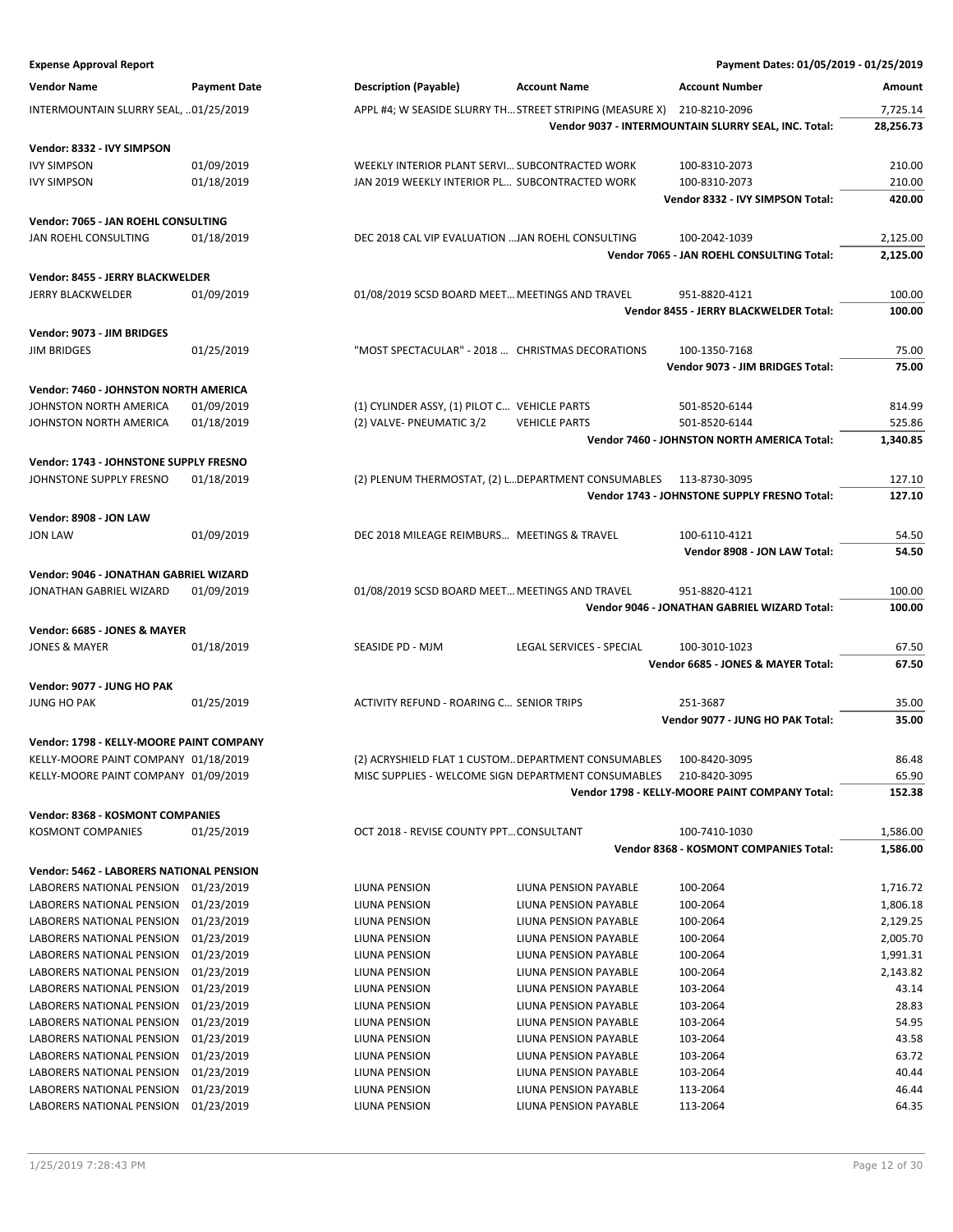**Expense Approval Report** — Payment Dates: 01/05/2019 - 01/25/2019

| Vendor Name | Payment Date | Description (Payable) | Account Name | Account Number | Amount |
|---|---|---|---|---|---|
| INTERMOUNTAIN SLURRY SEAL, ... | 01/25/2019 | APPL #4; W SEASIDE SLURRY TH... | STREET STRIPING (MEASURE X) | 210-8210-2096 | 7,725.14 |
| | | | | **Vendor 9037 - INTERMOUNTAIN SLURRY SEAL, INC. Total:** | **28,256.73** |
| **Vendor: 8332 - IVY SIMPSON** | | | | | |
| IVY SIMPSON | 01/09/2019 | WEEKLY INTERIOR PLANT SERVI... | SUBCONTRACTED WORK | 100-8310-2073 | 210.00 |
| IVY SIMPSON | 01/18/2019 | JAN 2019 WEEKLY INTERIOR PL... | SUBCONTRACTED WORK | 100-8310-2073 | 210.00 |
| | | | | **Vendor 8332 - IVY SIMPSON Total:** | **420.00** |
| **Vendor: 7065 - JAN ROEHL CONSULTING** | | | | | |
| JAN ROEHL CONSULTING | 01/18/2019 | DEC 2018 CAL VIP EVALUATION ... | JAN ROEHL CONSULTING | 100-2042-1039 | 2,125.00 |
| | | | | **Vendor 7065 - JAN ROEHL CONSULTING Total:** | **2,125.00** |
| **Vendor: 8455 - JERRY BLACKWELDER** | | | | | |
| JERRY BLACKWELDER | 01/09/2019 | 01/08/2019 SCSD BOARD MEET... | MEETINGS AND TRAVEL | 951-8820-4121 | 100.00 |
| | | | | **Vendor 8455 - JERRY BLACKWELDER Total:** | **100.00** |
| **Vendor: 9073 - JIM BRIDGES** | | | | | |
| JIM BRIDGES | 01/25/2019 | "MOST SPECTACULAR" - 2018 ... | CHRISTMAS DECORATIONS | 100-1350-7168 | 75.00 |
| | | | | **Vendor 9073 - JIM BRIDGES Total:** | **75.00** |
| **Vendor: 7460 - JOHNSTON NORTH AMERICA** | | | | | |
| JOHNSTON NORTH AMERICA | 01/09/2019 | (1) CYLINDER ASSY, (1) PILOT C... | VEHICLE PARTS | 501-8520-6144 | 814.99 |
| JOHNSTON NORTH AMERICA | 01/18/2019 | (2) VALVE- PNEUMATIC 3/2 | VEHICLE PARTS | 501-8520-6144 | 525.86 |
| | | | | **Vendor 7460 - JOHNSTON NORTH AMERICA Total:** | **1,340.85** |
| **Vendor: 1743 - JOHNSTONE SUPPLY FRESNO** | | | | | |
| JOHNSTONE SUPPLY FRESNO | 01/18/2019 | (2) PLENUM THERMOSTAT, (2) L... | DEPARTMENT CONSUMABLES | 113-8730-3095 | 127.10 |
| | | | | **Vendor 1743 - JOHNSTONE SUPPLY FRESNO Total:** | **127.10** |
| **Vendor: 8908 - JON LAW** | | | | | |
| JON LAW | 01/09/2019 | DEC 2018 MILEAGE REIMBURS... | MEETINGS & TRAVEL | 100-6110-4121 | 54.50 |
| | | | | **Vendor 8908 - JON LAW Total:** | **54.50** |
| **Vendor: 9046 - JONATHAN GABRIEL WIZARD** | | | | | |
| JONATHAN GABRIEL WIZARD | 01/09/2019 | 01/08/2019 SCSD BOARD MEET... | MEETINGS AND TRAVEL | 951-8820-4121 | 100.00 |
| | | | | **Vendor 9046 - JONATHAN GABRIEL WIZARD Total:** | **100.00** |
| **Vendor: 6685 - JONES & MAYER** | | | | | |
| JONES & MAYER | 01/18/2019 | SEASIDE PD - MJM | LEGAL SERVICES - SPECIAL | 100-3010-1023 | 67.50 |
| | | | | **Vendor 6685 - JONES & MAYER Total:** | **67.50** |
| **Vendor: 9077 - JUNG HO PAK** | | | | | |
| JUNG HO PAK | 01/25/2019 | ACTIVITY REFUND - ROARING C... | SENIOR TRIPS | 251-3687 | 35.00 |
| | | | | **Vendor 9077 - JUNG HO PAK Total:** | **35.00** |
| **Vendor: 1798 - KELLY-MOORE PAINT COMPANY** | | | | | |
| KELLY-MOORE PAINT COMPANY | 01/18/2019 | (2) ACRYSHIELD FLAT 1 CUSTOM... | DEPARTMENT CONSUMABLES | 100-8420-3095 | 86.48 |
| KELLY-MOORE PAINT COMPANY | 01/09/2019 | MISC SUPPLIES - WELCOME SIGN | DEPARTMENT CONSUMABLES | 210-8420-3095 | 65.90 |
| | | | | **Vendor 1798 - KELLY-MOORE PAINT COMPANY Total:** | **152.38** |
| **Vendor: 8368 - KOSMONT COMPANIES** | | | | | |
| KOSMONT COMPANIES | 01/25/2019 | OCT 2018 - REVISE COUNTY PPT... | CONSULTANT | 100-7410-1030 | 1,586.00 |
| | | | | **Vendor 8368 - KOSMONT COMPANIES Total:** | **1,586.00** |
| **Vendor: 5462 - LABORERS NATIONAL PENSION** | | | | | |
| LABORERS NATIONAL PENSION | 01/23/2019 | LIUNA PENSION | LIUNA PENSION PAYABLE | 100-2064 | 1,716.72 |
| LABORERS NATIONAL PENSION | 01/23/2019 | LIUNA PENSION | LIUNA PENSION PAYABLE | 100-2064 | 1,806.18 |
| LABORERS NATIONAL PENSION | 01/23/2019 | LIUNA PENSION | LIUNA PENSION PAYABLE | 100-2064 | 2,129.25 |
| LABORERS NATIONAL PENSION | 01/23/2019 | LIUNA PENSION | LIUNA PENSION PAYABLE | 100-2064 | 2,005.70 |
| LABORERS NATIONAL PENSION | 01/23/2019 | LIUNA PENSION | LIUNA PENSION PAYABLE | 100-2064 | 1,991.31 |
| LABORERS NATIONAL PENSION | 01/23/2019 | LIUNA PENSION | LIUNA PENSION PAYABLE | 100-2064 | 2,143.82 |
| LABORERS NATIONAL PENSION | 01/23/2019 | LIUNA PENSION | LIUNA PENSION PAYABLE | 103-2064 | 43.14 |
| LABORERS NATIONAL PENSION | 01/23/2019 | LIUNA PENSION | LIUNA PENSION PAYABLE | 103-2064 | 28.83 |
| LABORERS NATIONAL PENSION | 01/23/2019 | LIUNA PENSION | LIUNA PENSION PAYABLE | 103-2064 | 54.95 |
| LABORERS NATIONAL PENSION | 01/23/2019 | LIUNA PENSION | LIUNA PENSION PAYABLE | 103-2064 | 43.58 |
| LABORERS NATIONAL PENSION | 01/23/2019 | LIUNA PENSION | LIUNA PENSION PAYABLE | 103-2064 | 63.72 |
| LABORERS NATIONAL PENSION | 01/23/2019 | LIUNA PENSION | LIUNA PENSION PAYABLE | 103-2064 | 40.44 |
| LABORERS NATIONAL PENSION | 01/23/2019 | LIUNA PENSION | LIUNA PENSION PAYABLE | 113-2064 | 46.44 |
| LABORERS NATIONAL PENSION | 01/23/2019 | LIUNA PENSION | LIUNA PENSION PAYABLE | 113-2064 | 64.35 |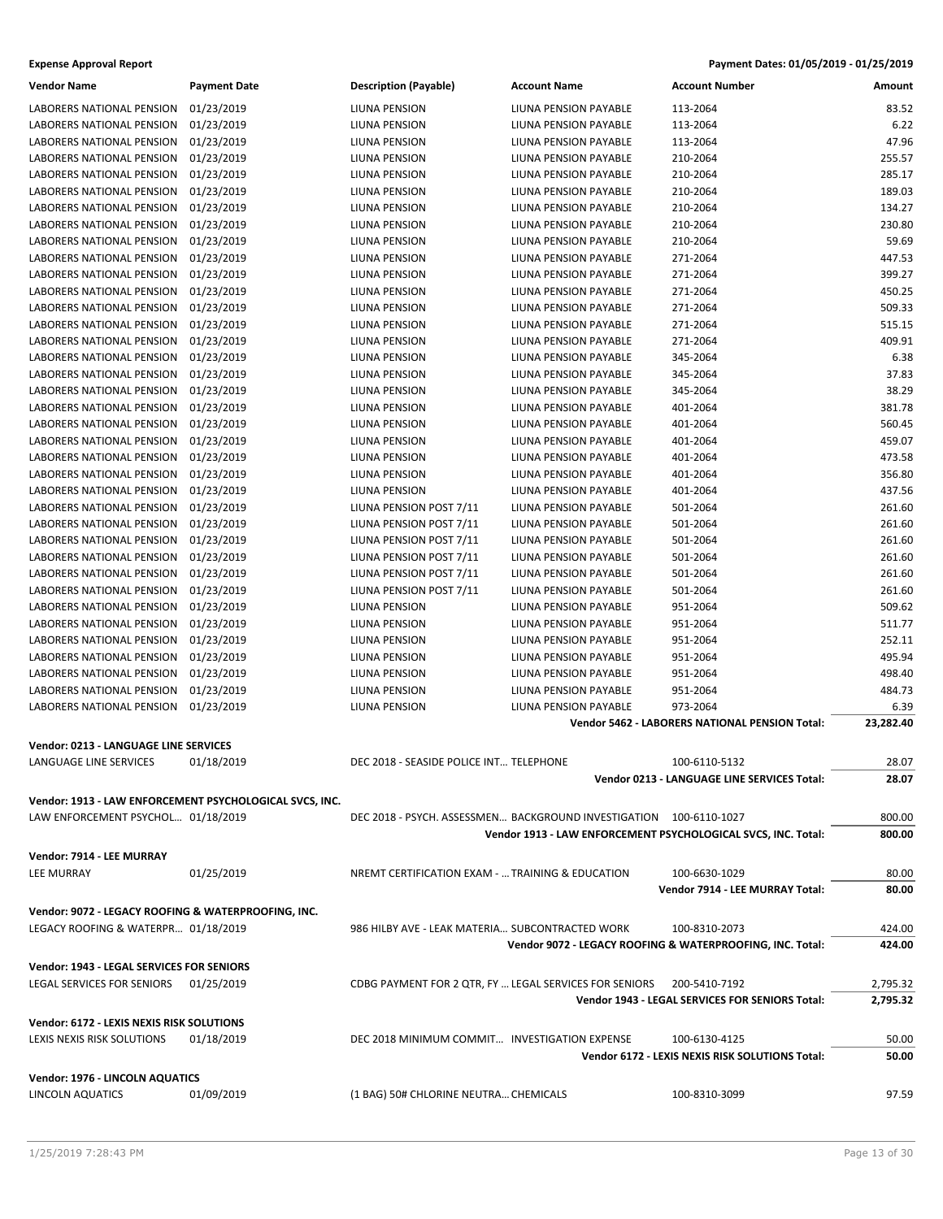| Vendor Name | Payment Date | Description (Payable) | Account Name | Account Number | Amount |
|---|---|---|---|---|---|
| LABORERS NATIONAL PENSION | 01/23/2019 | LIUNA PENSION | LIUNA PENSION PAYABLE | 113-2064 | 83.52 |
| LABORERS NATIONAL PENSION | 01/23/2019 | LIUNA PENSION | LIUNA PENSION PAYABLE | 113-2064 | 6.22 |
| LABORERS NATIONAL PENSION | 01/23/2019 | LIUNA PENSION | LIUNA PENSION PAYABLE | 113-2064 | 47.96 |
| LABORERS NATIONAL PENSION | 01/23/2019 | LIUNA PENSION | LIUNA PENSION PAYABLE | 210-2064 | 255.57 |
| LABORERS NATIONAL PENSION | 01/23/2019 | LIUNA PENSION | LIUNA PENSION PAYABLE | 210-2064 | 285.17 |
| LABORERS NATIONAL PENSION | 01/23/2019 | LIUNA PENSION | LIUNA PENSION PAYABLE | 210-2064 | 189.03 |
| LABORERS NATIONAL PENSION | 01/23/2019 | LIUNA PENSION | LIUNA PENSION PAYABLE | 210-2064 | 134.27 |
| LABORERS NATIONAL PENSION | 01/23/2019 | LIUNA PENSION | LIUNA PENSION PAYABLE | 210-2064 | 230.80 |
| LABORERS NATIONAL PENSION | 01/23/2019 | LIUNA PENSION | LIUNA PENSION PAYABLE | 210-2064 | 59.69 |
| LABORERS NATIONAL PENSION | 01/23/2019 | LIUNA PENSION | LIUNA PENSION PAYABLE | 271-2064 | 447.53 |
| LABORERS NATIONAL PENSION | 01/23/2019 | LIUNA PENSION | LIUNA PENSION PAYABLE | 271-2064 | 399.27 |
| LABORERS NATIONAL PENSION | 01/23/2019 | LIUNA PENSION | LIUNA PENSION PAYABLE | 271-2064 | 450.25 |
| LABORERS NATIONAL PENSION | 01/23/2019 | LIUNA PENSION | LIUNA PENSION PAYABLE | 271-2064 | 509.33 |
| LABORERS NATIONAL PENSION | 01/23/2019 | LIUNA PENSION | LIUNA PENSION PAYABLE | 271-2064 | 515.15 |
| LABORERS NATIONAL PENSION | 01/23/2019 | LIUNA PENSION | LIUNA PENSION PAYABLE | 271-2064 | 409.91 |
| LABORERS NATIONAL PENSION | 01/23/2019 | LIUNA PENSION | LIUNA PENSION PAYABLE | 345-2064 | 6.38 |
| LABORERS NATIONAL PENSION | 01/23/2019 | LIUNA PENSION | LIUNA PENSION PAYABLE | 345-2064 | 37.83 |
| LABORERS NATIONAL PENSION | 01/23/2019 | LIUNA PENSION | LIUNA PENSION PAYABLE | 345-2064 | 38.29 |
| LABORERS NATIONAL PENSION | 01/23/2019 | LIUNA PENSION | LIUNA PENSION PAYABLE | 401-2064 | 381.78 |
| LABORERS NATIONAL PENSION | 01/23/2019 | LIUNA PENSION | LIUNA PENSION PAYABLE | 401-2064 | 560.45 |
| LABORERS NATIONAL PENSION | 01/23/2019 | LIUNA PENSION | LIUNA PENSION PAYABLE | 401-2064 | 459.07 |
| LABORERS NATIONAL PENSION | 01/23/2019 | LIUNA PENSION | LIUNA PENSION PAYABLE | 401-2064 | 473.58 |
| LABORERS NATIONAL PENSION | 01/23/2019 | LIUNA PENSION | LIUNA PENSION PAYABLE | 401-2064 | 356.80 |
| LABORERS NATIONAL PENSION | 01/23/2019 | LIUNA PENSION | LIUNA PENSION PAYABLE | 401-2064 | 437.56 |
| LABORERS NATIONAL PENSION | 01/23/2019 | LIUNA PENSION POST 7/11 | LIUNA PENSION PAYABLE | 501-2064 | 261.60 |
| LABORERS NATIONAL PENSION | 01/23/2019 | LIUNA PENSION POST 7/11 | LIUNA PENSION PAYABLE | 501-2064 | 261.60 |
| LABORERS NATIONAL PENSION | 01/23/2019 | LIUNA PENSION POST 7/11 | LIUNA PENSION PAYABLE | 501-2064 | 261.60 |
| LABORERS NATIONAL PENSION | 01/23/2019 | LIUNA PENSION POST 7/11 | LIUNA PENSION PAYABLE | 501-2064 | 261.60 |
| LABORERS NATIONAL PENSION | 01/23/2019 | LIUNA PENSION POST 7/11 | LIUNA PENSION PAYABLE | 501-2064 | 261.60 |
| LABORERS NATIONAL PENSION | 01/23/2019 | LIUNA PENSION POST 7/11 | LIUNA PENSION PAYABLE | 501-2064 | 261.60 |
| LABORERS NATIONAL PENSION | 01/23/2019 | LIUNA PENSION | LIUNA PENSION PAYABLE | 951-2064 | 509.62 |
| LABORERS NATIONAL PENSION | 01/23/2019 | LIUNA PENSION | LIUNA PENSION PAYABLE | 951-2064 | 511.77 |
| LABORERS NATIONAL PENSION | 01/23/2019 | LIUNA PENSION | LIUNA PENSION PAYABLE | 951-2064 | 252.11 |
| LABORERS NATIONAL PENSION | 01/23/2019 | LIUNA PENSION | LIUNA PENSION PAYABLE | 951-2064 | 495.94 |
| LABORERS NATIONAL PENSION | 01/23/2019 | LIUNA PENSION | LIUNA PENSION PAYABLE | 951-2064 | 498.40 |
| LABORERS NATIONAL PENSION | 01/23/2019 | LIUNA PENSION | LIUNA PENSION PAYABLE | 951-2064 | 484.73 |
| LABORERS NATIONAL PENSION | 01/23/2019 | LIUNA PENSION | LIUNA PENSION PAYABLE | 973-2064 | 6.39 |
| | | | | **Vendor 5462 - LABORERS NATIONAL PENSION Total:** | **23,282.40** |
| **Vendor: 0213 - LANGUAGE LINE SERVICES** | | | | | |
| LANGUAGE LINE SERVICES | 01/18/2019 | DEC 2018 - SEASIDE POLICE INT… | TELEPHONE | 100-6110-5132 | 28.07 |
| | | | | **Vendor 0213 - LANGUAGE LINE SERVICES Total:** | **28.07** |
| **Vendor: 1913 - LAW ENFORCEMENT PSYCHOLOGICAL SVCS, INC.** | | | | | |
| LAW ENFORCEMENT PSYCHOL… | 01/18/2019 | DEC 2018 - PSYCH. ASSESSMEN… | BACKGROUND INVESTIGATION | 100-6110-1027 | 800.00 |
| | | | | **Vendor 1913 - LAW ENFORCEMENT PSYCHOLOGICAL SVCS, INC. Total:** | **800.00** |
| **Vendor: 7914 - LEE MURRAY** | | | | | |
| LEE MURRAY | 01/25/2019 | NREMT CERTIFICATION EXAM - … | TRAINING & EDUCATION | 100-6630-1029 | 80.00 |
| | | | | **Vendor 7914 - LEE MURRAY Total:** | **80.00** |
| **Vendor: 9072 - LEGACY ROOFING & WATERPROOFING, INC.** | | | | | |
| LEGACY ROOFING & WATERPR… | 01/18/2019 | 986 HILBY AVE - LEAK MATERIA… | SUBCONTRACTED WORK | 100-8310-2073 | 424.00 |
| | | | | **Vendor 9072 - LEGACY ROOFING & WATERPROOFING, INC. Total:** | **424.00** |
| **Vendor: 1943 - LEGAL SERVICES FOR SENIORS** | | | | | |
| LEGAL SERVICES FOR SENIORS | 01/25/2019 | CDBG PAYMENT FOR 2 QTR, FY … | LEGAL SERVICES FOR SENIORS | 200-5410-7192 | 2,795.32 |
| | | | | **Vendor 1943 - LEGAL SERVICES FOR SENIORS Total:** | **2,795.32** |
| **Vendor: 6172 - LEXIS NEXIS RISK SOLUTIONS** | | | | | |
| LEXIS NEXIS RISK SOLUTIONS | 01/18/2019 | DEC 2018 MINIMUM COMMIT… | INVESTIGATION EXPENSE | 100-6130-4125 | 50.00 |
| | | | | **Vendor 6172 - LEXIS NEXIS RISK SOLUTIONS Total:** | **50.00** |
| **Vendor: 1976 - LINCOLN AQUATICS** | | | | | |
| LINCOLN AQUATICS | 01/09/2019 | (1 BAG) 50# CHLORINE NEUTRA… | CHEMICALS | 100-8310-3099 | 97.59 |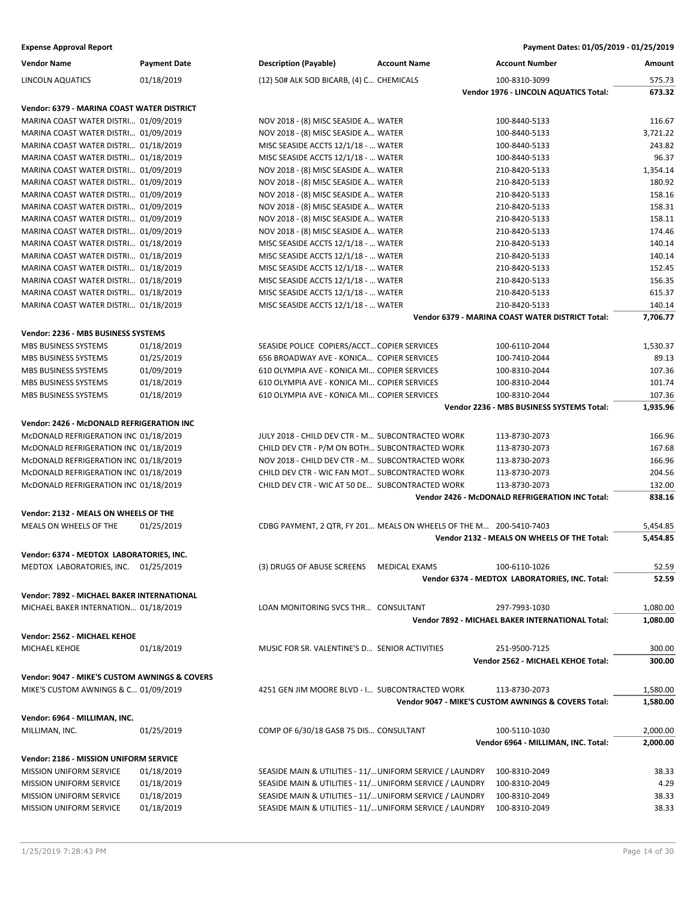**Expense Approval Report** — Payment Dates: 01/05/2019 - 01/25/2019

| Vendor Name | Payment Date | Description (Payable) | Account Name | Account Number | Amount |
|---|---|---|---|---|---|
| LINCOLN AQUATICS | 01/18/2019 | (12) 50# ALK SOD BICARB, (4) C… | CHEMICALS | 100-8310-3099 | 575.73 |
| | | | | **Vendor 1976 - LINCOLN AQUATICS Total:** | **673.32** |
| **Vendor: 6379 - MARINA COAST WATER DISTRICT** | | | | | |
| MARINA COAST WATER DISTRI… | 01/09/2019 | NOV 2018 - (8) MISC SEASIDE A… | WATER | 100-8440-5133 | 116.67 |
| MARINA COAST WATER DISTRI… | 01/09/2019 | NOV 2018 - (8) MISC SEASIDE A… | WATER | 100-8440-5133 | 3,721.22 |
| MARINA COAST WATER DISTRI… | 01/18/2019 | MISC SEASIDE ACCTS 12/1/18 - … | WATER | 100-8440-5133 | 243.82 |
| MARINA COAST WATER DISTRI… | 01/18/2019 | MISC SEASIDE ACCTS 12/1/18 - … | WATER | 100-8440-5133 | 96.37 |
| MARINA COAST WATER DISTRI… | 01/09/2019 | NOV 2018 - (8) MISC SEASIDE A… | WATER | 210-8420-5133 | 1,354.14 |
| MARINA COAST WATER DISTRI… | 01/09/2019 | NOV 2018 - (8) MISC SEASIDE A… | WATER | 210-8420-5133 | 180.92 |
| MARINA COAST WATER DISTRI… | 01/09/2019 | NOV 2018 - (8) MISC SEASIDE A… | WATER | 210-8420-5133 | 158.16 |
| MARINA COAST WATER DISTRI… | 01/09/2019 | NOV 2018 - (8) MISC SEASIDE A… | WATER | 210-8420-5133 | 158.31 |
| MARINA COAST WATER DISTRI… | 01/09/2019 | NOV 2018 - (8) MISC SEASIDE A… | WATER | 210-8420-5133 | 158.11 |
| MARINA COAST WATER DISTRI… | 01/09/2019 | NOV 2018 - (8) MISC SEASIDE A… | WATER | 210-8420-5133 | 174.46 |
| MARINA COAST WATER DISTRI… | 01/18/2019 | MISC SEASIDE ACCTS 12/1/18 - … | WATER | 210-8420-5133 | 140.14 |
| MARINA COAST WATER DISTRI… | 01/18/2019 | MISC SEASIDE ACCTS 12/1/18 - … | WATER | 210-8420-5133 | 140.14 |
| MARINA COAST WATER DISTRI… | 01/18/2019 | MISC SEASIDE ACCTS 12/1/18 - … | WATER | 210-8420-5133 | 152.45 |
| MARINA COAST WATER DISTRI… | 01/18/2019 | MISC SEASIDE ACCTS 12/1/18 - … | WATER | 210-8420-5133 | 156.35 |
| MARINA COAST WATER DISTRI… | 01/18/2019 | MISC SEASIDE ACCTS 12/1/18 - … | WATER | 210-8420-5133 | 615.37 |
| MARINA COAST WATER DISTRI… | 01/18/2019 | MISC SEASIDE ACCTS 12/1/18 - … | WATER | 210-8420-5133 | 140.14 |
| | | | | **Vendor 6379 - MARINA COAST WATER DISTRICT Total:** | **7,706.77** |
| **Vendor: 2236 - MBS BUSINESS SYSTEMS** | | | | | |
| MBS BUSINESS SYSTEMS | 01/18/2019 | SEASIDE POLICE COPIERS/ACCT… | COPIER SERVICES | 100-6110-2044 | 1,530.37 |
| MBS BUSINESS SYSTEMS | 01/25/2019 | 656 BROADWAY AVE - KONICA… | COPIER SERVICES | 100-7410-2044 | 89.13 |
| MBS BUSINESS SYSTEMS | 01/09/2019 | 610 OLYMPIA AVE - KONICA MI… | COPIER SERVICES | 100-8310-2044 | 107.36 |
| MBS BUSINESS SYSTEMS | 01/18/2019 | 610 OLYMPIA AVE - KONICA MI… | COPIER SERVICES | 100-8310-2044 | 101.74 |
| MBS BUSINESS SYSTEMS | 01/18/2019 | 610 OLYMPIA AVE - KONICA MI… | COPIER SERVICES | 100-8310-2044 | 107.36 |
| | | | | **Vendor 2236 - MBS BUSINESS SYSTEMS Total:** | **1,935.96** |
| **Vendor: 2426 - McDONALD REFRIGERATION INC** | | | | | |
| McDONALD REFRIGERATION INC | 01/18/2019 | JULY 2018 - CHILD DEV CTR - M… | SUBCONTRACTED WORK | 113-8730-2073 | 166.96 |
| McDONALD REFRIGERATION INC | 01/18/2019 | CHILD DEV CTR - P/M ON BOTH… | SUBCONTRACTED WORK | 113-8730-2073 | 167.68 |
| McDONALD REFRIGERATION INC | 01/18/2019 | NOV 2018 - CHILD DEV CTR - M… | SUBCONTRACTED WORK | 113-8730-2073 | 166.96 |
| McDONALD REFRIGERATION INC | 01/18/2019 | CHILD DEV CTR - WIC FAN MOT… | SUBCONTRACTED WORK | 113-8730-2073 | 204.56 |
| McDONALD REFRIGERATION INC | 01/18/2019 | CHILD DEV CTR - WIC AT 50 DE… | SUBCONTRACTED WORK | 113-8730-2073 | 132.00 |
| | | | | **Vendor 2426 - McDONALD REFRIGERATION INC Total:** | **838.16** |
| **Vendor: 2132 - MEALS ON WHEELS OF THE** | | | | | |
| MEALS ON WHEELS OF THE | 01/25/2019 | CDBG PAYMENT, 2 QTR, FY 201… | MEALS ON WHEELS OF THE M… | 200-5410-7403 | 5,454.85 |
| | | | | **Vendor 2132 - MEALS ON WHEELS OF THE Total:** | **5,454.85** |
| **Vendor: 6374 - MEDTOX LABORATORIES, INC.** | | | | | |
| MEDTOX LABORATORIES, INC. | 01/25/2019 | (3) DRUGS OF ABUSE SCREENS | MEDICAL EXAMS | 100-6110-1026 | 52.59 |
| | | | | **Vendor 6374 - MEDTOX LABORATORIES, INC. Total:** | **52.59** |
| **Vendor: 7892 - MICHAEL BAKER INTERNATIONAL** | | | | | |
| MICHAEL BAKER INTERNATION… | 01/18/2019 | LOAN MONITORING SVCS THR… | CONSULTANT | 297-7993-1030 | 1,080.00 |
| | | | | **Vendor 7892 - MICHAEL BAKER INTERNATIONAL Total:** | **1,080.00** |
| **Vendor: 2562 - MICHAEL KEHOE** | | | | | |
| MICHAEL KEHOE | 01/18/2019 | MUSIC FOR SR. VALENTINE'S D… | SENIOR ACTIVITIES | 251-9500-7125 | 300.00 |
| | | | | **Vendor 2562 - MICHAEL KEHOE Total:** | **300.00** |
| **Vendor: 9047 - MIKE'S CUSTOM AWNINGS & COVERS** | | | | | |
| MIKE'S CUSTOM AWNINGS & C… | 01/09/2019 | 4251 GEN JIM MOORE BLVD - I… | SUBCONTRACTED WORK | 113-8730-2073 | 1,580.00 |
| | | | | **Vendor 9047 - MIKE'S CUSTOM AWNINGS & COVERS Total:** | **1,580.00** |
| **Vendor: 6964 - MILLIMAN, INC.** | | | | | |
| MILLIMAN, INC. | 01/25/2019 | COMP OF 6/30/18 GASB 75 DIS… | CONSULTANT | 100-5110-1030 | 2,000.00 |
| | | | | **Vendor 6964 - MILLIMAN, INC. Total:** | **2,000.00** |
| **Vendor: 2186 - MISSION UNIFORM SERVICE** | | | | | |
| MISSION UNIFORM SERVICE | 01/18/2019 | SEASIDE MAIN & UTILITIES - 11/… | UNIFORM SERVICE / LAUNDRY | 100-8310-2049 | 38.33 |
| MISSION UNIFORM SERVICE | 01/18/2019 | SEASIDE MAIN & UTILITIES - 11/… | UNIFORM SERVICE / LAUNDRY | 100-8310-2049 | 4.29 |
| MISSION UNIFORM SERVICE | 01/18/2019 | SEASIDE MAIN & UTILITIES - 11/… | UNIFORM SERVICE / LAUNDRY | 100-8310-2049 | 38.33 |
| MISSION UNIFORM SERVICE | 01/18/2019 | SEASIDE MAIN & UTILITIES - 11/… | UNIFORM SERVICE / LAUNDRY | 100-8310-2049 | 38.33 |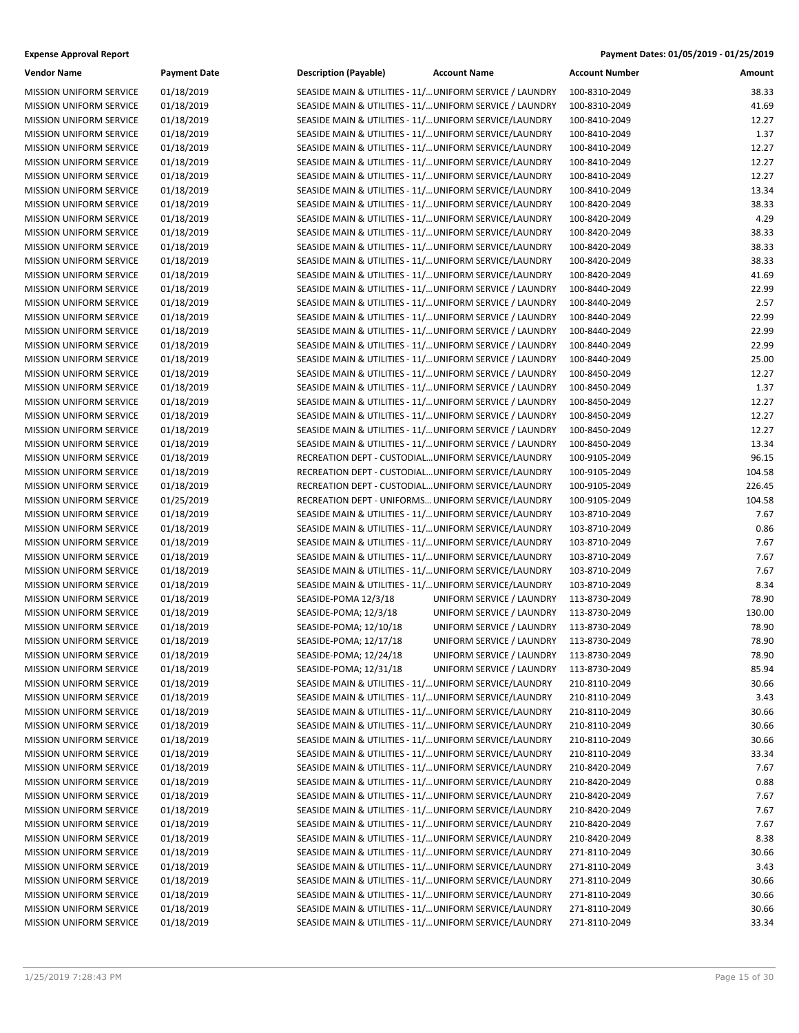**Expense Approval Report** Payment Dates: 01/05/2019 - 01/25/2019

| Vendor Name | Payment Date | Description (Payable) | Account Name | Account Number | Amount |
|---|---|---|---|---|---|
| MISSION UNIFORM SERVICE | 01/18/2019 | SEASIDE MAIN & UTILITIES - 11/... | UNIFORM SERVICE / LAUNDRY | 100-8310-2049 | 38.33 |
| MISSION UNIFORM SERVICE | 01/18/2019 | SEASIDE MAIN & UTILITIES - 11/... | UNIFORM SERVICE / LAUNDRY | 100-8310-2049 | 41.69 |
| MISSION UNIFORM SERVICE | 01/18/2019 | SEASIDE MAIN & UTILITIES - 11/... | UNIFORM SERVICE/LAUNDRY | 100-8410-2049 | 12.27 |
| MISSION UNIFORM SERVICE | 01/18/2019 | SEASIDE MAIN & UTILITIES - 11/... | UNIFORM SERVICE/LAUNDRY | 100-8410-2049 | 1.37 |
| MISSION UNIFORM SERVICE | 01/18/2019 | SEASIDE MAIN & UTILITIES - 11/... | UNIFORM SERVICE/LAUNDRY | 100-8410-2049 | 12.27 |
| MISSION UNIFORM SERVICE | 01/18/2019 | SEASIDE MAIN & UTILITIES - 11/... | UNIFORM SERVICE/LAUNDRY | 100-8410-2049 | 12.27 |
| MISSION UNIFORM SERVICE | 01/18/2019 | SEASIDE MAIN & UTILITIES - 11/... | UNIFORM SERVICE/LAUNDRY | 100-8410-2049 | 12.27 |
| MISSION UNIFORM SERVICE | 01/18/2019 | SEASIDE MAIN & UTILITIES - 11/... | UNIFORM SERVICE/LAUNDRY | 100-8410-2049 | 13.34 |
| MISSION UNIFORM SERVICE | 01/18/2019 | SEASIDE MAIN & UTILITIES - 11/... | UNIFORM SERVICE/LAUNDRY | 100-8420-2049 | 38.33 |
| MISSION UNIFORM SERVICE | 01/18/2019 | SEASIDE MAIN & UTILITIES - 11/... | UNIFORM SERVICE/LAUNDRY | 100-8420-2049 | 4.29 |
| MISSION UNIFORM SERVICE | 01/18/2019 | SEASIDE MAIN & UTILITIES - 11/... | UNIFORM SERVICE/LAUNDRY | 100-8420-2049 | 38.33 |
| MISSION UNIFORM SERVICE | 01/18/2019 | SEASIDE MAIN & UTILITIES - 11/... | UNIFORM SERVICE/LAUNDRY | 100-8420-2049 | 38.33 |
| MISSION UNIFORM SERVICE | 01/18/2019 | SEASIDE MAIN & UTILITIES - 11/... | UNIFORM SERVICE/LAUNDRY | 100-8420-2049 | 38.33 |
| MISSION UNIFORM SERVICE | 01/18/2019 | SEASIDE MAIN & UTILITIES - 11/... | UNIFORM SERVICE/LAUNDRY | 100-8420-2049 | 41.69 |
| MISSION UNIFORM SERVICE | 01/18/2019 | SEASIDE MAIN & UTILITIES - 11/... | UNIFORM SERVICE / LAUNDRY | 100-8440-2049 | 22.99 |
| MISSION UNIFORM SERVICE | 01/18/2019 | SEASIDE MAIN & UTILITIES - 11/... | UNIFORM SERVICE / LAUNDRY | 100-8440-2049 | 2.57 |
| MISSION UNIFORM SERVICE | 01/18/2019 | SEASIDE MAIN & UTILITIES - 11/... | UNIFORM SERVICE / LAUNDRY | 100-8440-2049 | 22.99 |
| MISSION UNIFORM SERVICE | 01/18/2019 | SEASIDE MAIN & UTILITIES - 11/... | UNIFORM SERVICE / LAUNDRY | 100-8440-2049 | 22.99 |
| MISSION UNIFORM SERVICE | 01/18/2019 | SEASIDE MAIN & UTILITIES - 11/... | UNIFORM SERVICE / LAUNDRY | 100-8440-2049 | 22.99 |
| MISSION UNIFORM SERVICE | 01/18/2019 | SEASIDE MAIN & UTILITIES - 11/... | UNIFORM SERVICE / LAUNDRY | 100-8440-2049 | 25.00 |
| MISSION UNIFORM SERVICE | 01/18/2019 | SEASIDE MAIN & UTILITIES - 11/... | UNIFORM SERVICE / LAUNDRY | 100-8450-2049 | 12.27 |
| MISSION UNIFORM SERVICE | 01/18/2019 | SEASIDE MAIN & UTILITIES - 11/... | UNIFORM SERVICE / LAUNDRY | 100-8450-2049 | 1.37 |
| MISSION UNIFORM SERVICE | 01/18/2019 | SEASIDE MAIN & UTILITIES - 11/... | UNIFORM SERVICE / LAUNDRY | 100-8450-2049 | 12.27 |
| MISSION UNIFORM SERVICE | 01/18/2019 | SEASIDE MAIN & UTILITIES - 11/... | UNIFORM SERVICE / LAUNDRY | 100-8450-2049 | 12.27 |
| MISSION UNIFORM SERVICE | 01/18/2019 | SEASIDE MAIN & UTILITIES - 11/... | UNIFORM SERVICE / LAUNDRY | 100-8450-2049 | 12.27 |
| MISSION UNIFORM SERVICE | 01/18/2019 | SEASIDE MAIN & UTILITIES - 11/... | UNIFORM SERVICE / LAUNDRY | 100-8450-2049 | 13.34 |
| MISSION UNIFORM SERVICE | 01/18/2019 | RECREATION DEPT - CUSTODIAL... | UNIFORM SERVICE/LAUNDRY | 100-9105-2049 | 96.15 |
| MISSION UNIFORM SERVICE | 01/18/2019 | RECREATION DEPT - CUSTODIAL... | UNIFORM SERVICE/LAUNDRY | 100-9105-2049 | 104.58 |
| MISSION UNIFORM SERVICE | 01/18/2019 | RECREATION DEPT - CUSTODIAL... | UNIFORM SERVICE/LAUNDRY | 100-9105-2049 | 226.45 |
| MISSION UNIFORM SERVICE | 01/25/2019 | RECREATION DEPT - UNIFORMS... | UNIFORM SERVICE/LAUNDRY | 100-9105-2049 | 104.58 |
| MISSION UNIFORM SERVICE | 01/18/2019 | SEASIDE MAIN & UTILITIES - 11/... | UNIFORM SERVICE/LAUNDRY | 103-8710-2049 | 7.67 |
| MISSION UNIFORM SERVICE | 01/18/2019 | SEASIDE MAIN & UTILITIES - 11/... | UNIFORM SERVICE/LAUNDRY | 103-8710-2049 | 0.86 |
| MISSION UNIFORM SERVICE | 01/18/2019 | SEASIDE MAIN & UTILITIES - 11/... | UNIFORM SERVICE/LAUNDRY | 103-8710-2049 | 7.67 |
| MISSION UNIFORM SERVICE | 01/18/2019 | SEASIDE MAIN & UTILITIES - 11/... | UNIFORM SERVICE/LAUNDRY | 103-8710-2049 | 7.67 |
| MISSION UNIFORM SERVICE | 01/18/2019 | SEASIDE MAIN & UTILITIES - 11/... | UNIFORM SERVICE/LAUNDRY | 103-8710-2049 | 7.67 |
| MISSION UNIFORM SERVICE | 01/18/2019 | SEASIDE MAIN & UTILITIES - 11/... | UNIFORM SERVICE/LAUNDRY | 103-8710-2049 | 8.34 |
| MISSION UNIFORM SERVICE | 01/18/2019 | SEASIDE-POMA 12/3/18 | UNIFORM SERVICE / LAUNDRY | 113-8730-2049 | 78.90 |
| MISSION UNIFORM SERVICE | 01/18/2019 | SEASIDE-POMA; 12/3/18 | UNIFORM SERVICE / LAUNDRY | 113-8730-2049 | 130.00 |
| MISSION UNIFORM SERVICE | 01/18/2019 | SEASIDE-POMA; 12/10/18 | UNIFORM SERVICE / LAUNDRY | 113-8730-2049 | 78.90 |
| MISSION UNIFORM SERVICE | 01/18/2019 | SEASIDE-POMA; 12/17/18 | UNIFORM SERVICE / LAUNDRY | 113-8730-2049 | 78.90 |
| MISSION UNIFORM SERVICE | 01/18/2019 | SEASIDE-POMA; 12/24/18 | UNIFORM SERVICE / LAUNDRY | 113-8730-2049 | 78.90 |
| MISSION UNIFORM SERVICE | 01/18/2019 | SEASIDE-POMA; 12/31/18 | UNIFORM SERVICE / LAUNDRY | 113-8730-2049 | 85.94 |
| MISSION UNIFORM SERVICE | 01/18/2019 | SEASIDE MAIN & UTILITIES - 11/... | UNIFORM SERVICE/LAUNDRY | 210-8110-2049 | 30.66 |
| MISSION UNIFORM SERVICE | 01/18/2019 | SEASIDE MAIN & UTILITIES - 11/... | UNIFORM SERVICE/LAUNDRY | 210-8110-2049 | 3.43 |
| MISSION UNIFORM SERVICE | 01/18/2019 | SEASIDE MAIN & UTILITIES - 11/... | UNIFORM SERVICE/LAUNDRY | 210-8110-2049 | 30.66 |
| MISSION UNIFORM SERVICE | 01/18/2019 | SEASIDE MAIN & UTILITIES - 11/... | UNIFORM SERVICE/LAUNDRY | 210-8110-2049 | 30.66 |
| MISSION UNIFORM SERVICE | 01/18/2019 | SEASIDE MAIN & UTILITIES - 11/... | UNIFORM SERVICE/LAUNDRY | 210-8110-2049 | 30.66 |
| MISSION UNIFORM SERVICE | 01/18/2019 | SEASIDE MAIN & UTILITIES - 11/... | UNIFORM SERVICE/LAUNDRY | 210-8110-2049 | 33.34 |
| MISSION UNIFORM SERVICE | 01/18/2019 | SEASIDE MAIN & UTILITIES - 11/... | UNIFORM SERVICE/LAUNDRY | 210-8420-2049 | 7.67 |
| MISSION UNIFORM SERVICE | 01/18/2019 | SEASIDE MAIN & UTILITIES - 11/... | UNIFORM SERVICE/LAUNDRY | 210-8420-2049 | 0.88 |
| MISSION UNIFORM SERVICE | 01/18/2019 | SEASIDE MAIN & UTILITIES - 11/... | UNIFORM SERVICE/LAUNDRY | 210-8420-2049 | 7.67 |
| MISSION UNIFORM SERVICE | 01/18/2019 | SEASIDE MAIN & UTILITIES - 11/... | UNIFORM SERVICE/LAUNDRY | 210-8420-2049 | 7.67 |
| MISSION UNIFORM SERVICE | 01/18/2019 | SEASIDE MAIN & UTILITIES - 11/... | UNIFORM SERVICE/LAUNDRY | 210-8420-2049 | 7.67 |
| MISSION UNIFORM SERVICE | 01/18/2019 | SEASIDE MAIN & UTILITIES - 11/... | UNIFORM SERVICE/LAUNDRY | 210-8420-2049 | 8.38 |
| MISSION UNIFORM SERVICE | 01/18/2019 | SEASIDE MAIN & UTILITIES - 11/... | UNIFORM SERVICE/LAUNDRY | 271-8110-2049 | 30.66 |
| MISSION UNIFORM SERVICE | 01/18/2019 | SEASIDE MAIN & UTILITIES - 11/... | UNIFORM SERVICE/LAUNDRY | 271-8110-2049 | 3.43 |
| MISSION UNIFORM SERVICE | 01/18/2019 | SEASIDE MAIN & UTILITIES - 11/... | UNIFORM SERVICE/LAUNDRY | 271-8110-2049 | 30.66 |
| MISSION UNIFORM SERVICE | 01/18/2019 | SEASIDE MAIN & UTILITIES - 11/... | UNIFORM SERVICE/LAUNDRY | 271-8110-2049 | 30.66 |
| MISSION UNIFORM SERVICE | 01/18/2019 | SEASIDE MAIN & UTILITIES - 11/... | UNIFORM SERVICE/LAUNDRY | 271-8110-2049 | 30.66 |
| MISSION UNIFORM SERVICE | 01/18/2019 | SEASIDE MAIN & UTILITIES - 11/... | UNIFORM SERVICE/LAUNDRY | 271-8110-2049 | 33.34 |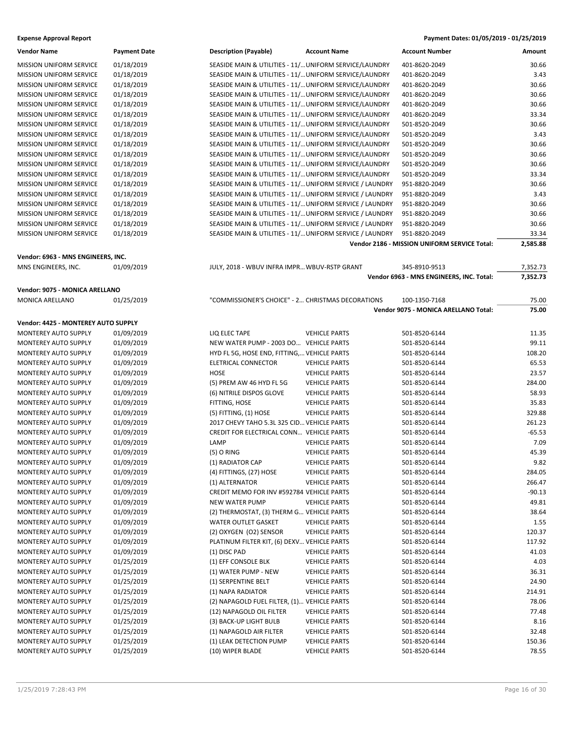**Expense Approval Report** — Payment Dates: 01/05/2019 - 01/25/2019

| Vendor Name | Payment Date | Description (Payable) | Account Name | Account Number | Amount |
|---|---|---|---|---|---|
| MISSION UNIFORM SERVICE | 01/18/2019 | SEASIDE MAIN & UTILITIES - 11/... | UNIFORM SERVICE/LAUNDRY | 401-8620-2049 | 30.66 |
| MISSION UNIFORM SERVICE | 01/18/2019 | SEASIDE MAIN & UTILITIES - 11/... | UNIFORM SERVICE/LAUNDRY | 401-8620-2049 | 3.43 |
| MISSION UNIFORM SERVICE | 01/18/2019 | SEASIDE MAIN & UTILITIES - 11/... | UNIFORM SERVICE/LAUNDRY | 401-8620-2049 | 30.66 |
| MISSION UNIFORM SERVICE | 01/18/2019 | SEASIDE MAIN & UTILITIES - 11/... | UNIFORM SERVICE/LAUNDRY | 401-8620-2049 | 30.66 |
| MISSION UNIFORM SERVICE | 01/18/2019 | SEASIDE MAIN & UTILITIES - 11/... | UNIFORM SERVICE/LAUNDRY | 401-8620-2049 | 30.66 |
| MISSION UNIFORM SERVICE | 01/18/2019 | SEASIDE MAIN & UTILITIES - 11/... | UNIFORM SERVICE/LAUNDRY | 401-8620-2049 | 33.34 |
| MISSION UNIFORM SERVICE | 01/18/2019 | SEASIDE MAIN & UTILITIES - 11/... | UNIFORM SERVICE/LAUNDRY | 501-8520-2049 | 30.66 |
| MISSION UNIFORM SERVICE | 01/18/2019 | SEASIDE MAIN & UTILITIES - 11/... | UNIFORM SERVICE/LAUNDRY | 501-8520-2049 | 3.43 |
| MISSION UNIFORM SERVICE | 01/18/2019 | SEASIDE MAIN & UTILITIES - 11/... | UNIFORM SERVICE/LAUNDRY | 501-8520-2049 | 30.66 |
| MISSION UNIFORM SERVICE | 01/18/2019 | SEASIDE MAIN & UTILITIES - 11/... | UNIFORM SERVICE/LAUNDRY | 501-8520-2049 | 30.66 |
| MISSION UNIFORM SERVICE | 01/18/2019 | SEASIDE MAIN & UTILITIES - 11/... | UNIFORM SERVICE/LAUNDRY | 501-8520-2049 | 30.66 |
| MISSION UNIFORM SERVICE | 01/18/2019 | SEASIDE MAIN & UTILITIES - 11/... | UNIFORM SERVICE/LAUNDRY | 501-8520-2049 | 33.34 |
| MISSION UNIFORM SERVICE | 01/18/2019 | SEASIDE MAIN & UTILITIES - 11/... | UNIFORM SERVICE / LAUNDRY | 951-8820-2049 | 30.66 |
| MISSION UNIFORM SERVICE | 01/18/2019 | SEASIDE MAIN & UTILITIES - 11/... | UNIFORM SERVICE / LAUNDRY | 951-8820-2049 | 3.43 |
| MISSION UNIFORM SERVICE | 01/18/2019 | SEASIDE MAIN & UTILITIES - 11/... | UNIFORM SERVICE / LAUNDRY | 951-8820-2049 | 30.66 |
| MISSION UNIFORM SERVICE | 01/18/2019 | SEASIDE MAIN & UTILITIES - 11/... | UNIFORM SERVICE / LAUNDRY | 951-8820-2049 | 30.66 |
| MISSION UNIFORM SERVICE | 01/18/2019 | SEASIDE MAIN & UTILITIES - 11/... | UNIFORM SERVICE / LAUNDRY | 951-8820-2049 | 30.66 |
| MISSION UNIFORM SERVICE | 01/18/2019 | SEASIDE MAIN & UTILITIES - 11/... | UNIFORM SERVICE / LAUNDRY | 951-8820-2049 | 33.34 |
| | | | | **Vendor 2186 - MISSION UNIFORM SERVICE Total:** | **2,585.88** |
| **Vendor: 6963 - MNS ENGINEERS, INC.** | | | | | |
| MNS ENGINEERS, INC. | 01/09/2019 | JULY, 2018 - WBUV INFRA IMPR... | WBUV-RSTP GRANT | 345-8910-9513 | 7,352.73 |
| | | | | **Vendor 6963 - MNS ENGINEERS, INC. Total:** | **7,352.73** |
| **Vendor: 9075 - MONICA ARELLANO** | | | | | |
| MONICA ARELLANO | 01/25/2019 | "COMMISSIONER'S CHOICE" - 2... | CHRISTMAS DECORATIONS | 100-1350-7168 | 75.00 |
| | | | | **Vendor 9075 - MONICA ARELLANO Total:** | **75.00** |
| **Vendor: 4425 - MONTEREY AUTO SUPPLY** | | | | | |
| MONTEREY AUTO SUPPLY | 01/09/2019 | LIQ ELEC TAPE | VEHICLE PARTS | 501-8520-6144 | 11.35 |
| MONTEREY AUTO SUPPLY | 01/09/2019 | NEW WATER PUMP - 2003 DO... | VEHICLE PARTS | 501-8520-6144 | 99.11 |
| MONTEREY AUTO SUPPLY | 01/09/2019 | HYD FL 5G, HOSE END, FITTING,... | VEHICLE PARTS | 501-8520-6144 | 108.20 |
| MONTEREY AUTO SUPPLY | 01/09/2019 | ELETRICAL CONNECTOR | VEHICLE PARTS | 501-8520-6144 | 65.53 |
| MONTEREY AUTO SUPPLY | 01/09/2019 | HOSE | VEHICLE PARTS | 501-8520-6144 | 23.57 |
| MONTEREY AUTO SUPPLY | 01/09/2019 | (5) PREM AW 46 HYD FL 5G | VEHICLE PARTS | 501-8520-6144 | 284.00 |
| MONTEREY AUTO SUPPLY | 01/09/2019 | (6) NITRILE DISPOS GLOVE | VEHICLE PARTS | 501-8520-6144 | 58.93 |
| MONTEREY AUTO SUPPLY | 01/09/2019 | FITTING, HOSE | VEHICLE PARTS | 501-8520-6144 | 35.83 |
| MONTEREY AUTO SUPPLY | 01/09/2019 | (5) FITTING, (1) HOSE | VEHICLE PARTS | 501-8520-6144 | 329.88 |
| MONTEREY AUTO SUPPLY | 01/09/2019 | 2017 CHEVY TAHO 5.3L 325 CID... | VEHICLE PARTS | 501-8520-6144 | 261.23 |
| MONTEREY AUTO SUPPLY | 01/09/2019 | CREDIT FOR ELECTRICAL CONN... | VEHICLE PARTS | 501-8520-6144 | -65.53 |
| MONTEREY AUTO SUPPLY | 01/09/2019 | LAMP | VEHICLE PARTS | 501-8520-6144 | 7.09 |
| MONTEREY AUTO SUPPLY | 01/09/2019 | (5) O RING | VEHICLE PARTS | 501-8520-6144 | 45.39 |
| MONTEREY AUTO SUPPLY | 01/09/2019 | (1) RADIATOR CAP | VEHICLE PARTS | 501-8520-6144 | 9.82 |
| MONTEREY AUTO SUPPLY | 01/09/2019 | (4) FITTINGS, (27) HOSE | VEHICLE PARTS | 501-8520-6144 | 284.05 |
| MONTEREY AUTO SUPPLY | 01/09/2019 | (1) ALTERNATOR | VEHICLE PARTS | 501-8520-6144 | 266.47 |
| MONTEREY AUTO SUPPLY | 01/09/2019 | CREDIT MEMO FOR INV #592784 | VEHICLE PARTS | 501-8520-6144 | -90.13 |
| MONTEREY AUTO SUPPLY | 01/09/2019 | NEW WATER PUMP | VEHICLE PARTS | 501-8520-6144 | 49.81 |
| MONTEREY AUTO SUPPLY | 01/09/2019 | (2) THERMOSTAT, (3) THERM G... | VEHICLE PARTS | 501-8520-6144 | 38.64 |
| MONTEREY AUTO SUPPLY | 01/09/2019 | WATER OUTLET GASKET | VEHICLE PARTS | 501-8520-6144 | 1.55 |
| MONTEREY AUTO SUPPLY | 01/09/2019 | (2) OXYGEN (O2) SENSOR | VEHICLE PARTS | 501-8520-6144 | 120.37 |
| MONTEREY AUTO SUPPLY | 01/09/2019 | PLATINUM FILTER KIT, (6) DEXV... | VEHICLE PARTS | 501-8520-6144 | 117.92 |
| MONTEREY AUTO SUPPLY | 01/09/2019 | (1) DISC PAD | VEHICLE PARTS | 501-8520-6144 | 41.03 |
| MONTEREY AUTO SUPPLY | 01/25/2019 | (1) EFF CONSOLE BLK | VEHICLE PARTS | 501-8520-6144 | 4.03 |
| MONTEREY AUTO SUPPLY | 01/25/2019 | (1) WATER PUMP - NEW | VEHICLE PARTS | 501-8520-6144 | 36.31 |
| MONTEREY AUTO SUPPLY | 01/25/2019 | (1) SERPENTINE BELT | VEHICLE PARTS | 501-8520-6144 | 24.90 |
| MONTEREY AUTO SUPPLY | 01/25/2019 | (1) NAPA RADIATOR | VEHICLE PARTS | 501-8520-6144 | 214.91 |
| MONTEREY AUTO SUPPLY | 01/25/2019 | (2) NAPAGOLD FUEL FILTER, (1)... | VEHICLE PARTS | 501-8520-6144 | 78.06 |
| MONTEREY AUTO SUPPLY | 01/25/2019 | (12) NAPAGOLD OIL FILTER | VEHICLE PARTS | 501-8520-6144 | 77.48 |
| MONTEREY AUTO SUPPLY | 01/25/2019 | (3) BACK-UP LIGHT BULB | VEHICLE PARTS | 501-8520-6144 | 8.16 |
| MONTEREY AUTO SUPPLY | 01/25/2019 | (1) NAPAGOLD AIR FILTER | VEHICLE PARTS | 501-8520-6144 | 32.48 |
| MONTEREY AUTO SUPPLY | 01/25/2019 | (1) LEAK DETECTION PUMP | VEHICLE PARTS | 501-8520-6144 | 150.36 |
| MONTEREY AUTO SUPPLY | 01/25/2019 | (10) WIPER BLADE | VEHICLE PARTS | 501-8520-6144 | 78.55 |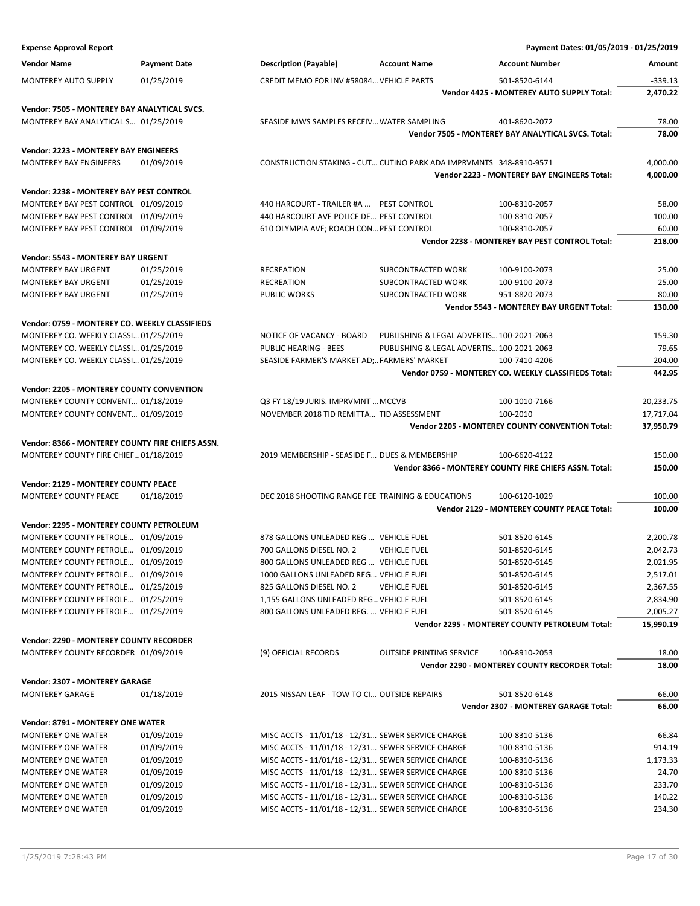**Expense Approval Report** — Payment Dates: 01/05/2019 - 01/25/2019

| Vendor Name | Payment Date | Description (Payable) | Account Name | Account Number | Amount |
|---|---|---|---|---|---|
| MONTEREY AUTO SUPPLY | 01/25/2019 | CREDIT MEMO FOR INV #58084… | VEHICLE PARTS | 501-8520-6144 | -339.13 |
| | | | | **Vendor 4425 - MONTEREY AUTO SUPPLY Total:** | **2,470.22** |
| **Vendor: 7505 - MONTEREY BAY ANALYTICAL SVCS.** | | | | | |
| MONTEREY BAY ANALYTICAL S… | 01/25/2019 | SEASIDE MWS SAMPLES RECEIV… | WATER SAMPLING | 401-8620-2072 | 78.00 |
| | | | | **Vendor 7505 - MONTEREY BAY ANALYTICAL SVCS. Total:** | **78.00** |
| **Vendor: 2223 - MONTEREY BAY ENGINEERS** | | | | | |
| MONTEREY BAY ENGINEERS | 01/09/2019 | CONSTRUCTION STAKING - CUT… | CUTINO PARK ADA IMPRVMNTS | 348-8910-9571 | 4,000.00 |
| | | | | **Vendor 2223 - MONTEREY BAY ENGINEERS Total:** | **4,000.00** |
| **Vendor: 2238 - MONTEREY BAY PEST CONTROL** | | | | | |
| MONTEREY BAY PEST CONTROL | 01/09/2019 | 440 HARCOURT - TRAILER #A … | PEST CONTROL | 100-8310-2057 | 58.00 |
| MONTEREY BAY PEST CONTROL | 01/09/2019 | 440 HARCOURT AVE POLICE DE… | PEST CONTROL | 100-8310-2057 | 100.00 |
| MONTEREY BAY PEST CONTROL | 01/09/2019 | 610 OLYMPIA AVE; ROACH CON… | PEST CONTROL | 100-8310-2057 | 60.00 |
| | | | | **Vendor 2238 - MONTEREY BAY PEST CONTROL Total:** | **218.00** |
| **Vendor: 5543 - MONTEREY BAY URGENT** | | | | | |
| MONTEREY BAY URGENT | 01/25/2019 | RECREATION | SUBCONTRACTED WORK | 100-9100-2073 | 25.00 |
| MONTEREY BAY URGENT | 01/25/2019 | RECREATION | SUBCONTRACTED WORK | 100-9100-2073 | 25.00 |
| MONTEREY BAY URGENT | 01/25/2019 | PUBLIC WORKS | SUBCONTRACTED WORK | 951-8820-2073 | 80.00 |
| | | | | **Vendor 5543 - MONTEREY BAY URGENT Total:** | **130.00** |
| **Vendor: 0759 - MONTEREY CO. WEEKLY CLASSIFIEDS** | | | | | |
| MONTEREY CO. WEEKLY CLASSI… | 01/25/2019 | NOTICE OF VACANCY - BOARD | PUBLISHING & LEGAL ADVERTIS… | 100-2021-2063 | 159.30 |
| MONTEREY CO. WEEKLY CLASSI… | 01/25/2019 | PUBLIC HEARING - BEES | PUBLISHING & LEGAL ADVERTIS… | 100-2021-2063 | 79.65 |
| MONTEREY CO. WEEKLY CLASSI… | 01/25/2019 | SEASIDE FARMER'S MARKET AD;… | FARMERS' MARKET | 100-7410-4206 | 204.00 |
| | | | | **Vendor 0759 - MONTEREY CO. WEEKLY CLASSIFIEDS Total:** | **442.95** |
| **Vendor: 2205 - MONTEREY COUNTY CONVENTION** | | | | | |
| MONTEREY COUNTY CONVENT… | 01/18/2019 | Q3 FY 18/19 JURIS. IMPRVMNT … | MCCVB | 100-1010-7166 | 20,233.75 |
| MONTEREY COUNTY CONVENT… | 01/09/2019 | NOVEMBER 2018 TID REMITTA… | TID ASSESSMENT | 100-2010 | 17,717.04 |
| | | | | **Vendor 2205 - MONTEREY COUNTY CONVENTION Total:** | **37,950.79** |
| **Vendor: 8366 - MONTEREY COUNTY FIRE CHIEFS ASSN.** | | | | | |
| MONTEREY COUNTY FIRE CHIEF… | 01/18/2019 | 2019 MEMBERSHIP - SEASIDE F… | DUES & MEMBERSHIP | 100-6620-4122 | 150.00 |
| | | | | **Vendor 8366 - MONTEREY COUNTY FIRE CHIEFS ASSN. Total:** | **150.00** |
| **Vendor: 2129 - MONTEREY COUNTY PEACE** | | | | | |
| MONTEREY COUNTY PEACE | 01/18/2019 | DEC 2018 SHOOTING RANGE FEE | TRAINING & EDUCATIONS | 100-6120-1029 | 100.00 |
| | | | | **Vendor 2129 - MONTEREY COUNTY PEACE Total:** | **100.00** |
| **Vendor: 2295 - MONTEREY COUNTY PETROLEUM** | | | | | |
| MONTEREY COUNTY PETROLE… | 01/09/2019 | 878 GALLONS UNLEADED REG … | VEHICLE FUEL | 501-8520-6145 | 2,200.78 |
| MONTEREY COUNTY PETROLE… | 01/09/2019 | 700 GALLONS DIESEL NO. 2 | VEHICLE FUEL | 501-8520-6145 | 2,042.73 |
| MONTEREY COUNTY PETROLE… | 01/09/2019 | 800 GALLONS UNLEADED REG … | VEHICLE FUEL | 501-8520-6145 | 2,021.95 |
| MONTEREY COUNTY PETROLE… | 01/09/2019 | 1000 GALLONS UNLEADED REG… | VEHICLE FUEL | 501-8520-6145 | 2,517.01 |
| MONTEREY COUNTY PETROLE… | 01/25/2019 | 825 GALLONS DIESEL NO. 2 | VEHICLE FUEL | 501-8520-6145 | 2,367.55 |
| MONTEREY COUNTY PETROLE… | 01/25/2019 | 1,155 GALLONS UNLEADED REG… | VEHICLE FUEL | 501-8520-6145 | 2,834.90 |
| MONTEREY COUNTY PETROLE… | 01/25/2019 | 800 GALLONS UNLEADED REG. … | VEHICLE FUEL | 501-8520-6145 | 2,005.27 |
| | | | | **Vendor 2295 - MONTEREY COUNTY PETROLEUM Total:** | **15,990.19** |
| **Vendor: 2290 - MONTEREY COUNTY RECORDER** | | | | | |
| MONTEREY COUNTY RECORDER | 01/09/2019 | (9) OFFICIAL RECORDS | OUTSIDE PRINTING SERVICE | 100-8910-2053 | 18.00 |
| | | | | **Vendor 2290 - MONTEREY COUNTY RECORDER Total:** | **18.00** |
| **Vendor: 2307 - MONTEREY GARAGE** | | | | | |
| MONTEREY GARAGE | 01/18/2019 | 2015 NISSAN LEAF - TOW TO CI… | OUTSIDE REPAIRS | 501-8520-6148 | 66.00 |
| | | | | **Vendor 2307 - MONTEREY GARAGE Total:** | **66.00** |
| **Vendor: 8791 - MONTEREY ONE WATER** | | | | | |
| MONTEREY ONE WATER | 01/09/2019 | MISC ACCTS - 11/01/18 - 12/31… | SEWER SERVICE CHARGE | 100-8310-5136 | 66.84 |
| MONTEREY ONE WATER | 01/09/2019 | MISC ACCTS - 11/01/18 - 12/31… | SEWER SERVICE CHARGE | 100-8310-5136 | 914.19 |
| MONTEREY ONE WATER | 01/09/2019 | MISC ACCTS - 11/01/18 - 12/31… | SEWER SERVICE CHARGE | 100-8310-5136 | 1,173.33 |
| MONTEREY ONE WATER | 01/09/2019 | MISC ACCTS - 11/01/18 - 12/31… | SEWER SERVICE CHARGE | 100-8310-5136 | 24.70 |
| MONTEREY ONE WATER | 01/09/2019 | MISC ACCTS - 11/01/18 - 12/31… | SEWER SERVICE CHARGE | 100-8310-5136 | 233.70 |
| MONTEREY ONE WATER | 01/09/2019 | MISC ACCTS - 11/01/18 - 12/31… | SEWER SERVICE CHARGE | 100-8310-5136 | 140.22 |
| MONTEREY ONE WATER | 01/09/2019 | MISC ACCTS - 11/01/18 - 12/31… | SEWER SERVICE CHARGE | 100-8310-5136 | 234.30 |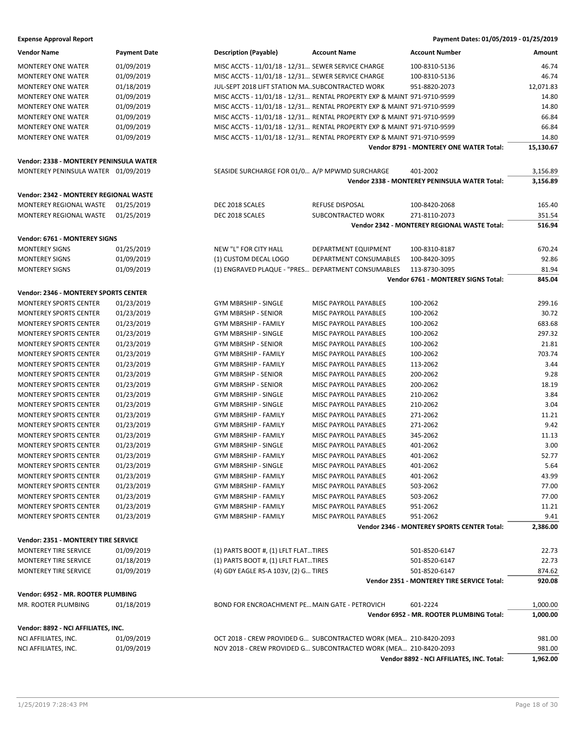**Expense Approval Report** — Payment Dates: 01/05/2019 - 01/25/2019

| Vendor Name | Payment Date | Description (Payable) | Account Name | Account Number | Amount |
|---|---|---|---|---|---|
| MONTEREY ONE WATER | 01/09/2019 | MISC ACCTS - 11/01/18 - 12/31... | SEWER SERVICE CHARGE | 100-8310-5136 | 46.74 |
| MONTEREY ONE WATER | 01/09/2019 | MISC ACCTS - 11/01/18 - 12/31... | SEWER SERVICE CHARGE | 100-8310-5136 | 46.74 |
| MONTEREY ONE WATER | 01/18/2019 | JUL-SEPT 2018 LIFT STATION MA... | SUBCONTRACTED WORK | 951-8820-2073 | 12,071.83 |
| MONTEREY ONE WATER | 01/09/2019 | MISC ACCTS - 11/01/18 - 12/31... | RENTAL PROPERTY EXP & MAINT | 971-9710-9599 | 14.80 |
| MONTEREY ONE WATER | 01/09/2019 | MISC ACCTS - 11/01/18 - 12/31... | RENTAL PROPERTY EXP & MAINT | 971-9710-9599 | 14.80 |
| MONTEREY ONE WATER | 01/09/2019 | MISC ACCTS - 11/01/18 - 12/31... | RENTAL PROPERTY EXP & MAINT | 971-9710-9599 | 66.84 |
| MONTEREY ONE WATER | 01/09/2019 | MISC ACCTS - 11/01/18 - 12/31... | RENTAL PROPERTY EXP & MAINT | 971-9710-9599 | 66.84 |
| MONTEREY ONE WATER | 01/09/2019 | MISC ACCTS - 11/01/18 - 12/31... | RENTAL PROPERTY EXP & MAINT | 971-9710-9599 | 14.80 |
| | | | | **Vendor 8791 - MONTEREY ONE WATER Total:** | **15,130.67** |
| **Vendor: 2338 - MONTEREY PENINSULA WATER** | | | | | |
| MONTEREY PENINSULA WATER | 01/09/2019 | SEASIDE SURCHARGE FOR 01/0... | A/P MPWMD SURCHARGE | 401-2002 | 3,156.89 |
| | | | | **Vendor 2338 - MONTEREY PENINSULA WATER Total:** | **3,156.89** |
| **Vendor: 2342 - MONTEREY REGIONAL WASTE** | | | | | |
| MONTEREY REGIONAL WASTE | 01/25/2019 | DEC 2018 SCALES | REFUSE DISPOSAL | 100-8420-2068 | 165.40 |
| MONTEREY REGIONAL WASTE | 01/25/2019 | DEC 2018 SCALES | SUBCONTRACTED WORK | 271-8110-2073 | 351.54 |
| | | | | **Vendor 2342 - MONTEREY REGIONAL WASTE Total:** | **516.94** |
| **Vendor: 6761 - MONTEREY SIGNS** | | | | | |
| MONTEREY SIGNS | 01/25/2019 | NEW "L" FOR CITY HALL | DEPARTMENT EQUIPMENT | 100-8310-8187 | 670.24 |
| MONTEREY SIGNS | 01/09/2019 | (1) CUSTOM DECAL LOGO | DEPARTMENT CONSUMABLES | 100-8420-3095 | 92.86 |
| MONTEREY SIGNS | 01/09/2019 | (1) ENGRAVED PLAQUE - "PRES... | DEPARTMENT CONSUMABLES | 113-8730-3095 | 81.94 |
| | | | | **Vendor 6761 - MONTEREY SIGNS Total:** | **845.04** |
| **Vendor: 2346 - MONTEREY SPORTS CENTER** | | | | | |
| MONTEREY SPORTS CENTER | 01/23/2019 | GYM MBRSHIP - SINGLE | MISC PAYROLL PAYABLES | 100-2062 | 299.16 |
| MONTEREY SPORTS CENTER | 01/23/2019 | GYM MBRSHP - SENIOR | MISC PAYROLL PAYABLES | 100-2062 | 30.72 |
| MONTEREY SPORTS CENTER | 01/23/2019 | GYM MBRSHIP - FAMILY | MISC PAYROLL PAYABLES | 100-2062 | 683.68 |
| MONTEREY SPORTS CENTER | 01/23/2019 | GYM MBRSHIP - SINGLE | MISC PAYROLL PAYABLES | 100-2062 | 297.32 |
| MONTEREY SPORTS CENTER | 01/23/2019 | GYM MBRSHP - SENIOR | MISC PAYROLL PAYABLES | 100-2062 | 21.81 |
| MONTEREY SPORTS CENTER | 01/23/2019 | GYM MBRSHIP - FAMILY | MISC PAYROLL PAYABLES | 100-2062 | 703.74 |
| MONTEREY SPORTS CENTER | 01/23/2019 | GYM MBRSHIP - FAMILY | MISC PAYROLL PAYABLES | 113-2062 | 3.44 |
| MONTEREY SPORTS CENTER | 01/23/2019 | GYM MBRSHP - SENIOR | MISC PAYROLL PAYABLES | 200-2062 | 9.28 |
| MONTEREY SPORTS CENTER | 01/23/2019 | GYM MBRSHP - SENIOR | MISC PAYROLL PAYABLES | 200-2062 | 18.19 |
| MONTEREY SPORTS CENTER | 01/23/2019 | GYM MBRSHIP - SINGLE | MISC PAYROLL PAYABLES | 210-2062 | 3.84 |
| MONTEREY SPORTS CENTER | 01/23/2019 | GYM MBRSHIP - SINGLE | MISC PAYROLL PAYABLES | 210-2062 | 3.04 |
| MONTEREY SPORTS CENTER | 01/23/2019 | GYM MBRSHIP - FAMILY | MISC PAYROLL PAYABLES | 271-2062 | 11.21 |
| MONTEREY SPORTS CENTER | 01/23/2019 | GYM MBRSHIP - FAMILY | MISC PAYROLL PAYABLES | 271-2062 | 9.42 |
| MONTEREY SPORTS CENTER | 01/23/2019 | GYM MBRSHIP - FAMILY | MISC PAYROLL PAYABLES | 345-2062 | 11.13 |
| MONTEREY SPORTS CENTER | 01/23/2019 | GYM MBRSHIP - SINGLE | MISC PAYROLL PAYABLES | 401-2062 | 3.00 |
| MONTEREY SPORTS CENTER | 01/23/2019 | GYM MBRSHIP - FAMILY | MISC PAYROLL PAYABLES | 401-2062 | 52.77 |
| MONTEREY SPORTS CENTER | 01/23/2019 | GYM MBRSHIP - SINGLE | MISC PAYROLL PAYABLES | 401-2062 | 5.64 |
| MONTEREY SPORTS CENTER | 01/23/2019 | GYM MBRSHIP - FAMILY | MISC PAYROLL PAYABLES | 401-2062 | 43.99 |
| MONTEREY SPORTS CENTER | 01/23/2019 | GYM MBRSHIP - FAMILY | MISC PAYROLL PAYABLES | 503-2062 | 77.00 |
| MONTEREY SPORTS CENTER | 01/23/2019 | GYM MBRSHIP - FAMILY | MISC PAYROLL PAYABLES | 503-2062 | 77.00 |
| MONTEREY SPORTS CENTER | 01/23/2019 | GYM MBRSHIP - FAMILY | MISC PAYROLL PAYABLES | 951-2062 | 11.21 |
| MONTEREY SPORTS CENTER | 01/23/2019 | GYM MBRSHIP - FAMILY | MISC PAYROLL PAYABLES | 951-2062 | 9.41 |
| | | | | **Vendor 2346 - MONTEREY SPORTS CENTER Total:** | **2,386.00** |
| **Vendor: 2351 - MONTEREY TIRE SERVICE** | | | | | |
| MONTEREY TIRE SERVICE | 01/09/2019 | (1) PARTS BOOT #, (1) LFLT FLAT... | TIRES | 501-8520-6147 | 22.73 |
| MONTEREY TIRE SERVICE | 01/18/2019 | (1) PARTS BOOT #, (1) LFLT FLAT... | TIRES | 501-8520-6147 | 22.73 |
| MONTEREY TIRE SERVICE | 01/09/2019 | (4) GDY EAGLE RS-A 103V, (2) G... | TIRES | 501-8520-6147 | 874.62 |
| | | | | **Vendor 2351 - MONTEREY TIRE SERVICE Total:** | **920.08** |
| **Vendor: 6952 - MR. ROOTER PLUMBING** | | | | | |
| MR. ROOTER PLUMBING | 01/18/2019 | BOND FOR ENCROACHMENT PE... | MAIN GATE - PETROVICH | 601-2224 | 1,000.00 |
| | | | | **Vendor 6952 - MR. ROOTER PLUMBING Total:** | **1,000.00** |
| **Vendor: 8892 - NCI AFFILIATES, INC.** | | | | | |
| NCI AFFILIATES, INC. | 01/09/2019 | OCT 2018 - CREW PROVIDED G... | SUBCONTRACTED WORK (MEA... | 210-8420-2093 | 981.00 |
| NCI AFFILIATES, INC. | 01/09/2019 | NOV 2018 - CREW PROVIDED G... | SUBCONTRACTED WORK (MEA... | 210-8420-2093 | 981.00 |
| | | | | **Vendor 8892 - NCI AFFILIATES, INC. Total:** | **1,962.00** |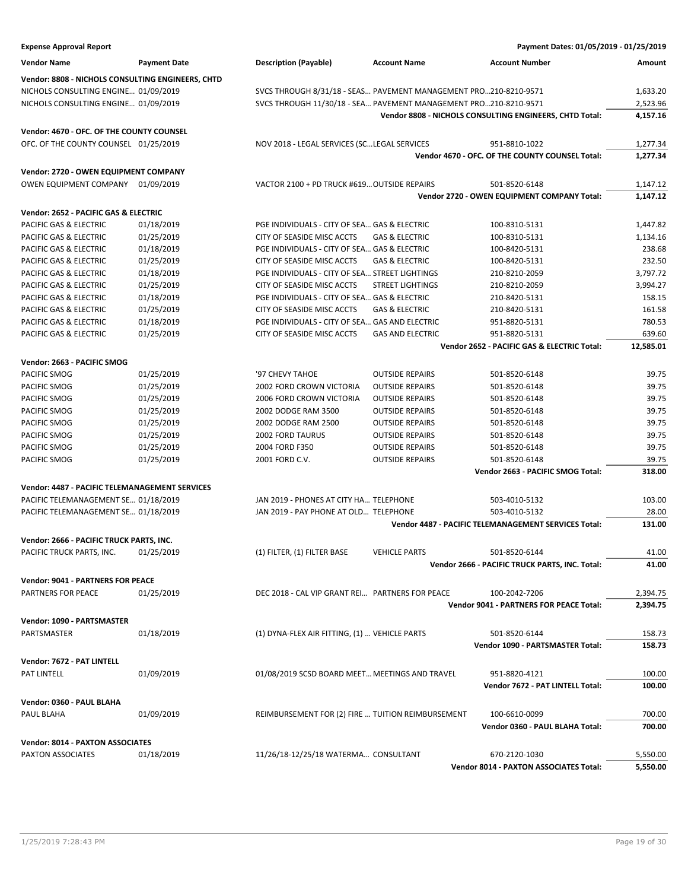**Expense Approval Report** — Payment Dates: 01/05/2019 - 01/25/2019

| Vendor Name | Payment Date | Description (Payable) | Account Name | Account Number | Amount |
|---|---|---|---|---|---|
| **Vendor: 8808 - NICHOLS CONSULTING ENGINEERS, CHTD** | | | | | |
| NICHOLS CONSULTING ENGINE… | 01/09/2019 | SVCS THROUGH 8/31/18 - SEAS… | PAVEMENT MANAGEMENT PRO… | 210-8210-9571 | 1,633.20 |
| NICHOLS CONSULTING ENGINE… | 01/09/2019 | SVCS THROUGH 11/30/18 - SEA… | PAVEMENT MANAGEMENT PRO… | 210-8210-9571 | 2,523.96 |
| | | | | **Vendor 8808 - NICHOLS CONSULTING ENGINEERS, CHTD Total:** | **4,157.16** |
| **Vendor: 4670 - OFC. OF THE COUNTY COUNSEL** | | | | | |
| OFC. OF THE COUNTY COUNSEL | 01/25/2019 | NOV 2018 - LEGAL SERVICES (SC… | LEGAL SERVICES | 951-8810-1022 | 1,277.34 |
| | | | | **Vendor 4670 - OFC. OF THE COUNTY COUNSEL Total:** | **1,277.34** |
| **Vendor: 2720 - OWEN EQUIPMENT COMPANY** | | | | | |
| OWEN EQUIPMENT COMPANY | 01/09/2019 | VACTOR 2100 + PD TRUCK #619… | OUTSIDE REPAIRS | 501-8520-6148 | 1,147.12 |
| | | | | **Vendor 2720 - OWEN EQUIPMENT COMPANY Total:** | **1,147.12** |
| **Vendor: 2652 - PACIFIC GAS & ELECTRIC** | | | | | |
| PACIFIC GAS & ELECTRIC | 01/18/2019 | PGE INDIVIDUALS - CITY OF SEA… | GAS & ELECTRIC | 100-8310-5131 | 1,447.82 |
| PACIFIC GAS & ELECTRIC | 01/25/2019 | CITY OF SEASIDE MISC ACCTS | GAS & ELECTRIC | 100-8310-5131 | 1,134.16 |
| PACIFIC GAS & ELECTRIC | 01/18/2019 | PGE INDIVIDUALS - CITY OF SEA… | GAS & ELECTRIC | 100-8420-5131 | 238.68 |
| PACIFIC GAS & ELECTRIC | 01/25/2019 | CITY OF SEASIDE MISC ACCTS | GAS & ELECTRIC | 100-8420-5131 | 232.50 |
| PACIFIC GAS & ELECTRIC | 01/18/2019 | PGE INDIVIDUALS - CITY OF SEA… | STREET LIGHTINGS | 210-8210-2059 | 3,797.72 |
| PACIFIC GAS & ELECTRIC | 01/25/2019 | CITY OF SEASIDE MISC ACCTS | STREET LIGHTINGS | 210-8210-2059 | 3,994.27 |
| PACIFIC GAS & ELECTRIC | 01/18/2019 | PGE INDIVIDUALS - CITY OF SEA… | GAS & ELECTRIC | 210-8420-5131 | 158.15 |
| PACIFIC GAS & ELECTRIC | 01/25/2019 | CITY OF SEASIDE MISC ACCTS | GAS & ELECTRIC | 210-8420-5131 | 161.58 |
| PACIFIC GAS & ELECTRIC | 01/18/2019 | PGE INDIVIDUALS - CITY OF SEA… | GAS AND ELECTRIC | 951-8820-5131 | 780.53 |
| PACIFIC GAS & ELECTRIC | 01/25/2019 | CITY OF SEASIDE MISC ACCTS | GAS AND ELECTRIC | 951-8820-5131 | 639.60 |
| | | | | **Vendor 2652 - PACIFIC GAS & ELECTRIC Total:** | **12,585.01** |
| **Vendor: 2663 - PACIFIC SMOG** | | | | | |
| PACIFIC SMOG | 01/25/2019 | '97 CHEVY TAHOE | OUTSIDE REPAIRS | 501-8520-6148 | 39.75 |
| PACIFIC SMOG | 01/25/2019 | 2002 FORD CROWN VICTORIA | OUTSIDE REPAIRS | 501-8520-6148 | 39.75 |
| PACIFIC SMOG | 01/25/2019 | 2006 FORD CROWN VICTORIA | OUTSIDE REPAIRS | 501-8520-6148 | 39.75 |
| PACIFIC SMOG | 01/25/2019 | 2002 DODGE RAM 3500 | OUTSIDE REPAIRS | 501-8520-6148 | 39.75 |
| PACIFIC SMOG | 01/25/2019 | 2002 DODGE RAM 2500 | OUTSIDE REPAIRS | 501-8520-6148 | 39.75 |
| PACIFIC SMOG | 01/25/2019 | 2002 FORD TAURUS | OUTSIDE REPAIRS | 501-8520-6148 | 39.75 |
| PACIFIC SMOG | 01/25/2019 | 2004 FORD F350 | OUTSIDE REPAIRS | 501-8520-6148 | 39.75 |
| PACIFIC SMOG | 01/25/2019 | 2001 FORD C.V. | OUTSIDE REPAIRS | 501-8520-6148 | 39.75 |
| | | | | **Vendor 2663 - PACIFIC SMOG Total:** | **318.00** |
| **Vendor: 4487 - PACIFIC TELEMANAGEMENT SERVICES** | | | | | |
| PACIFIC TELEMANAGEMENT SE… | 01/18/2019 | JAN 2019 - PHONES AT CITY HA… | TELEPHONE | 503-4010-5132 | 103.00 |
| PACIFIC TELEMANAGEMENT SE… | 01/18/2019 | JAN 2019 - PAY PHONE AT OLD… | TELEPHONE | 503-4010-5132 | 28.00 |
| | | | | **Vendor 4487 - PACIFIC TELEMANAGEMENT SERVICES Total:** | **131.00** |
| **Vendor: 2666 - PACIFIC TRUCK PARTS, INC.** | | | | | |
| PACIFIC TRUCK PARTS, INC. | 01/25/2019 | (1) FILTER, (1) FILTER BASE | VEHICLE PARTS | 501-8520-6144 | 41.00 |
| | | | | **Vendor 2666 - PACIFIC TRUCK PARTS, INC. Total:** | **41.00** |
| **Vendor: 9041 - PARTNERS FOR PEACE** | | | | | |
| PARTNERS FOR PEACE | 01/25/2019 | DEC 2018 - CAL VIP GRANT REI… | PARTNERS FOR PEACE | 100-2042-7206 | 2,394.75 |
| | | | | **Vendor 9041 - PARTNERS FOR PEACE Total:** | **2,394.75** |
| **Vendor: 1090 - PARTSMASTER** | | | | | |
| PARTSMASTER | 01/18/2019 | (1) DYNA-FLEX AIR FITTING, (1) … | VEHICLE PARTS | 501-8520-6144 | 158.73 |
| | | | | **Vendor 1090 - PARTSMASTER Total:** | **158.73** |
| **Vendor: 7672 - PAT LINTELL** | | | | | |
| PAT LINTELL | 01/09/2019 | 01/08/2019 SCSD BOARD MEET… | MEETINGS AND TRAVEL | 951-8820-4121 | 100.00 |
| | | | | **Vendor 7672 - PAT LINTELL Total:** | **100.00** |
| **Vendor: 0360 - PAUL BLAHA** | | | | | |
| PAUL BLAHA | 01/09/2019 | REIMBURSEMENT FOR (2) FIRE … | TUITION REIMBURSEMENT | 100-6610-0099 | 700.00 |
| | | | | **Vendor 0360 - PAUL BLAHA Total:** | **700.00** |
| **Vendor: 8014 - PAXTON ASSOCIATES** | | | | | |
| PAXTON ASSOCIATES | 01/18/2019 | 11/26/18-12/25/18 WATERMA… | CONSULTANT | 670-2120-1030 | 5,550.00 |
| | | | | **Vendor 8014 - PAXTON ASSOCIATES Total:** | **5,550.00** |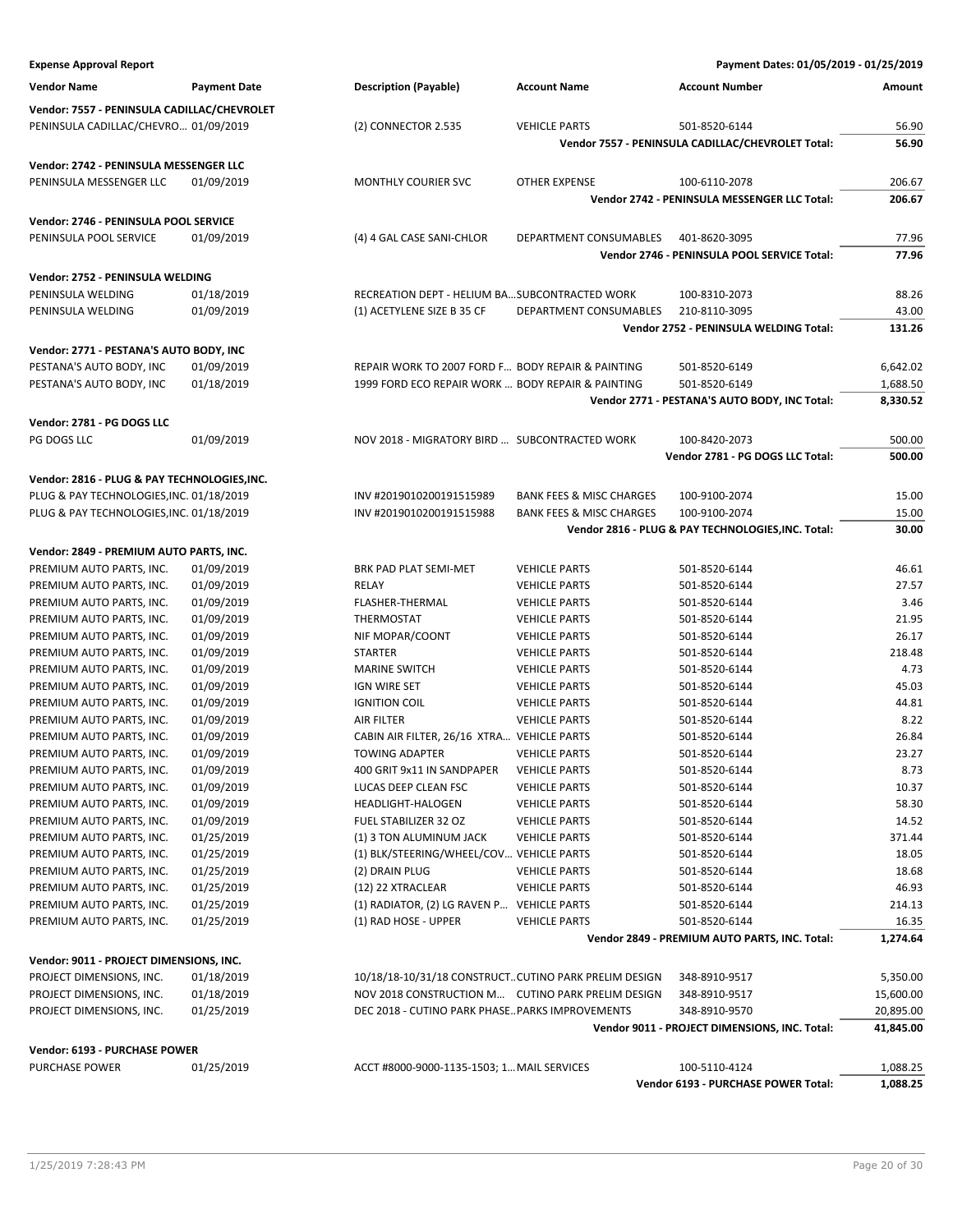**Expense Approval Report** — Payment Dates: 01/05/2019 - 01/25/2019

| Vendor Name | Payment Date | Description (Payable) | Account Name | Account Number | Amount |
|---|---|---|---|---|---|
| **Vendor: 7557 - PENINSULA CADILLAC/CHEVROLET** | | | | | |
| PENINSULA CADILLAC/CHEVRO... | 01/09/2019 | (2) CONNECTOR 2.535 | VEHICLE PARTS | 501-8520-6144 | 56.90 |
| | | | | **Vendor 7557 - PENINSULA CADILLAC/CHEVROLET Total:** | **56.90** |
| **Vendor: 2742 - PENINSULA MESSENGER LLC** | | | | | |
| PENINSULA MESSENGER LLC | 01/09/2019 | MONTHLY COURIER SVC | OTHER EXPENSE | 100-6110-2078 | 206.67 |
| | | | | **Vendor 2742 - PENINSULA MESSENGER LLC Total:** | **206.67** |
| **Vendor: 2746 - PENINSULA POOL SERVICE** | | | | | |
| PENINSULA POOL SERVICE | 01/09/2019 | (4) 4 GAL CASE SANI-CHLOR | DEPARTMENT CONSUMABLES | 401-8620-3095 | 77.96 |
| | | | | **Vendor 2746 - PENINSULA POOL SERVICE Total:** | **77.96** |
| **Vendor: 2752 - PENINSULA WELDING** | | | | | |
| PENINSULA WELDING | 01/18/2019 | RECREATION DEPT - HELIUM BA... | SUBCONTRACTED WORK | 100-8310-2073 | 88.26 |
| PENINSULA WELDING | 01/09/2019 | (1) ACETYLENE SIZE B 35 CF | DEPARTMENT CONSUMABLES | 210-8110-3095 | 43.00 |
| | | | | **Vendor 2752 - PENINSULA WELDING Total:** | **131.26** |
| **Vendor: 2771 - PESTANA'S AUTO BODY, INC** | | | | | |
| PESTANA'S AUTO BODY, INC | 01/09/2019 | REPAIR WORK TO 2007 FORD F... | BODY REPAIR & PAINTING | 501-8520-6149 | 6,642.02 |
| PESTANA'S AUTO BODY, INC | 01/18/2019 | 1999 FORD ECO REPAIR WORK ... | BODY REPAIR & PAINTING | 501-8520-6149 | 1,688.50 |
| | | | | **Vendor 2771 - PESTANA'S AUTO BODY, INC Total:** | **8,330.52** |
| **Vendor: 2781 - PG DOGS LLC** | | | | | |
| PG DOGS LLC | 01/09/2019 | NOV 2018 - MIGRATORY BIRD ... | SUBCONTRACTED WORK | 100-8420-2073 | 500.00 |
| | | | | **Vendor 2781 - PG DOGS LLC Total:** | **500.00** |
| **Vendor: 2816 - PLUG & PAY TECHNOLOGIES,INC.** | | | | | |
| PLUG & PAY TECHNOLOGIES,INC. | 01/18/2019 | INV #2019010200191515989 | BANK FEES & MISC CHARGES | 100-9100-2074 | 15.00 |
| PLUG & PAY TECHNOLOGIES,INC. | 01/18/2019 | INV #2019010200191515988 | BANK FEES & MISC CHARGES | 100-9100-2074 | 15.00 |
| | | | | **Vendor 2816 - PLUG & PAY TECHNOLOGIES,INC. Total:** | **30.00** |
| **Vendor: 2849 - PREMIUM AUTO PARTS, INC.** | | | | | |
| PREMIUM AUTO PARTS, INC. | 01/09/2019 | BRK PAD PLAT SEMI-MET | VEHICLE PARTS | 501-8520-6144 | 46.61 |
| PREMIUM AUTO PARTS, INC. | 01/09/2019 | RELAY | VEHICLE PARTS | 501-8520-6144 | 27.57 |
| PREMIUM AUTO PARTS, INC. | 01/09/2019 | FLASHER-THERMAL | VEHICLE PARTS | 501-8520-6144 | 3.46 |
| PREMIUM AUTO PARTS, INC. | 01/09/2019 | THERMOSTAT | VEHICLE PARTS | 501-8520-6144 | 21.95 |
| PREMIUM AUTO PARTS, INC. | 01/09/2019 | NIF MOPAR/COONT | VEHICLE PARTS | 501-8520-6144 | 26.17 |
| PREMIUM AUTO PARTS, INC. | 01/09/2019 | STARTER | VEHICLE PARTS | 501-8520-6144 | 218.48 |
| PREMIUM AUTO PARTS, INC. | 01/09/2019 | MARINE SWITCH | VEHICLE PARTS | 501-8520-6144 | 4.73 |
| PREMIUM AUTO PARTS, INC. | 01/09/2019 | IGN WIRE SET | VEHICLE PARTS | 501-8520-6144 | 45.03 |
| PREMIUM AUTO PARTS, INC. | 01/09/2019 | IGNITION COIL | VEHICLE PARTS | 501-8520-6144 | 44.81 |
| PREMIUM AUTO PARTS, INC. | 01/09/2019 | AIR FILTER | VEHICLE PARTS | 501-8520-6144 | 8.22 |
| PREMIUM AUTO PARTS, INC. | 01/09/2019 | CABIN AIR FILTER, 26/16 XTRA... | VEHICLE PARTS | 501-8520-6144 | 26.84 |
| PREMIUM AUTO PARTS, INC. | 01/09/2019 | TOWING ADAPTER | VEHICLE PARTS | 501-8520-6144 | 23.27 |
| PREMIUM AUTO PARTS, INC. | 01/09/2019 | 400 GRIT 9x11 IN SANDPAPER | VEHICLE PARTS | 501-8520-6144 | 8.73 |
| PREMIUM AUTO PARTS, INC. | 01/09/2019 | LUCAS DEEP CLEAN FSC | VEHICLE PARTS | 501-8520-6144 | 10.37 |
| PREMIUM AUTO PARTS, INC. | 01/09/2019 | HEADLIGHT-HALOGEN | VEHICLE PARTS | 501-8520-6144 | 58.30 |
| PREMIUM AUTO PARTS, INC. | 01/09/2019 | FUEL STABILIZER 32 OZ | VEHICLE PARTS | 501-8520-6144 | 14.52 |
| PREMIUM AUTO PARTS, INC. | 01/25/2019 | (1) 3 TON ALUMINUM JACK | VEHICLE PARTS | 501-8520-6144 | 371.44 |
| PREMIUM AUTO PARTS, INC. | 01/25/2019 | (1) BLK/STEERING/WHEEL/COV... | VEHICLE PARTS | 501-8520-6144 | 18.05 |
| PREMIUM AUTO PARTS, INC. | 01/25/2019 | (2) DRAIN PLUG | VEHICLE PARTS | 501-8520-6144 | 18.68 |
| PREMIUM AUTO PARTS, INC. | 01/25/2019 | (12) 22 XTRACLEAR | VEHICLE PARTS | 501-8520-6144 | 46.93 |
| PREMIUM AUTO PARTS, INC. | 01/25/2019 | (1) RADIATOR, (2) LG RAVEN P... | VEHICLE PARTS | 501-8520-6144 | 214.13 |
| PREMIUM AUTO PARTS, INC. | 01/25/2019 | (1) RAD HOSE - UPPER | VEHICLE PARTS | 501-8520-6144 | 16.35 |
| | | | | **Vendor 2849 - PREMIUM AUTO PARTS, INC. Total:** | **1,274.64** |
| **Vendor: 9011 - PROJECT DIMENSIONS, INC.** | | | | | |
| PROJECT DIMENSIONS, INC. | 01/18/2019 | 10/18/18-10/31/18 CONSTRUCT... | CUTINO PARK PRELIM DESIGN | 348-8910-9517 | 5,350.00 |
| PROJECT DIMENSIONS, INC. | 01/18/2019 | NOV 2018 CONSTRUCTION M... | CUTINO PARK PRELIM DESIGN | 348-8910-9517 | 15,600.00 |
| PROJECT DIMENSIONS, INC. | 01/25/2019 | DEC 2018 - CUTINO PARK PHASE... | PARKS IMPROVEMENTS | 348-8910-9570 | 20,895.00 |
| | | | | **Vendor 9011 - PROJECT DIMENSIONS, INC. Total:** | **41,845.00** |
| **Vendor: 6193 - PURCHASE POWER** | | | | | |
| PURCHASE POWER | 01/25/2019 | ACCT #8000-9000-1135-1503; 1... | MAIL SERVICES | 100-5110-4124 | 1,088.25 |
| | | | | **Vendor 6193 - PURCHASE POWER Total:** | **1,088.25** |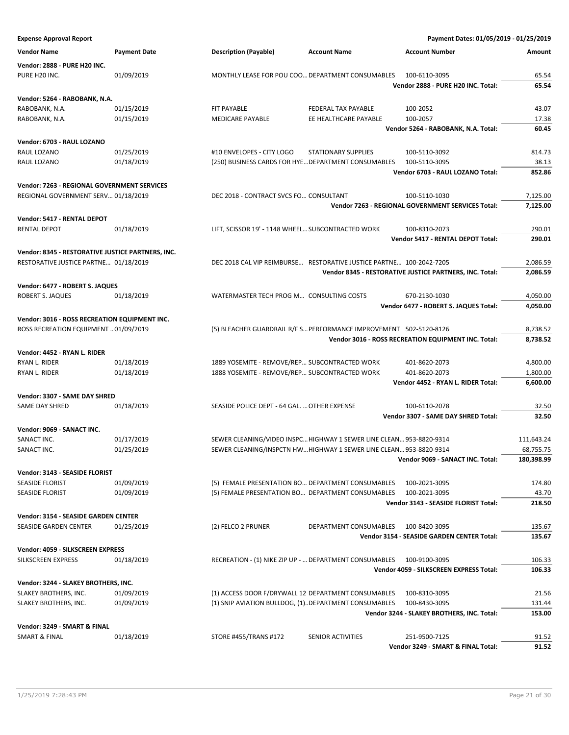**Expense Approval Report** — Payment Dates: 01/05/2019 - 01/25/2019

| Vendor Name | Payment Date | Description (Payable) | Account Name | Account Number | Amount |
|---|---|---|---|---|---|
| **Vendor: 2888 - PURE H20 INC.** | | | | | |
| PURE H20 INC. | 01/09/2019 | MONTHLY LEASE FOR POU COO... | DEPARTMENT CONSUMABLES | 100-6110-3095 | 65.54 |
| | | | | **Vendor 2888 - PURE H20 INC. Total:** | **65.54** |
| **Vendor: 5264 - RABOBANK, N.A.** | | | | | |
| RABOBANK, N.A. | 01/15/2019 | FIT PAYABLE | FEDERAL TAX PAYABLE | 100-2052 | 43.07 |
| RABOBANK, N.A. | 01/15/2019 | MEDICARE PAYABLE | EE HEALTHCARE PAYABLE | 100-2057 | 17.38 |
| | | | | **Vendor 5264 - RABOBANK, N.A. Total:** | **60.45** |
| **Vendor: 6703 - RAUL LOZANO** | | | | | |
| RAUL LOZANO | 01/25/2019 | #10 ENVELOPES - CITY LOGO | STATIONARY SUPPLIES | 100-5110-3092 | 814.73 |
| RAUL LOZANO | 01/18/2019 | (250) BUSINESS CARDS FOR HYE... | DEPARTMENT CONSUMABLES | 100-5110-3095 | 38.13 |
| | | | | **Vendor 6703 - RAUL LOZANO Total:** | **852.86** |
| **Vendor: 7263 - REGIONAL GOVERNMENT SERVICES** | | | | | |
| REGIONAL GOVERNMENT SERV... | 01/18/2019 | DEC 2018 - CONTRACT SVCS FO... | CONSULTANT | 100-5110-1030 | 7,125.00 |
| | | | | **Vendor 7263 - REGIONAL GOVERNMENT SERVICES Total:** | **7,125.00** |
| **Vendor: 5417 - RENTAL DEPOT** | | | | | |
| RENTAL DEPOT | 01/18/2019 | LIFT, SCISSOR 19' - 1148 WHEEL... | SUBCONTRACTED WORK | 100-8310-2073 | 290.01 |
| | | | | **Vendor 5417 - RENTAL DEPOT Total:** | **290.01** |
| **Vendor: 8345 - RESTORATIVE JUSTICE PARTNERS, INC.** | | | | | |
| RESTORATIVE JUSTICE PARTNE... | 01/18/2019 | DEC 2018 CAL VIP REIMBURSE... | RESTORATIVE JUSTICE PARTNE... | 100-2042-7205 | 2,086.59 |
| | | | | **Vendor 8345 - RESTORATIVE JUSTICE PARTNERS, INC. Total:** | **2,086.59** |
| **Vendor: 6477 - ROBERT S. JAQUES** | | | | | |
| ROBERT S. JAQUES | 01/18/2019 | WATERMASTER TECH PROG M... | CONSULTING COSTS | 670-2130-1030 | 4,050.00 |
| | | | | **Vendor 6477 - ROBERT S. JAQUES Total:** | **4,050.00** |
| **Vendor: 3016 - ROSS RECREATION EQUIPMENT INC.** | | | | | |
| ROSS RECREATION EQUIPMENT ... | 01/09/2019 | (5) BLEACHER GUARDRAIL R/F S... | PERFORMANCE IMPROVEMENT | 502-5120-8126 | 8,738.52 |
| | | | | **Vendor 3016 - ROSS RECREATION EQUIPMENT INC. Total:** | **8,738.52** |
| **Vendor: 4452 - RYAN L. RIDER** | | | | | |
| RYAN L. RIDER | 01/18/2019 | 1889 YOSEMITE - REMOVE/REP... | SUBCONTRACTED WORK | 401-8620-2073 | 4,800.00 |
| RYAN L. RIDER | 01/18/2019 | 1888 YOSEMITE - REMOVE/REP... | SUBCONTRACTED WORK | 401-8620-2073 | 1,800.00 |
| | | | | **Vendor 4452 - RYAN L. RIDER Total:** | **6,600.00** |
| **Vendor: 3307 - SAME DAY SHRED** | | | | | |
| SAME DAY SHRED | 01/18/2019 | SEASIDE POLICE DEPT - 64 GAL. ... | OTHER EXPENSE | 100-6110-2078 | 32.50 |
| | | | | **Vendor 3307 - SAME DAY SHRED Total:** | **32.50** |
| **Vendor: 9069 - SANACT INC.** | | | | | |
| SANACT INC. | 01/17/2019 | SEWER CLEANING/VIDEO INSPC... | HIGHWAY 1 SEWER LINE CLEAN... | 953-8820-9314 | 111,643.24 |
| SANACT INC. | 01/25/2019 | SEWER CLEANING/INSPCTN HW... | HIGHWAY 1 SEWER LINE CLEAN... | 953-8820-9314 | 68,755.75 |
| | | | | **Vendor 9069 - SANACT INC. Total:** | **180,398.99** |
| **Vendor: 3143 - SEASIDE FLORIST** | | | | | |
| SEASIDE FLORIST | 01/09/2019 | (5) FEMALE PRESENTATION BO... | DEPARTMENT CONSUMABLES | 100-2021-3095 | 174.80 |
| SEASIDE FLORIST | 01/09/2019 | (5) FEMALE PRESENTATION BO... | DEPARTMENT CONSUMABLES | 100-2021-3095 | 43.70 |
| | | | | **Vendor 3143 - SEASIDE FLORIST Total:** | **218.50** |
| **Vendor: 3154 - SEASIDE GARDEN CENTER** | | | | | |
| SEASIDE GARDEN CENTER | 01/25/2019 | (2) FELCO 2 PRUNER | DEPARTMENT CONSUMABLES | 100-8420-3095 | 135.67 |
| | | | | **Vendor 3154 - SEASIDE GARDEN CENTER Total:** | **135.67** |
| **Vendor: 4059 - SILKSCREEN EXPRESS** | | | | | |
| SILKSCREEN EXPRESS | 01/18/2019 | RECREATION - (1) NIKE ZIP UP - ... | DEPARTMENT CONSUMABLES | 100-9100-3095 | 106.33 |
| | | | | **Vendor 4059 - SILKSCREEN EXPRESS Total:** | **106.33** |
| **Vendor: 3244 - SLAKEY BROTHERS, INC.** | | | | | |
| SLAKEY BROTHERS, INC. | 01/09/2019 | (1) ACCESS DOOR F/DRYWALL 12 | DEPARTMENT CONSUMABLES | 100-8310-3095 | 21.56 |
| SLAKEY BROTHERS, INC. | 01/09/2019 | (1) SNIP AVIATION BULLDOG, (1)... | DEPARTMENT CONSUMABLES | 100-8430-3095 | 131.44 |
| | | | | **Vendor 3244 - SLAKEY BROTHERS, INC. Total:** | **153.00** |
| **Vendor: 3249 - SMART & FINAL** | | | | | |
| SMART & FINAL | 01/18/2019 | STORE #455/TRANS #172 | SENIOR ACTIVITIES | 251-9500-7125 | 91.52 |
| | | | | **Vendor 3249 - SMART & FINAL Total:** | **91.52** |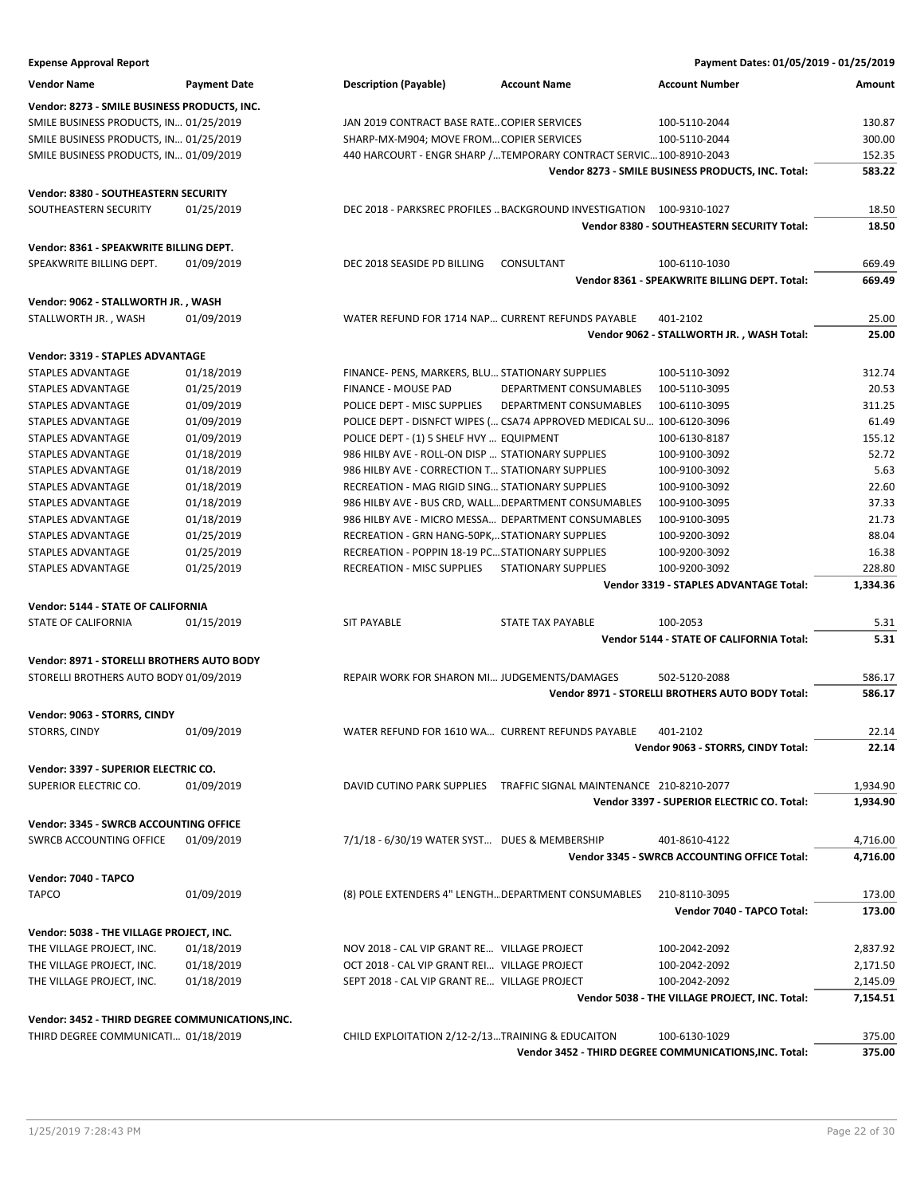**Expense Approval Report** — Payment Dates: 01/05/2019 - 01/25/2019

| Vendor Name | Payment Date | Description (Payable) | Account Name | Account Number | Amount |
|---|---|---|---|---|---|
| **Vendor: 8273 - SMILE BUSINESS PRODUCTS, INC.** | | | | | |
| SMILE BUSINESS PRODUCTS, IN… | 01/25/2019 | JAN 2019 CONTRACT BASE RATE… | COPIER SERVICES | 100-5110-2044 | 130.87 |
| SMILE BUSINESS PRODUCTS, IN… | 01/25/2019 | SHARP-MX-M904; MOVE FROM… | COPIER SERVICES | 100-5110-2044 | 300.00 |
| SMILE BUSINESS PRODUCTS, IN… | 01/09/2019 | 440 HARCOURT - ENGR SHARP /… | TEMPORARY CONTRACT SERVIC… | 100-8910-2043 | 152.35 |
| | | | | **Vendor 8273 - SMILE BUSINESS PRODUCTS, INC. Total:** | **583.22** |
| **Vendor: 8380 - SOUTHEASTERN SECURITY** | | | | | |
| SOUTHEASTERN SECURITY | 01/25/2019 | DEC 2018 - PARKSREC PROFILES … | BACKGROUND INVESTIGATION | 100-9310-1027 | 18.50 |
| | | | | **Vendor 8380 - SOUTHEASTERN SECURITY Total:** | **18.50** |
| **Vendor: 8361 - SPEAKWRITE BILLING DEPT.** | | | | | |
| SPEAKWRITE BILLING DEPT. | 01/09/2019 | DEC 2018 SEASIDE PD BILLING | CONSULTANT | 100-6110-1030 | 669.49 |
| | | | | **Vendor 8361 - SPEAKWRITE BILLING DEPT. Total:** | **669.49** |
| **Vendor: 9062 - STALLWORTH JR. , WASH** | | | | | |
| STALLWORTH JR. , WASH | 01/09/2019 | WATER REFUND FOR 1714 NAP… | CURRENT REFUNDS PAYABLE | 401-2102 | 25.00 |
| | | | | **Vendor 9062 - STALLWORTH JR. , WASH Total:** | **25.00** |
| **Vendor: 3319 - STAPLES ADVANTAGE** | | | | | |
| STAPLES ADVANTAGE | 01/18/2019 | FINANCE- PENS, MARKERS, BLU… | STATIONARY SUPPLIES | 100-5110-3092 | 312.74 |
| STAPLES ADVANTAGE | 01/25/2019 | FINANCE - MOUSE PAD | DEPARTMENT CONSUMABLES | 100-5110-3095 | 20.53 |
| STAPLES ADVANTAGE | 01/09/2019 | POLICE DEPT - MISC SUPPLIES | DEPARTMENT CONSUMABLES | 100-6110-3095 | 311.25 |
| STAPLES ADVANTAGE | 01/09/2019 | POLICE DEPT - DISNFCT WIPES (… | CSA74 APPROVED MEDICAL SU… | 100-6120-3096 | 61.49 |
| STAPLES ADVANTAGE | 01/09/2019 | POLICE DEPT - (1) 5 SHELF HVY … | EQUIPMENT | 100-6130-8187 | 155.12 |
| STAPLES ADVANTAGE | 01/18/2019 | 986 HILBY AVE - ROLL-ON DISP … | STATIONARY SUPPLIES | 100-9100-3092 | 52.72 |
| STAPLES ADVANTAGE | 01/18/2019 | 986 HILBY AVE - CORRECTION T… | STATIONARY SUPPLIES | 100-9100-3092 | 5.63 |
| STAPLES ADVANTAGE | 01/18/2019 | RECREATION - MAG RIGID SING… | STATIONARY SUPPLIES | 100-9100-3092 | 22.60 |
| STAPLES ADVANTAGE | 01/18/2019 | 986 HILBY AVE - BUS CRD, WALL… | DEPARTMENT CONSUMABLES | 100-9100-3095 | 37.33 |
| STAPLES ADVANTAGE | 01/18/2019 | 986 HILBY AVE - MICRO MESSA… | DEPARTMENT CONSUMABLES | 100-9100-3095 | 21.73 |
| STAPLES ADVANTAGE | 01/25/2019 | RECREATION - GRN HANG-50PK,… | STATIONARY SUPPLIES | 100-9200-3092 | 88.04 |
| STAPLES ADVANTAGE | 01/25/2019 | RECREATION - POPPIN 18-19 PC… | STATIONARY SUPPLIES | 100-9200-3092 | 16.38 |
| STAPLES ADVANTAGE | 01/25/2019 | RECREATION - MISC SUPPLIES | STATIONARY SUPPLIES | 100-9200-3092 | 228.80 |
| | | | | **Vendor 3319 - STAPLES ADVANTAGE Total:** | **1,334.36** |
| **Vendor: 5144 - STATE OF CALIFORNIA** | | | | | |
| STATE OF CALIFORNIA | 01/15/2019 | SIT PAYABLE | STATE TAX PAYABLE | 100-2053 | 5.31 |
| | | | | **Vendor 5144 - STATE OF CALIFORNIA Total:** | **5.31** |
| **Vendor: 8971 - STORELLI BROTHERS AUTO BODY** | | | | | |
| STORELLI BROTHERS AUTO BODY | 01/09/2019 | REPAIR WORK FOR SHARON MI… | JUDGEMENTS/DAMAGES | 502-5120-2088 | 586.17 |
| | | | | **Vendor 8971 - STORELLI BROTHERS AUTO BODY Total:** | **586.17** |
| **Vendor: 9063 - STORRS, CINDY** | | | | | |
| STORRS, CINDY | 01/09/2019 | WATER REFUND FOR 1610 WA… | CURRENT REFUNDS PAYABLE | 401-2102 | 22.14 |
| | | | | **Vendor 9063 - STORRS, CINDY Total:** | **22.14** |
| **Vendor: 3397 - SUPERIOR ELECTRIC CO.** | | | | | |
| SUPERIOR ELECTRIC CO. | 01/09/2019 | DAVID CUTINO PARK SUPPLIES | TRAFFIC SIGNAL MAINTENANCE | 210-8210-2077 | 1,934.90 |
| | | | | **Vendor 3397 - SUPERIOR ELECTRIC CO. Total:** | **1,934.90** |
| **Vendor: 3345 - SWRCB ACCOUNTING OFFICE** | | | | | |
| SWRCB ACCOUNTING OFFICE | 01/09/2019 | 7/1/18 - 6/30/19 WATER SYST… | DUES & MEMBERSHIP | 401-8610-4122 | 4,716.00 |
| | | | | **Vendor 3345 - SWRCB ACCOUNTING OFFICE Total:** | **4,716.00** |
| **Vendor: 7040 - TAPCO** | | | | | |
| TAPCO | 01/09/2019 | (8) POLE EXTENDERS 4" LENGTH… | DEPARTMENT CONSUMABLES | 210-8110-3095 | 173.00 |
| | | | | **Vendor 7040 - TAPCO Total:** | **173.00** |
| **Vendor: 5038 - THE VILLAGE PROJECT, INC.** | | | | | |
| THE VILLAGE PROJECT, INC. | 01/18/2019 | NOV 2018 - CAL VIP GRANT RE… | VILLAGE PROJECT | 100-2042-2092 | 2,837.92 |
| THE VILLAGE PROJECT, INC. | 01/18/2019 | OCT 2018 - CAL VIP GRANT REI… | VILLAGE PROJECT | 100-2042-2092 | 2,171.50 |
| THE VILLAGE PROJECT, INC. | 01/18/2019 | SEPT 2018 - CAL VIP GRANT RE… | VILLAGE PROJECT | 100-2042-2092 | 2,145.09 |
| | | | | **Vendor 5038 - THE VILLAGE PROJECT, INC. Total:** | **7,154.51** |
| **Vendor: 3452 - THIRD DEGREE COMMUNICATIONS,INC.** | | | | | |
| THIRD DEGREE COMMUNICATI… | 01/18/2019 | CHILD EXPLOITATION 2/12-2/13… | TRAINING & EDUCAITON | 100-6130-1029 | 375.00 |
| | | | | **Vendor 3452 - THIRD DEGREE COMMUNICATIONS,INC. Total:** | **375.00** |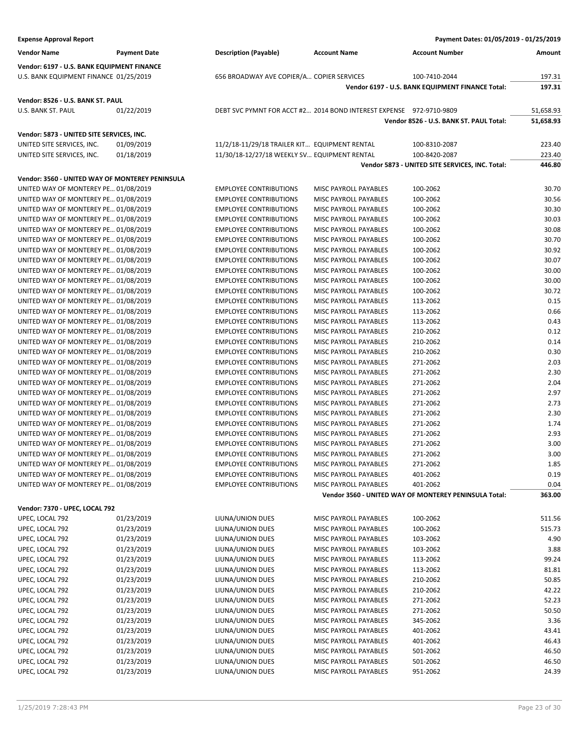**Expense Approval Report** — Payment Dates: 01/05/2019 - 01/25/2019

| Vendor Name | Payment Date | Description (Payable) | Account Name | Account Number | Amount |
|---|---|---|---|---|---|
| **Vendor: 6197 - U.S. BANK EQUIPMENT FINANCE** | | | | | |
| U.S. BANK EQUIPMENT FINANCE | 01/25/2019 | 656 BROADWAY AVE COPIER/A... | COPIER SERVICES | 100-7410-2044 | 197.31 |
| | | | | **Vendor 6197 - U.S. BANK EQUIPMENT FINANCE Total:** | **197.31** |
| **Vendor: 8526 - U.S. BANK ST. PAUL** | | | | | |
| U.S. BANK ST. PAUL | 01/22/2019 | DEBT SVC PYMNT FOR ACCT #2... | 2014 BOND INTEREST EXPENSE | 972-9710-9809 | 51,658.93 |
| | | | | **Vendor 8526 - U.S. BANK ST. PAUL Total:** | **51,658.93** |
| **Vendor: 5873 - UNITED SITE SERVICES, INC.** | | | | | |
| UNITED SITE SERVICES, INC. | 01/09/2019 | 11/2/18-11/29/18 TRAILER KIT... | EQUIPMENT RENTAL | 100-8310-2087 | 223.40 |
| UNITED SITE SERVICES, INC. | 01/18/2019 | 11/30/18-12/27/18 WEEKLY SV... | EQUIPMENT RENTAL | 100-8420-2087 | 223.40 |
| | | | | **Vendor 5873 - UNITED SITE SERVICES, INC. Total:** | **446.80** |
| **Vendor: 3560 - UNITED WAY OF MONTEREY PENINSULA** | | | | | |
| UNITED WAY OF MONTEREY PE... | 01/08/2019 | EMPLOYEE CONTRIBUTIONS | MISC PAYROLL PAYABLES | 100-2062 | 30.70 |
| UNITED WAY OF MONTEREY PE... | 01/08/2019 | EMPLOYEE CONTRIBUTIONS | MISC PAYROLL PAYABLES | 100-2062 | 30.56 |
| UNITED WAY OF MONTEREY PE... | 01/08/2019 | EMPLOYEE CONTRIBUTIONS | MISC PAYROLL PAYABLES | 100-2062 | 30.30 |
| UNITED WAY OF MONTEREY PE... | 01/08/2019 | EMPLOYEE CONTRIBUTIONS | MISC PAYROLL PAYABLES | 100-2062 | 30.03 |
| UNITED WAY OF MONTEREY PE... | 01/08/2019 | EMPLOYEE CONTRIBUTIONS | MISC PAYROLL PAYABLES | 100-2062 | 30.08 |
| UNITED WAY OF MONTEREY PE... | 01/08/2019 | EMPLOYEE CONTRIBUTIONS | MISC PAYROLL PAYABLES | 100-2062 | 30.70 |
| UNITED WAY OF MONTEREY PE... | 01/08/2019 | EMPLOYEE CONTRIBUTIONS | MISC PAYROLL PAYABLES | 100-2062 | 30.92 |
| UNITED WAY OF MONTEREY PE... | 01/08/2019 | EMPLOYEE CONTRIBUTIONS | MISC PAYROLL PAYABLES | 100-2062 | 30.07 |
| UNITED WAY OF MONTEREY PE... | 01/08/2019 | EMPLOYEE CONTRIBUTIONS | MISC PAYROLL PAYABLES | 100-2062 | 30.00 |
| UNITED WAY OF MONTEREY PE... | 01/08/2019 | EMPLOYEE CONTRIBUTIONS | MISC PAYROLL PAYABLES | 100-2062 | 30.00 |
| UNITED WAY OF MONTEREY PE... | 01/08/2019 | EMPLOYEE CONTRIBUTIONS | MISC PAYROLL PAYABLES | 100-2062 | 30.72 |
| UNITED WAY OF MONTEREY PE... | 01/08/2019 | EMPLOYEE CONTRIBUTIONS | MISC PAYROLL PAYABLES | 113-2062 | 0.15 |
| UNITED WAY OF MONTEREY PE... | 01/08/2019 | EMPLOYEE CONTRIBUTIONS | MISC PAYROLL PAYABLES | 113-2062 | 0.66 |
| UNITED WAY OF MONTEREY PE... | 01/08/2019 | EMPLOYEE CONTRIBUTIONS | MISC PAYROLL PAYABLES | 113-2062 | 0.43 |
| UNITED WAY OF MONTEREY PE... | 01/08/2019 | EMPLOYEE CONTRIBUTIONS | MISC PAYROLL PAYABLES | 210-2062 | 0.12 |
| UNITED WAY OF MONTEREY PE... | 01/08/2019 | EMPLOYEE CONTRIBUTIONS | MISC PAYROLL PAYABLES | 210-2062 | 0.14 |
| UNITED WAY OF MONTEREY PE... | 01/08/2019 | EMPLOYEE CONTRIBUTIONS | MISC PAYROLL PAYABLES | 210-2062 | 0.30 |
| UNITED WAY OF MONTEREY PE... | 01/08/2019 | EMPLOYEE CONTRIBUTIONS | MISC PAYROLL PAYABLES | 271-2062 | 2.03 |
| UNITED WAY OF MONTEREY PE... | 01/08/2019 | EMPLOYEE CONTRIBUTIONS | MISC PAYROLL PAYABLES | 271-2062 | 2.30 |
| UNITED WAY OF MONTEREY PE... | 01/08/2019 | EMPLOYEE CONTRIBUTIONS | MISC PAYROLL PAYABLES | 271-2062 | 2.04 |
| UNITED WAY OF MONTEREY PE... | 01/08/2019 | EMPLOYEE CONTRIBUTIONS | MISC PAYROLL PAYABLES | 271-2062 | 2.97 |
| UNITED WAY OF MONTEREY PE... | 01/08/2019 | EMPLOYEE CONTRIBUTIONS | MISC PAYROLL PAYABLES | 271-2062 | 2.73 |
| UNITED WAY OF MONTEREY PE... | 01/08/2019 | EMPLOYEE CONTRIBUTIONS | MISC PAYROLL PAYABLES | 271-2062 | 2.30 |
| UNITED WAY OF MONTEREY PE... | 01/08/2019 | EMPLOYEE CONTRIBUTIONS | MISC PAYROLL PAYABLES | 271-2062 | 1.74 |
| UNITED WAY OF MONTEREY PE... | 01/08/2019 | EMPLOYEE CONTRIBUTIONS | MISC PAYROLL PAYABLES | 271-2062 | 2.93 |
| UNITED WAY OF MONTEREY PE... | 01/08/2019 | EMPLOYEE CONTRIBUTIONS | MISC PAYROLL PAYABLES | 271-2062 | 3.00 |
| UNITED WAY OF MONTEREY PE... | 01/08/2019 | EMPLOYEE CONTRIBUTIONS | MISC PAYROLL PAYABLES | 271-2062 | 3.00 |
| UNITED WAY OF MONTEREY PE... | 01/08/2019 | EMPLOYEE CONTRIBUTIONS | MISC PAYROLL PAYABLES | 271-2062 | 1.85 |
| UNITED WAY OF MONTEREY PE... | 01/08/2019 | EMPLOYEE CONTRIBUTIONS | MISC PAYROLL PAYABLES | 401-2062 | 0.19 |
| UNITED WAY OF MONTEREY PE... | 01/08/2019 | EMPLOYEE CONTRIBUTIONS | MISC PAYROLL PAYABLES | 401-2062 | 0.04 |
| | | | | **Vendor 3560 - UNITED WAY OF MONTEREY PENINSULA Total:** | **363.00** |
| **Vendor: 7370 - UPEC, LOCAL 792** | | | | | |
| UPEC, LOCAL 792 | 01/23/2019 | LIUNA/UNION DUES | MISC PAYROLL PAYABLES | 100-2062 | 511.56 |
| UPEC, LOCAL 792 | 01/23/2019 | LIUNA/UNION DUES | MISC PAYROLL PAYABLES | 100-2062 | 515.73 |
| UPEC, LOCAL 792 | 01/23/2019 | LIUNA/UNION DUES | MISC PAYROLL PAYABLES | 103-2062 | 4.90 |
| UPEC, LOCAL 792 | 01/23/2019 | LIUNA/UNION DUES | MISC PAYROLL PAYABLES | 103-2062 | 3.88 |
| UPEC, LOCAL 792 | 01/23/2019 | LIUNA/UNION DUES | MISC PAYROLL PAYABLES | 113-2062 | 99.24 |
| UPEC, LOCAL 792 | 01/23/2019 | LIUNA/UNION DUES | MISC PAYROLL PAYABLES | 113-2062 | 81.81 |
| UPEC, LOCAL 792 | 01/23/2019 | LIUNA/UNION DUES | MISC PAYROLL PAYABLES | 210-2062 | 50.85 |
| UPEC, LOCAL 792 | 01/23/2019 | LIUNA/UNION DUES | MISC PAYROLL PAYABLES | 210-2062 | 42.22 |
| UPEC, LOCAL 792 | 01/23/2019 | LIUNA/UNION DUES | MISC PAYROLL PAYABLES | 271-2062 | 52.23 |
| UPEC, LOCAL 792 | 01/23/2019 | LIUNA/UNION DUES | MISC PAYROLL PAYABLES | 271-2062 | 50.50 |
| UPEC, LOCAL 792 | 01/23/2019 | LIUNA/UNION DUES | MISC PAYROLL PAYABLES | 345-2062 | 3.36 |
| UPEC, LOCAL 792 | 01/23/2019 | LIUNA/UNION DUES | MISC PAYROLL PAYABLES | 401-2062 | 43.41 |
| UPEC, LOCAL 792 | 01/23/2019 | LIUNA/UNION DUES | MISC PAYROLL PAYABLES | 401-2062 | 46.43 |
| UPEC, LOCAL 792 | 01/23/2019 | LIUNA/UNION DUES | MISC PAYROLL PAYABLES | 501-2062 | 46.50 |
| UPEC, LOCAL 792 | 01/23/2019 | LIUNA/UNION DUES | MISC PAYROLL PAYABLES | 501-2062 | 46.50 |
| UPEC, LOCAL 792 | 01/23/2019 | LIUNA/UNION DUES | MISC PAYROLL PAYABLES | 951-2062 | 24.39 |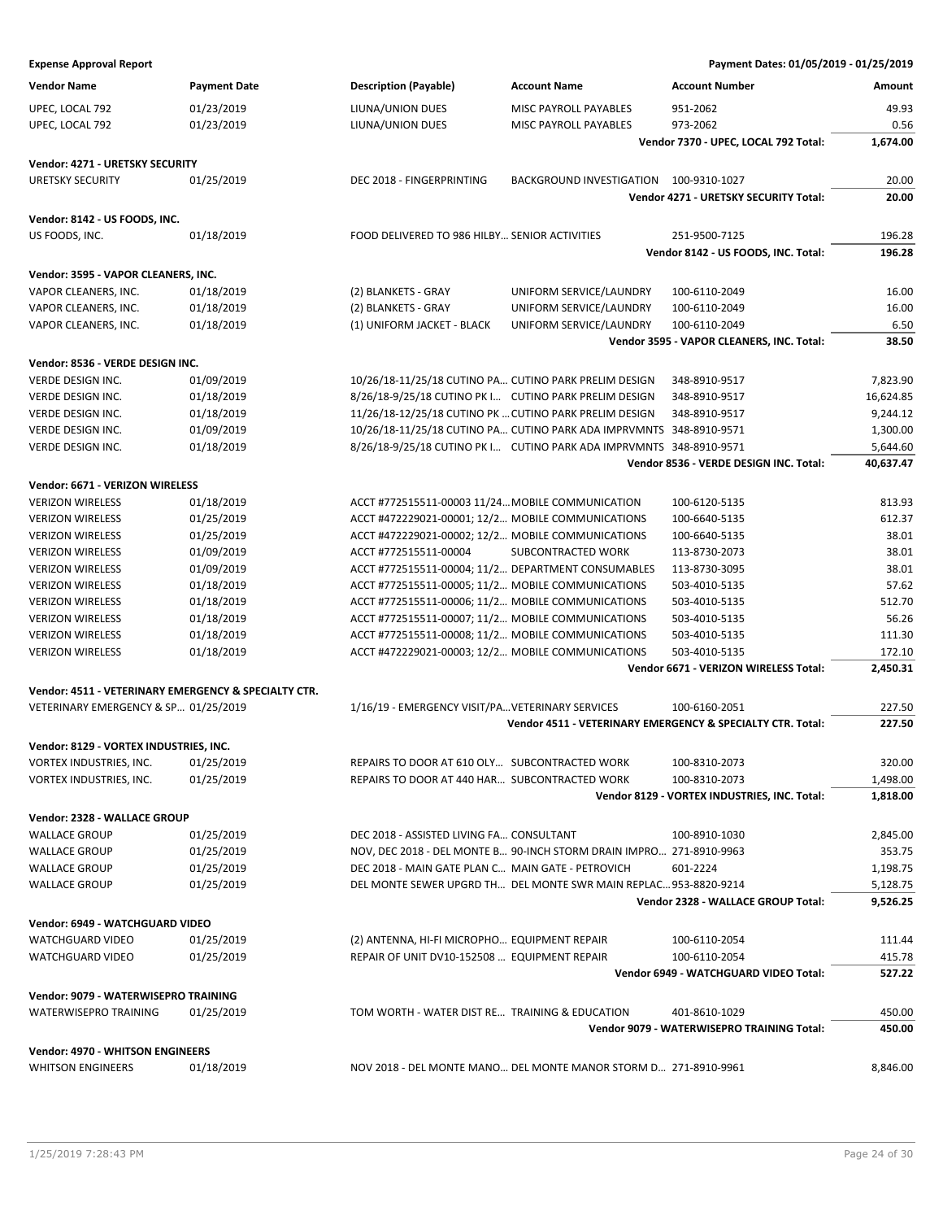**Expense Approval Report** — Payment Dates: 01/05/2019 - 01/25/2019

| Vendor Name | Payment Date | Description (Payable) | Account Name | Account Number | Amount |
|---|---|---|---|---|---|
| UPEC, LOCAL 792 | 01/23/2019 | LIUNA/UNION DUES | MISC PAYROLL PAYABLES | 951-2062 | 49.93 |
| UPEC, LOCAL 792 | 01/23/2019 | LIUNA/UNION DUES | MISC PAYROLL PAYABLES | 973-2062 | 0.56 |
| | | | | **Vendor 7370 - UPEC, LOCAL 792 Total:** | **1,674.00** |
| **Vendor: 4271 - URETSKY SECURITY** | | | | | |
| URETSKY SECURITY | 01/25/2019 | DEC 2018 - FINGERPRINTING | BACKGROUND INVESTIGATION | 100-9310-1027 | 20.00 |
| | | | | **Vendor 4271 - URETSKY SECURITY Total:** | **20.00** |
| **Vendor: 8142 - US FOODS, INC.** | | | | | |
| US FOODS, INC. | 01/18/2019 | FOOD DELIVERED TO 986 HILBY... | SENIOR ACTIVITIES | 251-9500-7125 | 196.28 |
| | | | | **Vendor 8142 - US FOODS, INC. Total:** | **196.28** |
| **Vendor: 3595 - VAPOR CLEANERS, INC.** | | | | | |
| VAPOR CLEANERS, INC. | 01/18/2019 | (2) BLANKETS - GRAY | UNIFORM SERVICE/LAUNDRY | 100-6110-2049 | 16.00 |
| VAPOR CLEANERS, INC. | 01/18/2019 | (2) BLANKETS - GRAY | UNIFORM SERVICE/LAUNDRY | 100-6110-2049 | 16.00 |
| VAPOR CLEANERS, INC. | 01/18/2019 | (1) UNIFORM JACKET - BLACK | UNIFORM SERVICE/LAUNDRY | 100-6110-2049 | 6.50 |
| | | | | **Vendor 3595 - VAPOR CLEANERS, INC. Total:** | **38.50** |
| **Vendor: 8536 - VERDE DESIGN INC.** | | | | | |
| VERDE DESIGN INC. | 01/09/2019 | 10/26/18-11/25/18 CUTINO PA... | CUTINO PARK PRELIM DESIGN | 348-8910-9517 | 7,823.90 |
| VERDE DESIGN INC. | 01/18/2019 | 8/26/18-9/25/18 CUTINO PK I... | CUTINO PARK PRELIM DESIGN | 348-8910-9517 | 16,624.85 |
| VERDE DESIGN INC. | 01/18/2019 | 11/26/18-12/25/18 CUTINO PK ... | CUTINO PARK PRELIM DESIGN | 348-8910-9517 | 9,244.12 |
| VERDE DESIGN INC. | 01/09/2019 | 10/26/18-11/25/18 CUTINO PA... | CUTINO PARK ADA IMPRVMNTS | 348-8910-9571 | 1,300.00 |
| VERDE DESIGN INC. | 01/18/2019 | 8/26/18-9/25/18 CUTINO PK I... | CUTINO PARK ADA IMPRVMNTS | 348-8910-9571 | 5,644.60 |
| | | | | **Vendor 8536 - VERDE DESIGN INC. Total:** | **40,637.47** |
| **Vendor: 6671 - VERIZON WIRELESS** | | | | | |
| VERIZON WIRELESS | 01/18/2019 | ACCT #772515511-00003 11/24... | MOBILE COMMUNICATION | 100-6120-5135 | 813.93 |
| VERIZON WIRELESS | 01/25/2019 | ACCT #472229021-00001; 12/2... | MOBILE COMMUNICATIONS | 100-6640-5135 | 612.37 |
| VERIZON WIRELESS | 01/25/2019 | ACCT #472229021-00002; 12/2... | MOBILE COMMUNICATIONS | 100-6640-5135 | 38.01 |
| VERIZON WIRELESS | 01/09/2019 | ACCT #772515511-00004 | SUBCONTRACTED WORK | 113-8730-2073 | 38.01 |
| VERIZON WIRELESS | 01/09/2019 | ACCT #772515511-00004; 11/2... | DEPARTMENT CONSUMABLES | 113-8730-3095 | 38.01 |
| VERIZON WIRELESS | 01/18/2019 | ACCT #772515511-00005; 11/2... | MOBILE COMMUNICATIONS | 503-4010-5135 | 57.62 |
| VERIZON WIRELESS | 01/18/2019 | ACCT #772515511-00006; 11/2... | MOBILE COMMUNICATIONS | 503-4010-5135 | 512.70 |
| VERIZON WIRELESS | 01/18/2019 | ACCT #772515511-00007; 11/2... | MOBILE COMMUNICATIONS | 503-4010-5135 | 56.26 |
| VERIZON WIRELESS | 01/18/2019 | ACCT #772515511-00008; 11/2... | MOBILE COMMUNICATIONS | 503-4010-5135 | 111.30 |
| VERIZON WIRELESS | 01/18/2019 | ACCT #472229021-00003; 12/2... | MOBILE COMMUNICATIONS | 503-4010-5135 | 172.10 |
| | | | | **Vendor 6671 - VERIZON WIRELESS Total:** | **2,450.31** |
| **Vendor: 4511 - VETERINARY EMERGENCY & SPECIALTY CTR.** | | | | | |
| VETERINARY EMERGENCY & SP... | 01/25/2019 | 1/16/19 - EMERGENCY VISIT/PA... | VETERINARY SERVICES | 100-6160-2051 | 227.50 |
| | | | | **Vendor 4511 - VETERINARY EMERGENCY & SPECIALTY CTR. Total:** | **227.50** |
| **Vendor: 8129 - VORTEX INDUSTRIES, INC.** | | | | | |
| VORTEX INDUSTRIES, INC. | 01/25/2019 | REPAIRS TO DOOR AT 610 OLY... | SUBCONTRACTED WORK | 100-8310-2073 | 320.00 |
| VORTEX INDUSTRIES, INC. | 01/25/2019 | REPAIRS TO DOOR AT 440 HAR... | SUBCONTRACTED WORK | 100-8310-2073 | 1,498.00 |
| | | | | **Vendor 8129 - VORTEX INDUSTRIES, INC. Total:** | **1,818.00** |
| **Vendor: 2328 - WALLACE GROUP** | | | | | |
| WALLACE GROUP | 01/25/2019 | DEC 2018 - ASSISTED LIVING FA... | CONSULTANT | 100-8910-1030 | 2,845.00 |
| WALLACE GROUP | 01/25/2019 | NOV, DEC 2018 - DEL MONTE B... | 90-INCH STORM DRAIN IMPRO... | 271-8910-9963 | 353.75 |
| WALLACE GROUP | 01/25/2019 | DEC 2018 - MAIN GATE PLAN C... | MAIN GATE - PETROVICH | 601-2224 | 1,198.75 |
| WALLACE GROUP | 01/25/2019 | DEL MONTE SEWER UPGRD TH... | DEL MONTE SWR MAIN REPLAC... | 953-8820-9214 | 5,128.75 |
| | | | | **Vendor 2328 - WALLACE GROUP Total:** | **9,526.25** |
| **Vendor: 6949 - WATCHGUARD VIDEO** | | | | | |
| WATCHGUARD VIDEO | 01/25/2019 | (2) ANTENNA, HI-FI MICROPHO... | EQUIPMENT REPAIR | 100-6110-2054 | 111.44 |
| WATCHGUARD VIDEO | 01/25/2019 | REPAIR OF UNIT DV10-152508 ... | EQUIPMENT REPAIR | 100-6110-2054 | 415.78 |
| | | | | **Vendor 6949 - WATCHGUARD VIDEO Total:** | **527.22** |
| **Vendor: 9079 - WATERWISEPRO TRAINING** | | | | | |
| WATERWISEPRO TRAINING | 01/25/2019 | TOM WORTH - WATER DIST RE... | TRAINING & EDUCATION | 401-8610-1029 | 450.00 |
| | | | | **Vendor 9079 - WATERWISEPRO TRAINING Total:** | **450.00** |
| **Vendor: 4970 - WHITSON ENGINEERS** | | | | | |
| WHITSON ENGINEERS | 01/18/2019 | NOV 2018 - DEL MONTE MANO... | DEL MONTE MANOR STORM D... | 271-8910-9961 | 8,846.00 |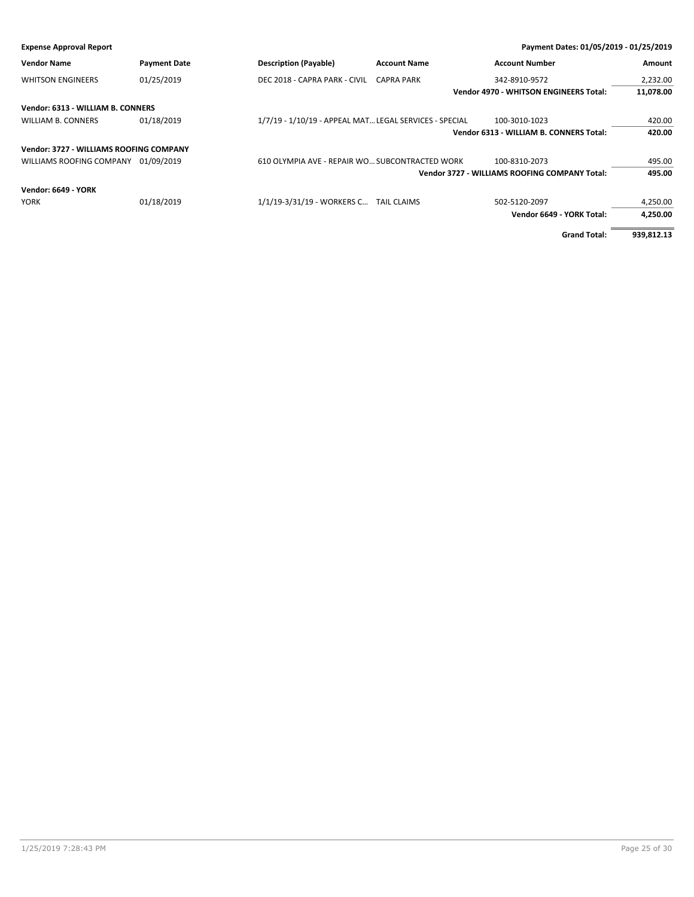**Expense Approval Report** | **Payment Dates: 01/05/2019 - 01/25/2019**

| Vendor Name | Payment Date | Description (Payable) | Account Name | Account Number | Amount |
|---|---|---|---|---|---|
| WHITSON ENGINEERS | 01/25/2019 | DEC 2018 - CAPRA PARK - CIVIL | CAPRA PARK | 342-8910-9572 | 2,232.00 |
| | | | | **Vendor 4970 - WHITSON ENGINEERS Total:** | **11,078.00** |
| **Vendor: 6313 - WILLIAM B. CONNERS** | | | | | |
| WILLIAM B. CONNERS | 01/18/2019 | 1/7/19 - 1/10/19 - APPEAL MAT… | LEGAL SERVICES - SPECIAL | 100-3010-1023 | 420.00 |
| | | | | **Vendor 6313 - WILLIAM B. CONNERS Total:** | **420.00** |
| **Vendor: 3727 - WILLIAMS ROOFING COMPANY** | | | | | |
| WILLIAMS ROOFING COMPANY | 01/09/2019 | 610 OLYMPIA AVE - REPAIR WO… | SUBCONTRACTED WORK | 100-8310-2073 | 495.00 |
| | | | | **Vendor 3727 - WILLIAMS ROOFING COMPANY Total:** | **495.00** |
| **Vendor: 6649 - YORK** | | | | | |
| YORK | 01/18/2019 | 1/1/19-3/31/19 - WORKERS C… | TAIL CLAIMS | 502-5120-2097 | 4,250.00 |
| | | | | **Vendor 6649 - YORK Total:** | **4,250.00** |
| | | | | **Grand Total:** | **939,812.13** |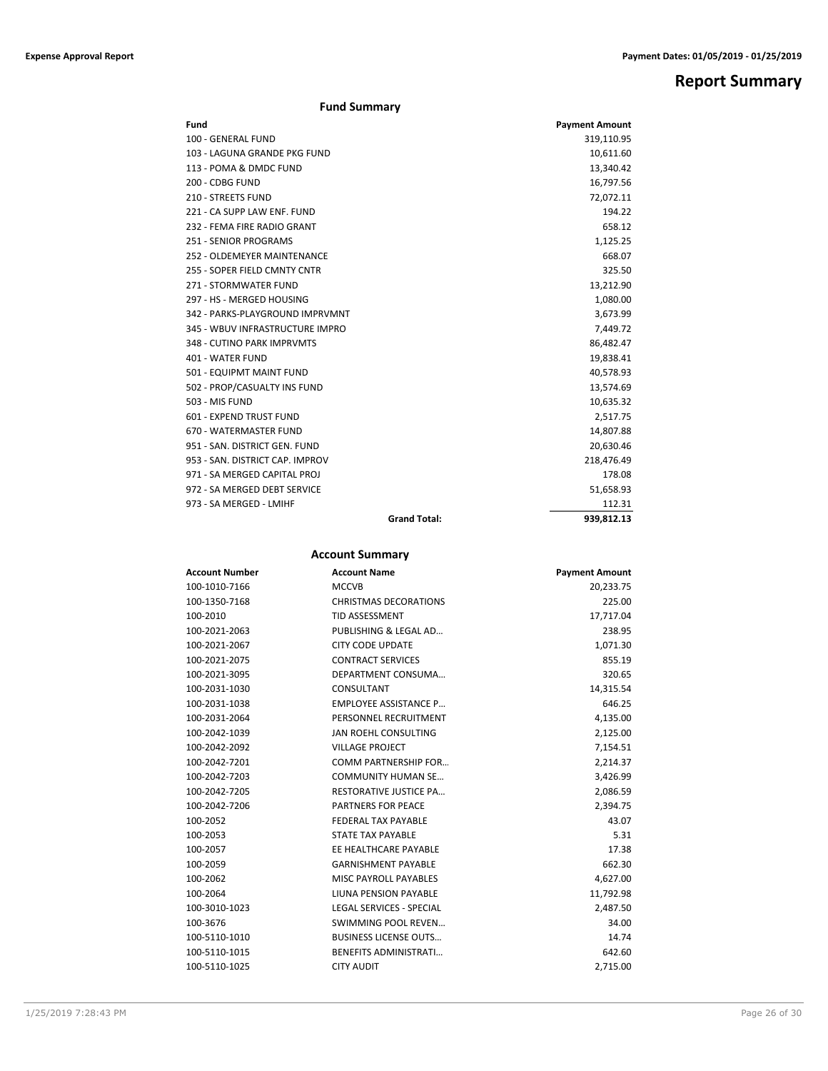# Report Summary

## Fund Summary

| Fund | Payment Amount |
|---|---|
| 100 - GENERAL FUND | 319,110.95 |
| 103 - LAGUNA GRANDE PKG FUND | 10,611.60 |
| 113 - POMA & DMDC FUND | 13,340.42 |
| 200 - CDBG FUND | 16,797.56 |
| 210 - STREETS FUND | 72,072.11 |
| 221 - CA SUPP LAW ENF. FUND | 194.22 |
| 232 - FEMA FIRE RADIO GRANT | 658.12 |
| 251 - SENIOR PROGRAMS | 1,125.25 |
| 252 - OLDEMEYER MAINTENANCE | 668.07 |
| 255 - SOPER FIELD CMNTY CNTR | 325.50 |
| 271 - STORMWATER FUND | 13,212.90 |
| 297 - HS - MERGED HOUSING | 1,080.00 |
| 342 - PARKS-PLAYGROUND IMPRVMNT | 3,673.99 |
| 345 - WBUV INFRASTRUCTURE IMPRO | 7,449.72 |
| 348 - CUTINO PARK IMPRVMTS | 86,482.47 |
| 401 - WATER FUND | 19,838.41 |
| 501 - EQUIPMT MAINT FUND | 40,578.93 |
| 502 - PROP/CASUALTY INS FUND | 13,574.69 |
| 503 - MIS FUND | 10,635.32 |
| 601 - EXPEND TRUST FUND | 2,517.75 |
| 670 - WATERMASTER FUND | 14,807.88 |
| 951 - SAN. DISTRICT GEN. FUND | 20,630.46 |
| 953 - SAN. DISTRICT CAP. IMPROV | 218,476.49 |
| 971 - SA MERGED CAPITAL PROJ | 178.08 |
| 972 - SA MERGED DEBT SERVICE | 51,658.93 |
| 973 - SA MERGED - LMIHF | 112.31 |
| **Grand Total:** | **939,812.13** |

## Account Summary

| Account Number | Account Name | Payment Amount |
|---|---|---|
| 100-1010-7166 | MCCVB | 20,233.75 |
| 100-1350-7168 | CHRISTMAS DECORATIONS | 225.00 |
| 100-2010 | TID ASSESSMENT | 17,717.04 |
| 100-2021-2063 | PUBLISHING & LEGAL AD… | 238.95 |
| 100-2021-2067 | CITY CODE UPDATE | 1,071.30 |
| 100-2021-2075 | CONTRACT SERVICES | 855.19 |
| 100-2021-3095 | DEPARTMENT CONSUMA… | 320.65 |
| 100-2031-1030 | CONSULTANT | 14,315.54 |
| 100-2031-1038 | EMPLOYEE ASSISTANCE P… | 646.25 |
| 100-2031-2064 | PERSONNEL RECRUITMENT | 4,135.00 |
| 100-2042-1039 | JAN ROEHL CONSULTING | 2,125.00 |
| 100-2042-2092 | VILLAGE PROJECT | 7,154.51 |
| 100-2042-7201 | COMM PARTNERSHIP FOR… | 2,214.37 |
| 100-2042-7203 | COMMUNITY HUMAN SE… | 3,426.99 |
| 100-2042-7205 | RESTORATIVE JUSTICE PA… | 2,086.59 |
| 100-2042-7206 | PARTNERS FOR PEACE | 2,394.75 |
| 100-2052 | FEDERAL TAX PAYABLE | 43.07 |
| 100-2053 | STATE TAX PAYABLE | 5.31 |
| 100-2057 | EE HEALTHCARE PAYABLE | 17.38 |
| 100-2059 | GARNISHMENT PAYABLE | 662.30 |
| 100-2062 | MISC PAYROLL PAYABLES | 4,627.00 |
| 100-2064 | LIUNA PENSION PAYABLE | 11,792.98 |
| 100-3010-1023 | LEGAL SERVICES - SPECIAL | 2,487.50 |
| 100-3676 | SWIMMING POOL REVEN… | 34.00 |
| 100-5110-1010 | BUSINESS LICENSE OUTS… | 14.74 |
| 100-5110-1015 | BENEFITS ADMINISTRATI… | 642.60 |
| 100-5110-1025 | CITY AUDIT | 2,715.00 |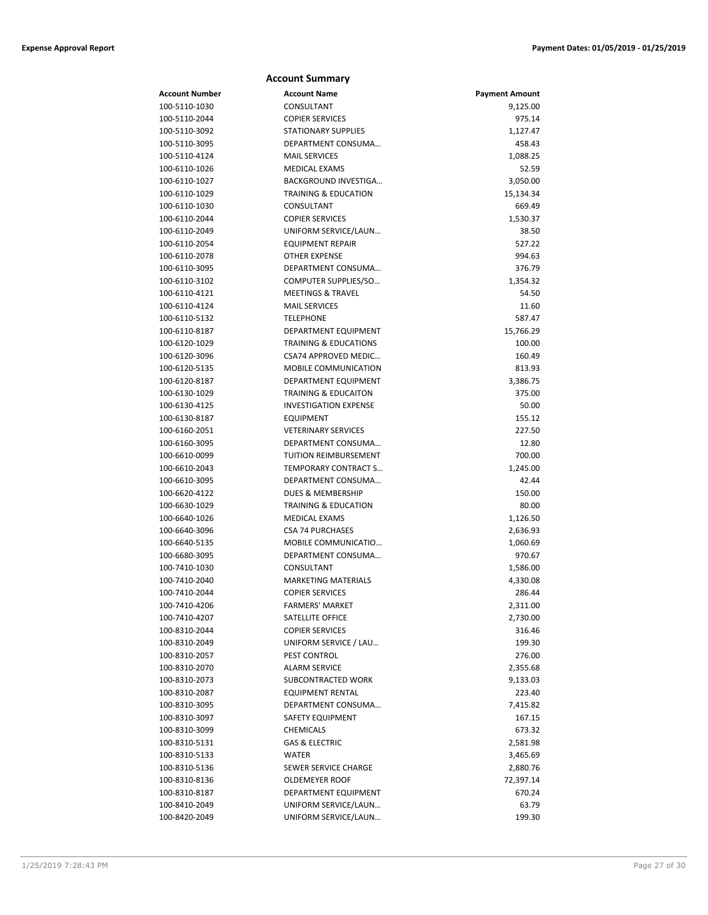## Account Summary

| Account Number | Account Name | Payment Amount |
|---|---|---|
| 100-5110-1030 | CONSULTANT | 9,125.00 |
| 100-5110-2044 | COPIER SERVICES | 975.14 |
| 100-5110-3092 | STATIONARY SUPPLIES | 1,127.47 |
| 100-5110-3095 | DEPARTMENT CONSUMA… | 458.43 |
| 100-5110-4124 | MAIL SERVICES | 1,088.25 |
| 100-6110-1026 | MEDICAL EXAMS | 52.59 |
| 100-6110-1027 | BACKGROUND INVESTIGA… | 3,050.00 |
| 100-6110-1029 | TRAINING & EDUCATION | 15,134.34 |
| 100-6110-1030 | CONSULTANT | 669.49 |
| 100-6110-2044 | COPIER SERVICES | 1,530.37 |
| 100-6110-2049 | UNIFORM SERVICE/LAUN… | 38.50 |
| 100-6110-2054 | EQUIPMENT REPAIR | 527.22 |
| 100-6110-2078 | OTHER EXPENSE | 994.63 |
| 100-6110-3095 | DEPARTMENT CONSUMA… | 376.79 |
| 100-6110-3102 | COMPUTER SUPPLIES/SO… | 1,354.32 |
| 100-6110-4121 | MEETINGS & TRAVEL | 54.50 |
| 100-6110-4124 | MAIL SERVICES | 11.60 |
| 100-6110-5132 | TELEPHONE | 587.47 |
| 100-6110-8187 | DEPARTMENT EQUIPMENT | 15,766.29 |
| 100-6120-1029 | TRAINING & EDUCATIONS | 100.00 |
| 100-6120-3096 | CSA74 APPROVED MEDIC… | 160.49 |
| 100-6120-5135 | MOBILE COMMUNICATION | 813.93 |
| 100-6120-8187 | DEPARTMENT EQUIPMENT | 3,386.75 |
| 100-6130-1029 | TRAINING & EDUCAITON | 375.00 |
| 100-6130-4125 | INVESTIGATION EXPENSE | 50.00 |
| 100-6130-8187 | EQUIPMENT | 155.12 |
| 100-6160-2051 | VETERINARY SERVICES | 227.50 |
| 100-6160-3095 | DEPARTMENT CONSUMA… | 12.80 |
| 100-6610-0099 | TUITION REIMBURSEMENT | 700.00 |
| 100-6610-2043 | TEMPORARY CONTRACT S… | 1,245.00 |
| 100-6610-3095 | DEPARTMENT CONSUMA… | 42.44 |
| 100-6620-4122 | DUES & MEMBERSHIP | 150.00 |
| 100-6630-1029 | TRAINING & EDUCATION | 80.00 |
| 100-6640-1026 | MEDICAL EXAMS | 1,126.50 |
| 100-6640-3096 | CSA 74 PURCHASES | 2,636.93 |
| 100-6640-5135 | MOBILE COMMUNICATIO… | 1,060.69 |
| 100-6680-3095 | DEPARTMENT CONSUMA… | 970.67 |
| 100-7410-1030 | CONSULTANT | 1,586.00 |
| 100-7410-2040 | MARKETING MATERIALS | 4,330.08 |
| 100-7410-2044 | COPIER SERVICES | 286.44 |
| 100-7410-4206 | FARMERS' MARKET | 2,311.00 |
| 100-7410-4207 | SATELLITE OFFICE | 2,730.00 |
| 100-8310-2044 | COPIER SERVICES | 316.46 |
| 100-8310-2049 | UNIFORM SERVICE / LAU… | 199.30 |
| 100-8310-2057 | PEST CONTROL | 276.00 |
| 100-8310-2070 | ALARM SERVICE | 2,355.68 |
| 100-8310-2073 | SUBCONTRACTED WORK | 9,133.03 |
| 100-8310-2087 | EQUIPMENT RENTAL | 223.40 |
| 100-8310-3095 | DEPARTMENT CONSUMA… | 7,415.82 |
| 100-8310-3097 | SAFETY EQUIPMENT | 167.15 |
| 100-8310-3099 | CHEMICALS | 673.32 |
| 100-8310-5131 | GAS & ELECTRIC | 2,581.98 |
| 100-8310-5133 | WATER | 3,465.69 |
| 100-8310-5136 | SEWER SERVICE CHARGE | 2,880.76 |
| 100-8310-8136 | OLDEMEYER ROOF | 72,397.14 |
| 100-8310-8187 | DEPARTMENT EQUIPMENT | 670.24 |
| 100-8410-2049 | UNIFORM SERVICE/LAUN… | 63.79 |
| 100-8420-2049 | UNIFORM SERVICE/LAUN… | 199.30 |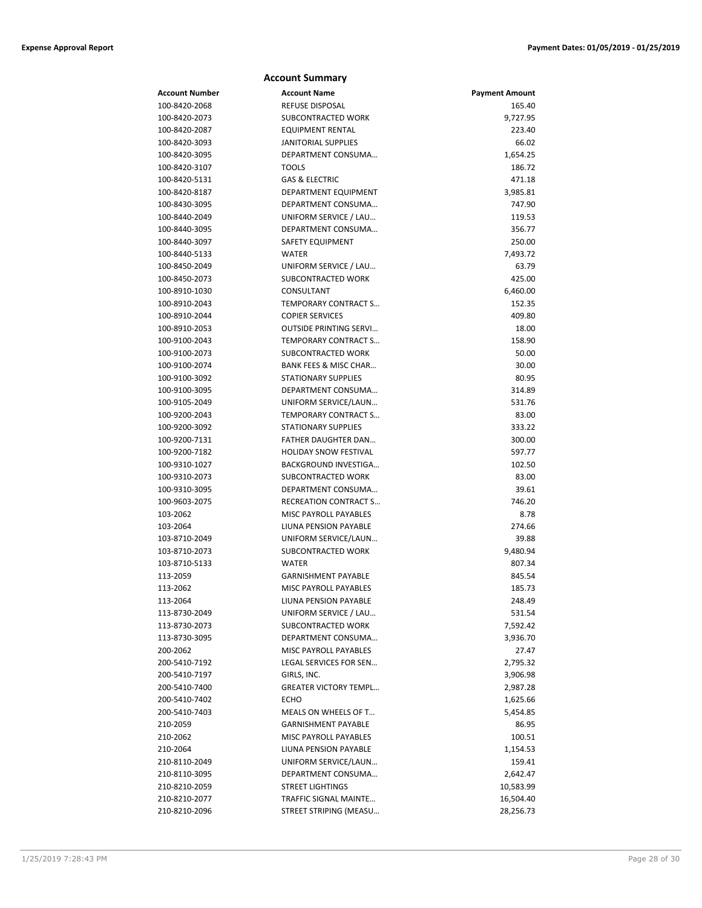## Account Summary

| Account Number | Account Name | Payment Amount |
|---|---|---|
| 100-8420-2068 | REFUSE DISPOSAL | 165.40 |
| 100-8420-2073 | SUBCONTRACTED WORK | 9,727.95 |
| 100-8420-2087 | EQUIPMENT RENTAL | 223.40 |
| 100-8420-3093 | JANITORIAL SUPPLIES | 66.02 |
| 100-8420-3095 | DEPARTMENT CONSUMA… | 1,654.25 |
| 100-8420-3107 | TOOLS | 186.72 |
| 100-8420-5131 | GAS & ELECTRIC | 471.18 |
| 100-8420-8187 | DEPARTMENT EQUIPMENT | 3,985.81 |
| 100-8430-3095 | DEPARTMENT CONSUMA… | 747.90 |
| 100-8440-2049 | UNIFORM SERVICE / LAU… | 119.53 |
| 100-8440-3095 | DEPARTMENT CONSUMA… | 356.77 |
| 100-8440-3097 | SAFETY EQUIPMENT | 250.00 |
| 100-8440-5133 | WATER | 7,493.72 |
| 100-8450-2049 | UNIFORM SERVICE / LAU… | 63.79 |
| 100-8450-2073 | SUBCONTRACTED WORK | 425.00 |
| 100-8910-1030 | CONSULTANT | 6,460.00 |
| 100-8910-2043 | TEMPORARY CONTRACT S… | 152.35 |
| 100-8910-2044 | COPIER SERVICES | 409.80 |
| 100-8910-2053 | OUTSIDE PRINTING SERVI… | 18.00 |
| 100-9100-2043 | TEMPORARY CONTRACT S… | 158.90 |
| 100-9100-2073 | SUBCONTRACTED WORK | 50.00 |
| 100-9100-2074 | BANK FEES & MISC CHAR… | 30.00 |
| 100-9100-3092 | STATIONARY SUPPLIES | 80.95 |
| 100-9100-3095 | DEPARTMENT CONSUMA… | 314.89 |
| 100-9105-2049 | UNIFORM SERVICE/LAUN… | 531.76 |
| 100-9200-2043 | TEMPORARY CONTRACT S… | 83.00 |
| 100-9200-3092 | STATIONARY SUPPLIES | 333.22 |
| 100-9200-7131 | FATHER DAUGHTER DAN… | 300.00 |
| 100-9200-7182 | HOLIDAY SNOW FESTIVAL | 597.77 |
| 100-9310-1027 | BACKGROUND INVESTIGA… | 102.50 |
| 100-9310-2073 | SUBCONTRACTED WORK | 83.00 |
| 100-9310-3095 | DEPARTMENT CONSUMA… | 39.61 |
| 100-9603-2075 | RECREATION CONTRACT S… | 746.20 |
| 103-2062 | MISC PAYROLL PAYABLES | 8.78 |
| 103-2064 | LIUNA PENSION PAYABLE | 274.66 |
| 103-8710-2049 | UNIFORM SERVICE/LAUN… | 39.88 |
| 103-8710-2073 | SUBCONTRACTED WORK | 9,480.94 |
| 103-8710-5133 | WATER | 807.34 |
| 113-2059 | GARNISHMENT PAYABLE | 845.54 |
| 113-2062 | MISC PAYROLL PAYABLES | 185.73 |
| 113-2064 | LIUNA PENSION PAYABLE | 248.49 |
| 113-8730-2049 | UNIFORM SERVICE / LAU… | 531.54 |
| 113-8730-2073 | SUBCONTRACTED WORK | 7,592.42 |
| 113-8730-3095 | DEPARTMENT CONSUMA… | 3,936.70 |
| 200-2062 | MISC PAYROLL PAYABLES | 27.47 |
| 200-5410-7192 | LEGAL SERVICES FOR SEN… | 2,795.32 |
| 200-5410-7197 | GIRLS, INC. | 3,906.98 |
| 200-5410-7400 | GREATER VICTORY TEMPL… | 2,987.28 |
| 200-5410-7402 | ECHO | 1,625.66 |
| 200-5410-7403 | MEALS ON WHEELS OF T… | 5,454.85 |
| 210-2059 | GARNISHMENT PAYABLE | 86.95 |
| 210-2062 | MISC PAYROLL PAYABLES | 100.51 |
| 210-2064 | LIUNA PENSION PAYABLE | 1,154.53 |
| 210-8110-2049 | UNIFORM SERVICE/LAUN… | 159.41 |
| 210-8110-3095 | DEPARTMENT CONSUMA… | 2,642.47 |
| 210-8210-2059 | STREET LIGHTINGS | 10,583.99 |
| 210-8210-2077 | TRAFFIC SIGNAL MAINTE… | 16,504.40 |
| 210-8210-2096 | STREET STRIPING (MEASU… | 28,256.73 |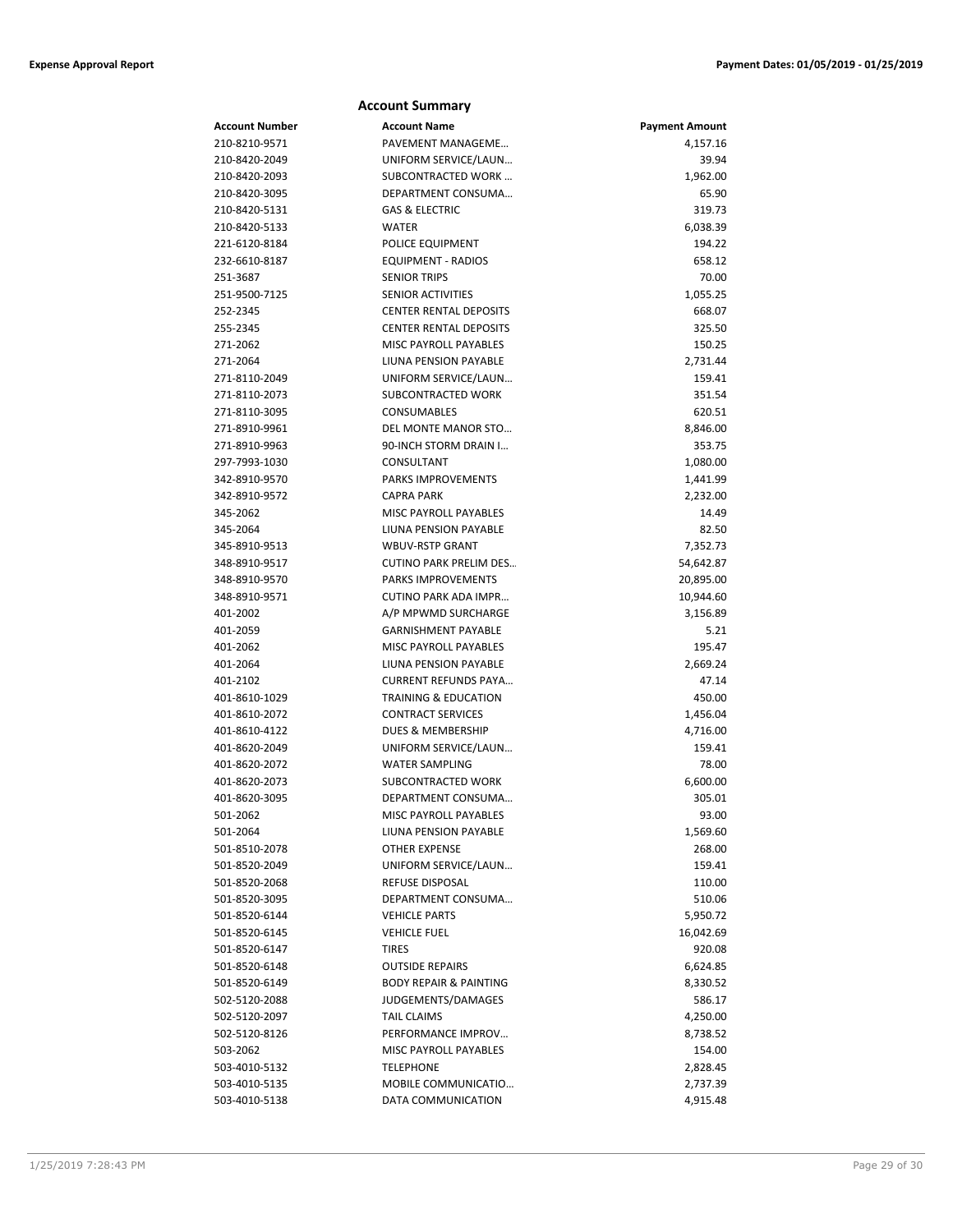## Account Summary

| Account Number | Account Name | Payment Amount |
|---|---|---|
| 210-8210-9571 | PAVEMENT MANAGEME… | 4,157.16 |
| 210-8420-2049 | UNIFORM SERVICE/LAUN… | 39.94 |
| 210-8420-2093 | SUBCONTRACTED WORK … | 1,962.00 |
| 210-8420-3095 | DEPARTMENT CONSUMA… | 65.90 |
| 210-8420-5131 | GAS & ELECTRIC | 319.73 |
| 210-8420-5133 | WATER | 6,038.39 |
| 221-6120-8184 | POLICE EQUIPMENT | 194.22 |
| 232-6610-8187 | EQUIPMENT - RADIOS | 658.12 |
| 251-3687 | SENIOR TRIPS | 70.00 |
| 251-9500-7125 | SENIOR ACTIVITIES | 1,055.25 |
| 252-2345 | CENTER RENTAL DEPOSITS | 668.07 |
| 255-2345 | CENTER RENTAL DEPOSITS | 325.50 |
| 271-2062 | MISC PAYROLL PAYABLES | 150.25 |
| 271-2064 | LIUNA PENSION PAYABLE | 2,731.44 |
| 271-8110-2049 | UNIFORM SERVICE/LAUN… | 159.41 |
| 271-8110-2073 | SUBCONTRACTED WORK | 351.54 |
| 271-8110-3095 | CONSUMABLES | 620.51 |
| 271-8910-9961 | DEL MONTE MANOR STO… | 8,846.00 |
| 271-8910-9963 | 90-INCH STORM DRAIN I… | 353.75 |
| 297-7993-1030 | CONSULTANT | 1,080.00 |
| 342-8910-9570 | PARKS IMPROVEMENTS | 1,441.99 |
| 342-8910-9572 | CAPRA PARK | 2,232.00 |
| 345-2062 | MISC PAYROLL PAYABLES | 14.49 |
| 345-2064 | LIUNA PENSION PAYABLE | 82.50 |
| 345-8910-9513 | WBUV-RSTP GRANT | 7,352.73 |
| 348-8910-9517 | CUTINO PARK PRELIM DES… | 54,642.87 |
| 348-8910-9570 | PARKS IMPROVEMENTS | 20,895.00 |
| 348-8910-9571 | CUTINO PARK ADA IMPR… | 10,944.60 |
| 401-2002 | A/P MPWMD SURCHARGE | 3,156.89 |
| 401-2059 | GARNISHMENT PAYABLE | 5.21 |
| 401-2062 | MISC PAYROLL PAYABLES | 195.47 |
| 401-2064 | LIUNA PENSION PAYABLE | 2,669.24 |
| 401-2102 | CURRENT REFUNDS PAYA… | 47.14 |
| 401-8610-1029 | TRAINING & EDUCATION | 450.00 |
| 401-8610-2072 | CONTRACT SERVICES | 1,456.04 |
| 401-8610-4122 | DUES & MEMBERSHIP | 4,716.00 |
| 401-8620-2049 | UNIFORM SERVICE/LAUN… | 159.41 |
| 401-8620-2072 | WATER SAMPLING | 78.00 |
| 401-8620-2073 | SUBCONTRACTED WORK | 6,600.00 |
| 401-8620-3095 | DEPARTMENT CONSUMA… | 305.01 |
| 501-2062 | MISC PAYROLL PAYABLES | 93.00 |
| 501-2064 | LIUNA PENSION PAYABLE | 1,569.60 |
| 501-8510-2078 | OTHER EXPENSE | 268.00 |
| 501-8520-2049 | UNIFORM SERVICE/LAUN… | 159.41 |
| 501-8520-2068 | REFUSE DISPOSAL | 110.00 |
| 501-8520-3095 | DEPARTMENT CONSUMA… | 510.06 |
| 501-8520-6144 | VEHICLE PARTS | 5,950.72 |
| 501-8520-6145 | VEHICLE FUEL | 16,042.69 |
| 501-8520-6147 | TIRES | 920.08 |
| 501-8520-6148 | OUTSIDE REPAIRS | 6,624.85 |
| 501-8520-6149 | BODY REPAIR & PAINTING | 8,330.52 |
| 502-5120-2088 | JUDGEMENTS/DAMAGES | 586.17 |
| 502-5120-2097 | TAIL CLAIMS | 4,250.00 |
| 502-5120-8126 | PERFORMANCE IMPROV… | 8,738.52 |
| 503-2062 | MISC PAYROLL PAYABLES | 154.00 |
| 503-4010-5132 | TELEPHONE | 2,828.45 |
| 503-4010-5135 | MOBILE COMMUNICATIO… | 2,737.39 |
| 503-4010-5138 | DATA COMMUNICATION | 4,915.48 |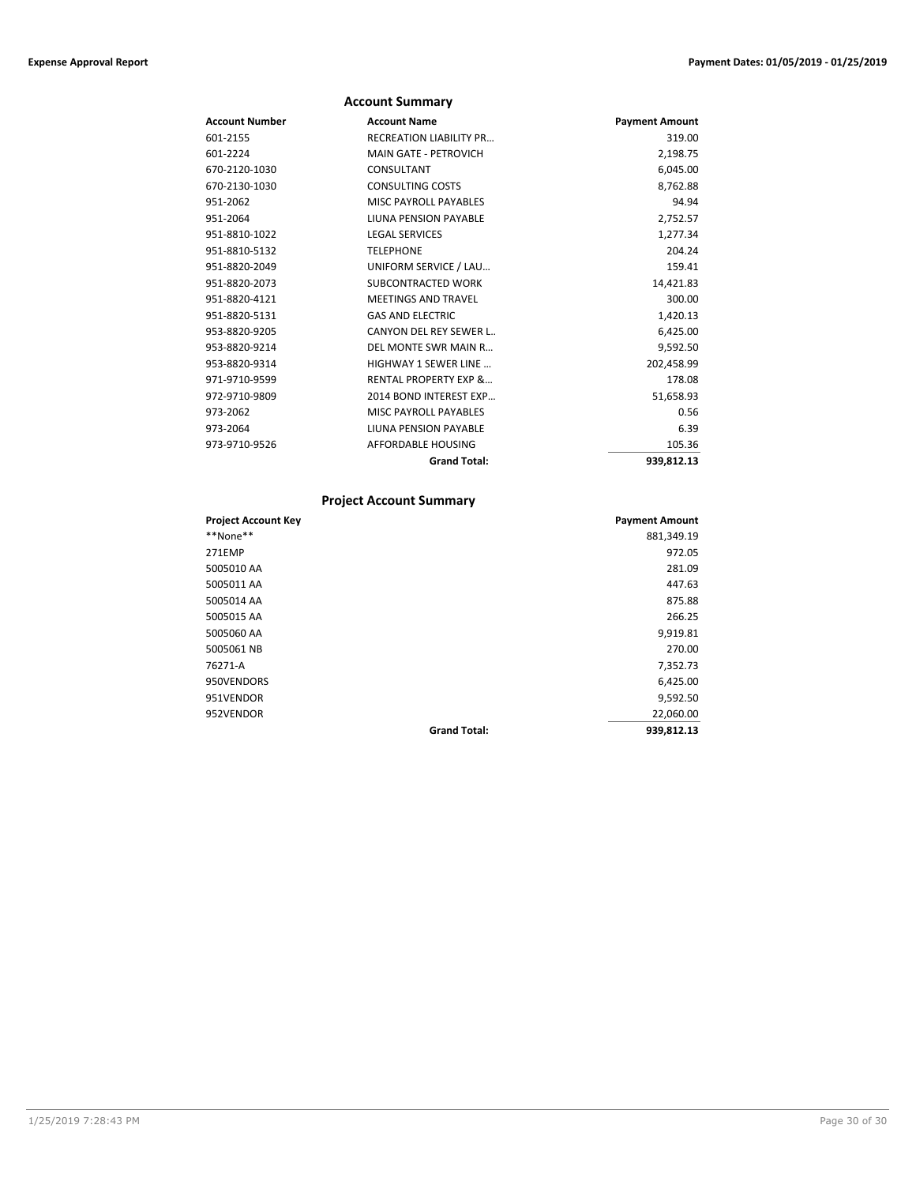## Account Summary

| Account Number | Account Name | Payment Amount |
|---|---|---|
| 601-2155 | RECREATION LIABILITY PR… | 319.00 |
| 601-2224 | MAIN GATE - PETROVICH | 2,198.75 |
| 670-2120-1030 | CONSULTANT | 6,045.00 |
| 670-2130-1030 | CONSULTING COSTS | 8,762.88 |
| 951-2062 | MISC PAYROLL PAYABLES | 94.94 |
| 951-2064 | LIUNA PENSION PAYABLE | 2,752.57 |
| 951-8810-1022 | LEGAL SERVICES | 1,277.34 |
| 951-8810-5132 | TELEPHONE | 204.24 |
| 951-8820-2049 | UNIFORM SERVICE / LAU… | 159.41 |
| 951-8820-2073 | SUBCONTRACTED WORK | 14,421.83 |
| 951-8820-4121 | MEETINGS AND TRAVEL | 300.00 |
| 951-8820-5131 | GAS AND ELECTRIC | 1,420.13 |
| 953-8820-9205 | CANYON DEL REY SEWER L.. | 6,425.00 |
| 953-8820-9214 | DEL MONTE SWR MAIN R… | 9,592.50 |
| 953-8820-9314 | HIGHWAY 1 SEWER LINE … | 202,458.99 |
| 971-9710-9599 | RENTAL PROPERTY EXP &… | 178.08 |
| 972-9710-9809 | 2014 BOND INTEREST EXP… | 51,658.93 |
| 973-2062 | MISC PAYROLL PAYABLES | 0.56 |
| 973-2064 | LIUNA PENSION PAYABLE | 6.39 |
| 973-9710-9526 | AFFORDABLE HOUSING | 105.36 |
| | **Grand Total:** | **939,812.13** |

## Project Account Summary

| Project Account Key | | Payment Amount |
|---|---|---|
| **None** | | 881,349.19 |
| 271EMP | | 972.05 |
| 5005010 AA | | 281.09 |
| 5005011 AA | | 447.63 |
| 5005014 AA | | 875.88 |
| 5005015 AA | | 266.25 |
| 5005060 AA | | 9,919.81 |
| 5005061 NB | | 270.00 |
| 76271-A | | 7,352.73 |
| 950VENDORS | | 6,425.00 |
| 951VENDOR | | 9,592.50 |
| 952VENDOR | | 22,060.00 |
| | **Grand Total:** | **939,812.13** |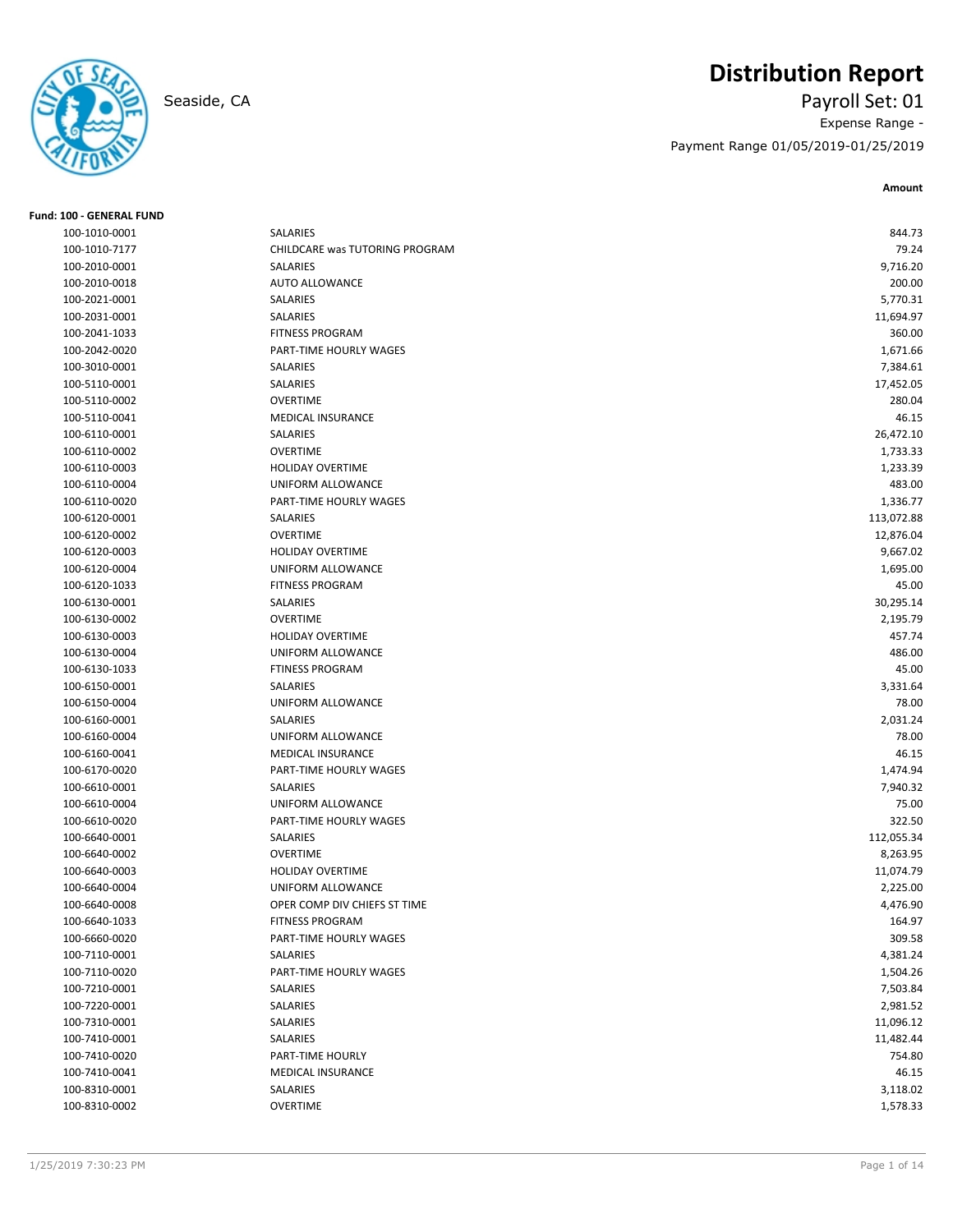# Distribution Report

Seaside, CA

Payroll Set: 01

Expense Range -

Payment Range 01/05/2019-01/25/2019

**Fund: 100 - GENERAL FUND**

| Account | Description | Amount |
|---|---|---|
| 100-1010-0001 | SALARIES | 844.73 |
| 100-1010-7177 | CHILDCARE was TUTORING PROGRAM | 79.24 |
| 100-2010-0001 | SALARIES | 9,716.20 |
| 100-2010-0018 | AUTO ALLOWANCE | 200.00 |
| 100-2021-0001 | SALARIES | 5,770.31 |
| 100-2031-0001 | SALARIES | 11,694.97 |
| 100-2041-1033 | FITNESS PROGRAM | 360.00 |
| 100-2042-0020 | PART-TIME HOURLY WAGES | 1,671.66 |
| 100-3010-0001 | SALARIES | 7,384.61 |
| 100-5110-0001 | SALARIES | 17,452.05 |
| 100-5110-0002 | OVERTIME | 280.04 |
| 100-5110-0041 | MEDICAL INSURANCE | 46.15 |
| 100-6110-0001 | SALARIES | 26,472.10 |
| 100-6110-0002 | OVERTIME | 1,733.33 |
| 100-6110-0003 | HOLIDAY OVERTIME | 1,233.39 |
| 100-6110-0004 | UNIFORM ALLOWANCE | 483.00 |
| 100-6110-0020 | PART-TIME HOURLY WAGES | 1,336.77 |
| 100-6120-0001 | SALARIES | 113,072.88 |
| 100-6120-0002 | OVERTIME | 12,876.04 |
| 100-6120-0003 | HOLIDAY OVERTIME | 9,667.02 |
| 100-6120-0004 | UNIFORM ALLOWANCE | 1,695.00 |
| 100-6120-1033 | FITNESS PROGRAM | 45.00 |
| 100-6130-0001 | SALARIES | 30,295.14 |
| 100-6130-0002 | OVERTIME | 2,195.79 |
| 100-6130-0003 | HOLIDAY OVERTIME | 457.74 |
| 100-6130-0004 | UNIFORM ALLOWANCE | 486.00 |
| 100-6130-1033 | FTINESS PROGRAM | 45.00 |
| 100-6150-0001 | SALARIES | 3,331.64 |
| 100-6150-0004 | UNIFORM ALLOWANCE | 78.00 |
| 100-6160-0001 | SALARIES | 2,031.24 |
| 100-6160-0004 | UNIFORM ALLOWANCE | 78.00 |
| 100-6160-0041 | MEDICAL INSURANCE | 46.15 |
| 100-6170-0020 | PART-TIME HOURLY WAGES | 1,474.94 |
| 100-6610-0001 | SALARIES | 7,940.32 |
| 100-6610-0004 | UNIFORM ALLOWANCE | 75.00 |
| 100-6610-0020 | PART-TIME HOURLY WAGES | 322.50 |
| 100-6640-0001 | SALARIES | 112,055.34 |
| 100-6640-0002 | OVERTIME | 8,263.95 |
| 100-6640-0003 | HOLIDAY OVERTIME | 11,074.79 |
| 100-6640-0004 | UNIFORM ALLOWANCE | 2,225.00 |
| 100-6640-0008 | OPER COMP DIV CHIEFS ST TIME | 4,476.90 |
| 100-6640-1033 | FITNESS PROGRAM | 164.97 |
| 100-6660-0020 | PART-TIME HOURLY WAGES | 309.58 |
| 100-7110-0001 | SALARIES | 4,381.24 |
| 100-7110-0020 | PART-TIME HOURLY WAGES | 1,504.26 |
| 100-7210-0001 | SALARIES | 7,503.84 |
| 100-7220-0001 | SALARIES | 2,981.52 |
| 100-7310-0001 | SALARIES | 11,096.12 |
| 100-7410-0001 | SALARIES | 11,482.44 |
| 100-7410-0020 | PART-TIME HOURLY | 754.80 |
| 100-7410-0041 | MEDICAL INSURANCE | 46.15 |
| 100-8310-0001 | SALARIES | 3,118.02 |
| 100-8310-0002 | OVERTIME | 1,578.33 |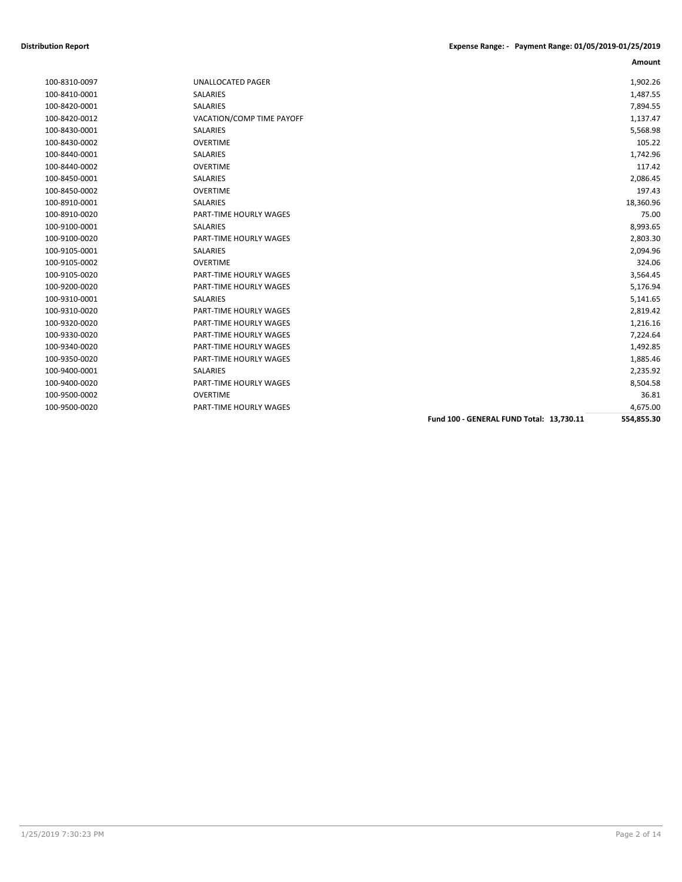**Distribution Report** **Expense Range: - Payment Range: 01/05/2019-01/25/2019**

| | | | Amount |
|---|---|---|---|
| 100-8310-0097 | UNALLOCATED PAGER | | 1,902.26 |
| 100-8410-0001 | SALARIES | | 1,487.55 |
| 100-8420-0001 | SALARIES | | 7,894.55 |
| 100-8420-0012 | VACATION/COMP TIME PAYOFF | | 1,137.47 |
| 100-8430-0001 | SALARIES | | 5,568.98 |
| 100-8430-0002 | OVERTIME | | 105.22 |
| 100-8440-0001 | SALARIES | | 1,742.96 |
| 100-8440-0002 | OVERTIME | | 117.42 |
| 100-8450-0001 | SALARIES | | 2,086.45 |
| 100-8450-0002 | OVERTIME | | 197.43 |
| 100-8910-0001 | SALARIES | | 18,360.96 |
| 100-8910-0020 | PART-TIME HOURLY WAGES | | 75.00 |
| 100-9100-0001 | SALARIES | | 8,993.65 |
| 100-9100-0020 | PART-TIME HOURLY WAGES | | 2,803.30 |
| 100-9105-0001 | SALARIES | | 2,094.96 |
| 100-9105-0002 | OVERTIME | | 324.06 |
| 100-9105-0020 | PART-TIME HOURLY WAGES | | 3,564.45 |
| 100-9200-0020 | PART-TIME HOURLY WAGES | | 5,176.94 |
| 100-9310-0001 | SALARIES | | 5,141.65 |
| 100-9310-0020 | PART-TIME HOURLY WAGES | | 2,819.42 |
| 100-9320-0020 | PART-TIME HOURLY WAGES | | 1,216.16 |
| 100-9330-0020 | PART-TIME HOURLY WAGES | | 7,224.64 |
| 100-9340-0020 | PART-TIME HOURLY WAGES | | 1,492.85 |
| 100-9350-0020 | PART-TIME HOURLY WAGES | | 1,885.46 |
| 100-9400-0001 | SALARIES | | 2,235.92 |
| 100-9400-0020 | PART-TIME HOURLY WAGES | | 8,504.58 |
| 100-9500-0002 | OVERTIME | | 36.81 |
| 100-9500-0020 | PART-TIME HOURLY WAGES | | 4,675.00 |
| | | **Fund 100 - GENERAL FUND Total: 13,730.11** | **554,855.30** |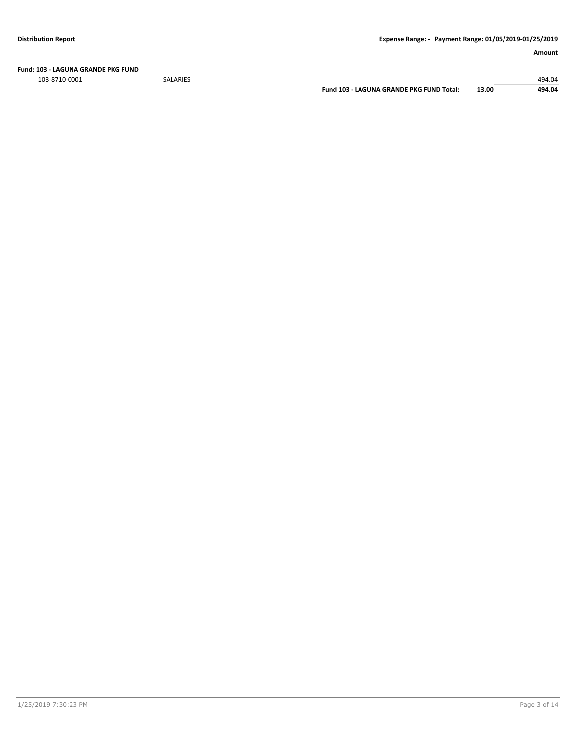**Distribution Report** **Expense Range: - Payment Range: 01/05/2019-01/25/2019**

| | | | | Amount |
|---|---|---|---|---|
| **Fund: 103 - LAGUNA GRANDE PKG FUND** | | | | |
| 103-8710-0001 | SALARIES | | | 494.04 |
| | | **Fund 103 - LAGUNA GRANDE PKG FUND Total:** | **13.00** | **494.04** |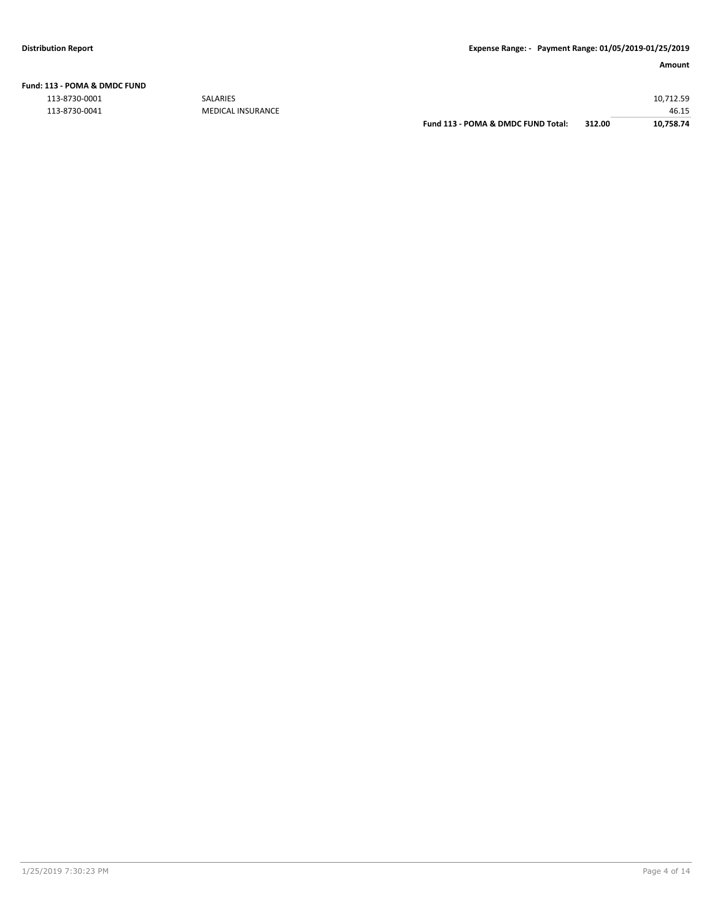**Distribution Report** | **Expense Range: - Payment Range: 01/05/2019-01/25/2019**

| | | | | **Amount** |
|---|---|---|---|---|
| **Fund: 113 - POMA & DMDC FUND** | | | | |
| 113-8730-0001 | SALARIES | | | 10,712.59 |
| 113-8730-0041 | MEDICAL INSURANCE | | | 46.15 |
| | | **Fund 113 - POMA & DMDC FUND Total:** | **312.00** | **10,758.74** |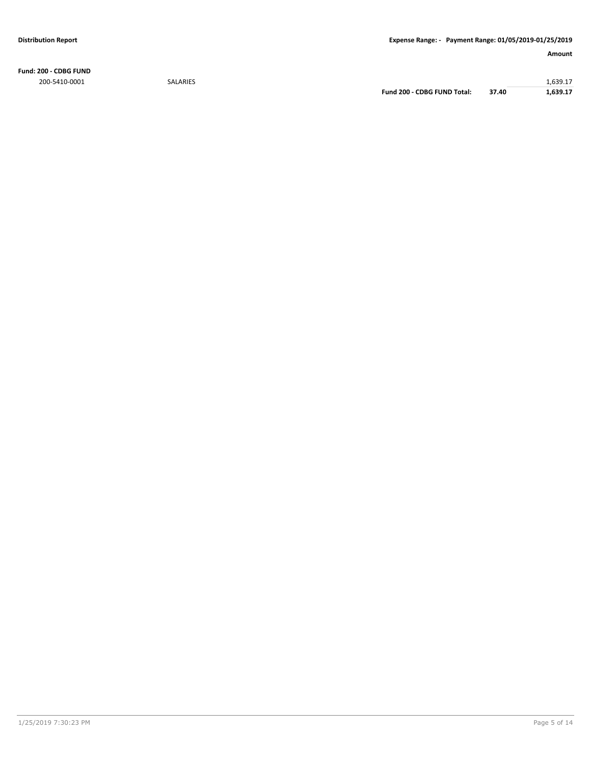**Fund: 200 - CDBG FUND**

| Account | Description | | | Amount |
|---|---|---|---|---|
| 200-5410-0001 | SALARIES | | | 1,639.17 |
| | | **Fund 200 - CDBG FUND Total:** | **37.40** | **1,639.17** |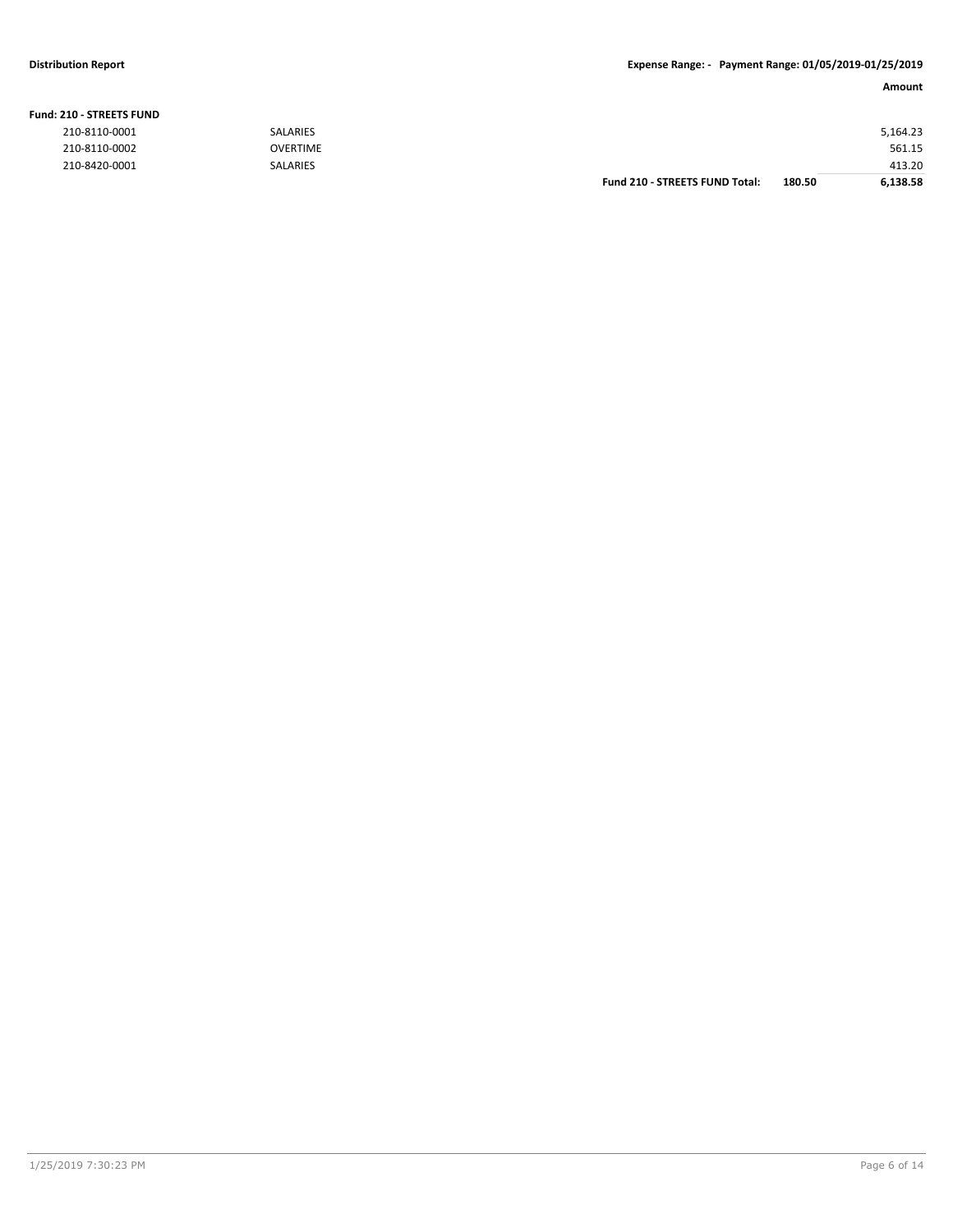**Distribution Report** **Expense Range: - Payment Range: 01/05/2019-01/25/2019**

| | | | | Amount |
|---|---|---|---|---|
| **Fund: 210 - STREETS FUND** | | | | |
| 210-8110-0001 | SALARIES | | | 5,164.23 |
| 210-8110-0002 | OVERTIME | | | 561.15 |
| 210-8420-0001 | SALARIES | | | 413.20 |
| | | **Fund 210 - STREETS FUND Total:** | **180.50** | **6,138.58** |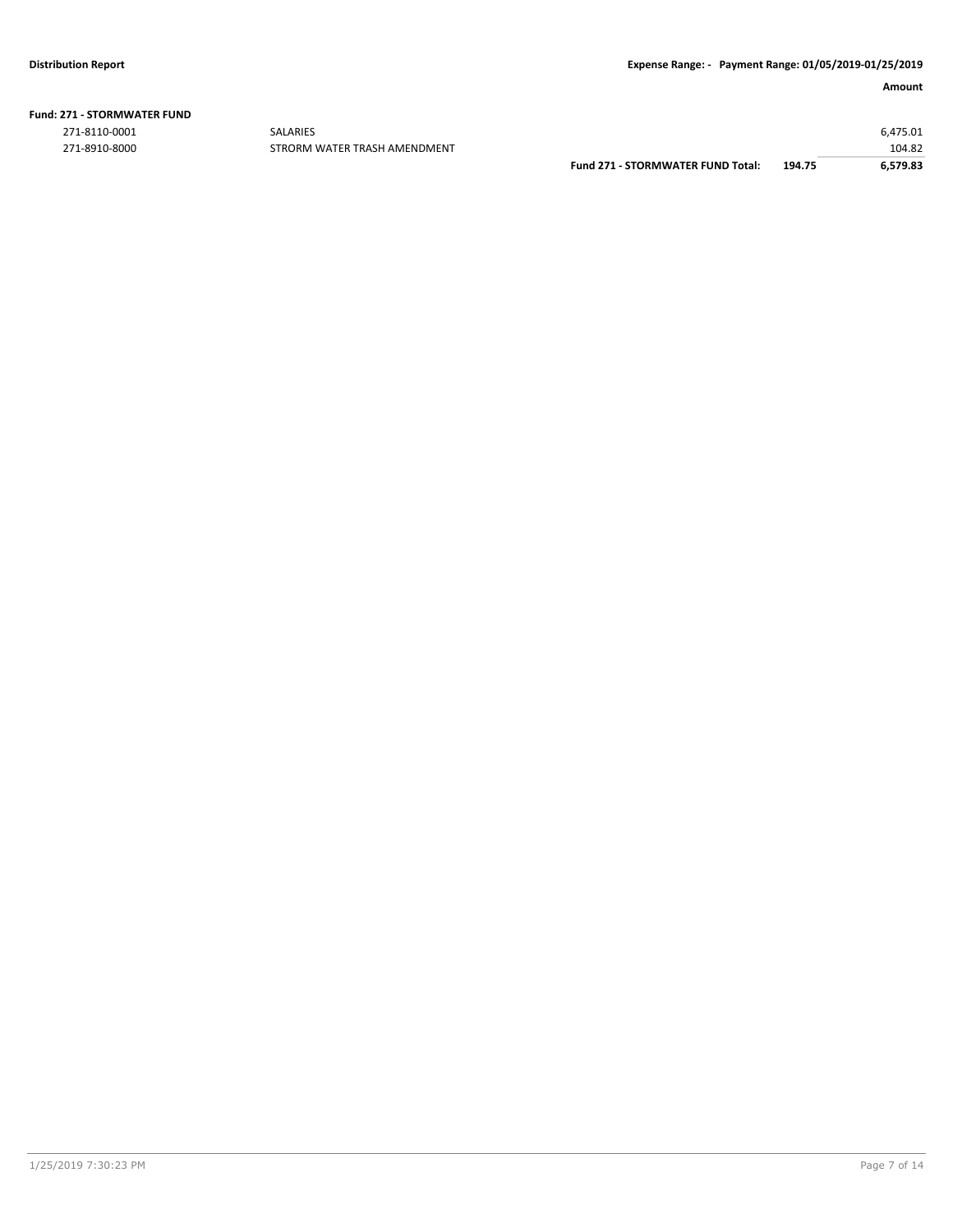**Fund: 271 - STORMWATER FUND**

| | | | | Amount |
|---|---|---|---|---|
| 271-8110-0001 | SALARIES | | | 6,475.01 |
| 271-8910-8000 | STRORM WATER TRASH AMENDMENT | | | 104.82 |
| | | **Fund 271 - STORMWATER FUND Total:** | **194.75** | **6,579.83** |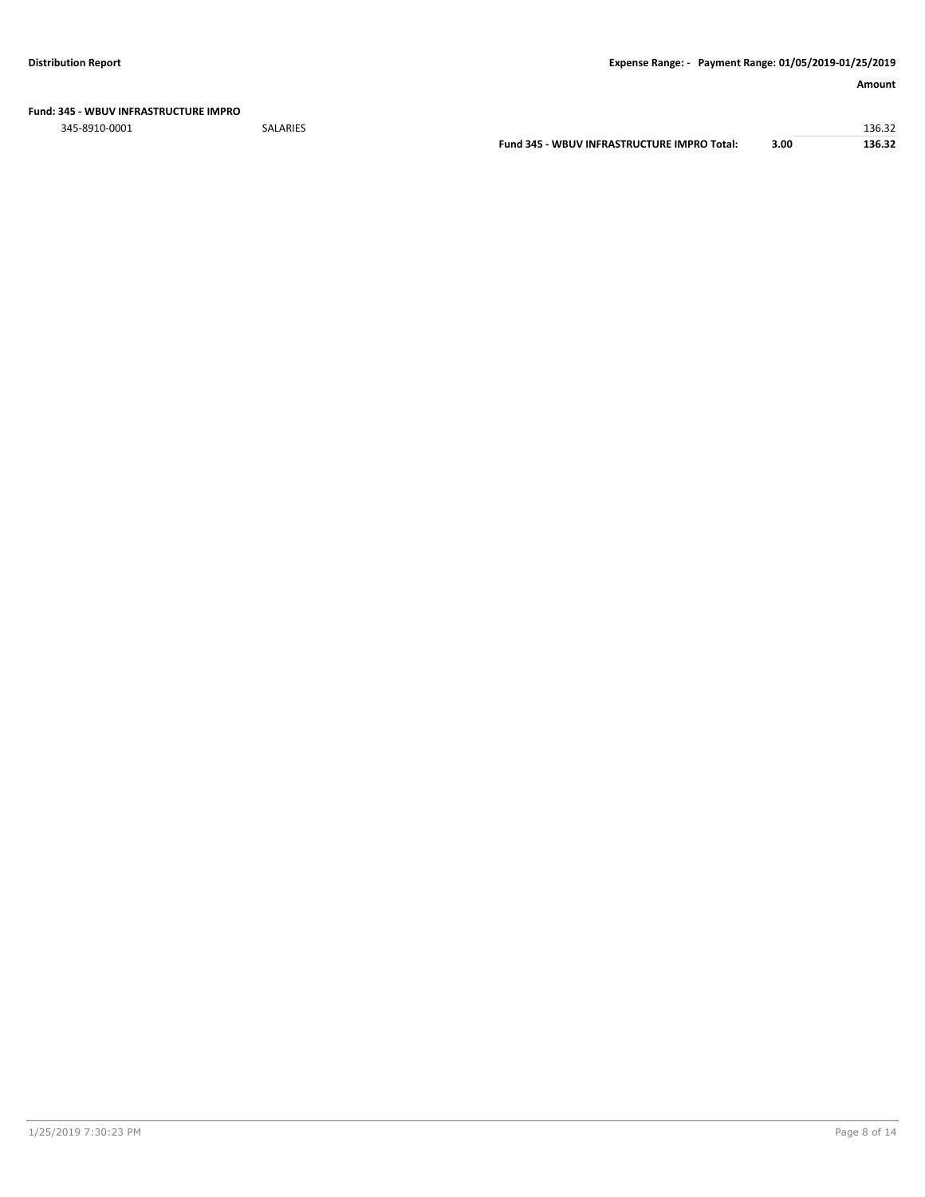**Distribution Report** **Expense Range: - Payment Range: 01/05/2019-01/25/2019**

| | | | | Amount |
|---|---|---|---|---|
| **Fund: 345 - WBUV INFRASTRUCTURE IMPRO** | | | | |
| 345-8910-0001 | SALARIES | | | 136.32 |
| | | **Fund 345 - WBUV INFRASTRUCTURE IMPRO Total:** | **3.00** | **136.32** |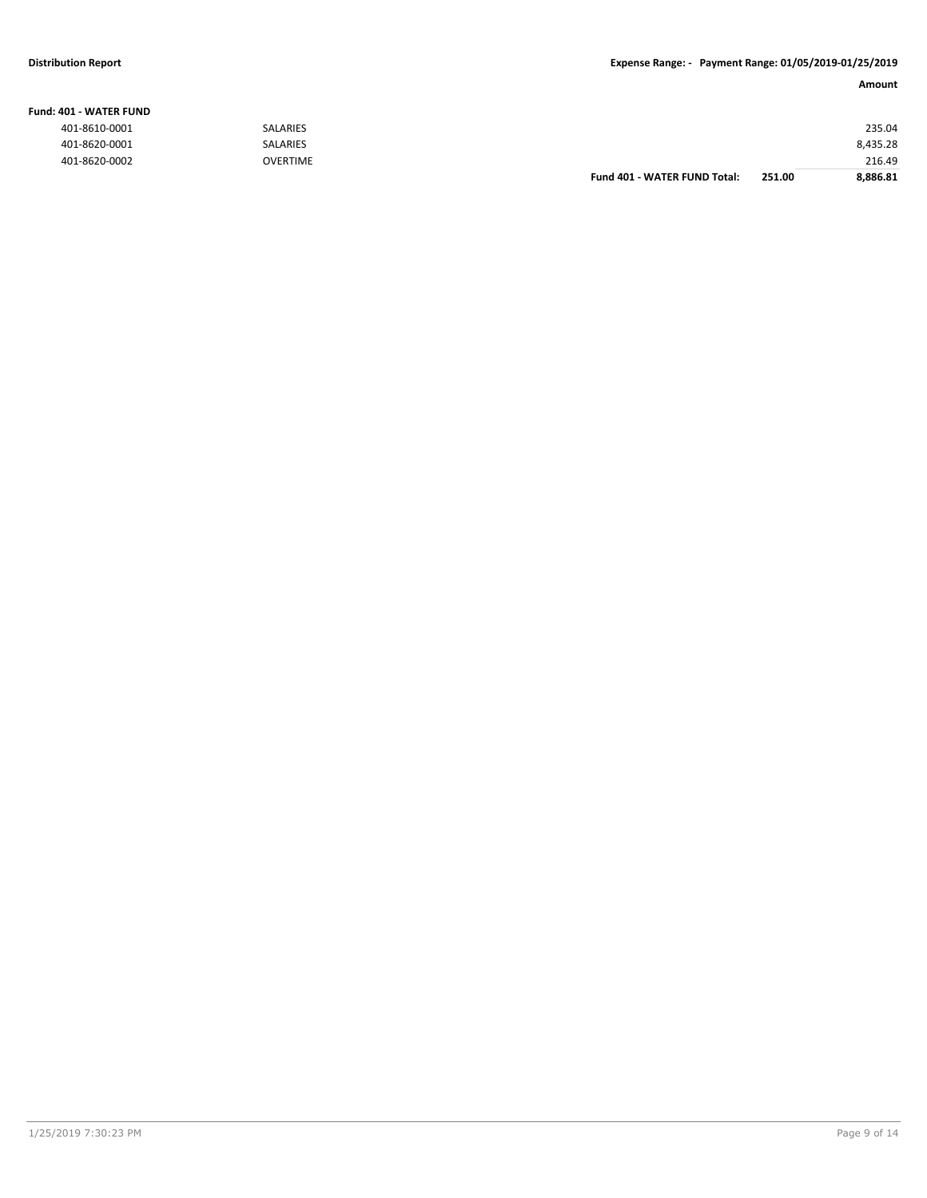**Distribution Report** — **Expense Range: - Payment Range: 01/05/2019-01/25/2019**

**Fund: 401 - WATER FUND**

| Account | Description | | | Amount |
|---|---|---|---|---|
| 401-8610-0001 | SALARIES | | | 235.04 |
| 401-8620-0001 | SALARIES | | | 8,435.28 |
| 401-8620-0002 | OVERTIME | | | 216.49 |
| | | **Fund 401 - WATER FUND Total:** | **251.00** | **8,886.81** |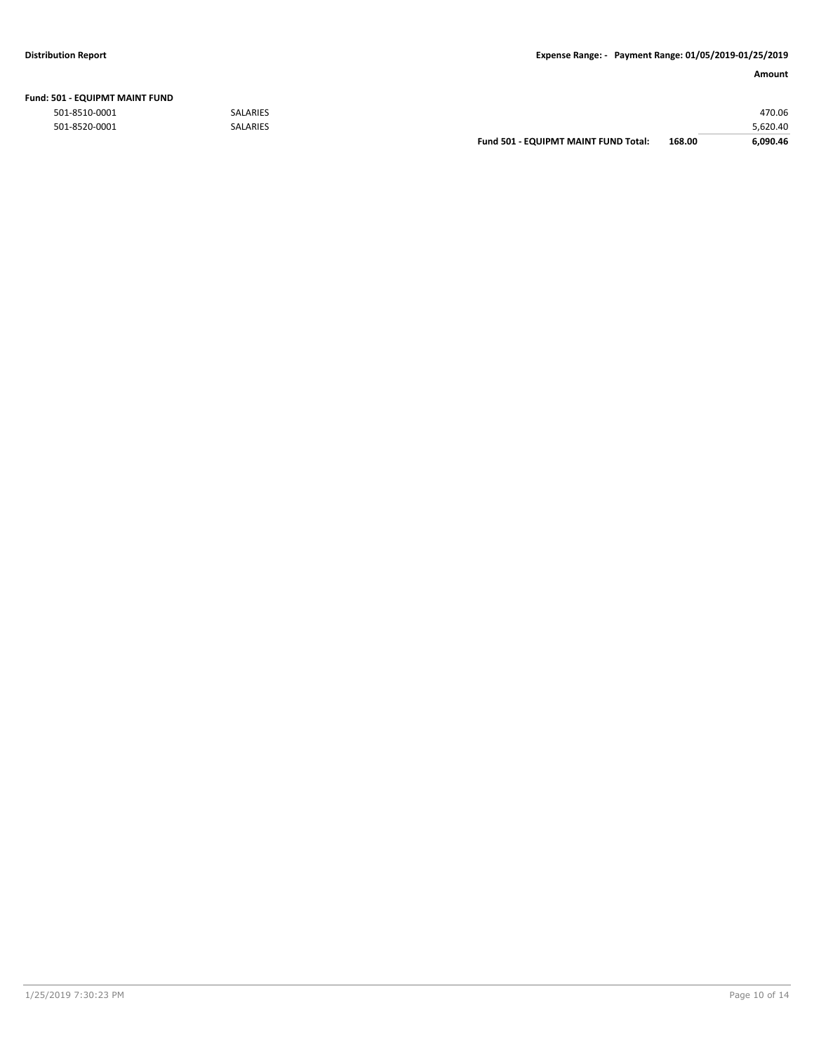**Distribution Report** **Expense Range: - Payment Range: 01/05/2019-01/25/2019**

| | | | | Amount |
|---|---|---|---|---|
| **Fund: 501 - EQUIPMT MAINT FUND** | | | | |
| 501-8510-0001 | SALARIES | | | 470.06 |
| 501-8520-0001 | SALARIES | | | 5,620.40 |
| | | **Fund 501 - EQUIPMT MAINT FUND Total:** | **168.00** | **6,090.46** |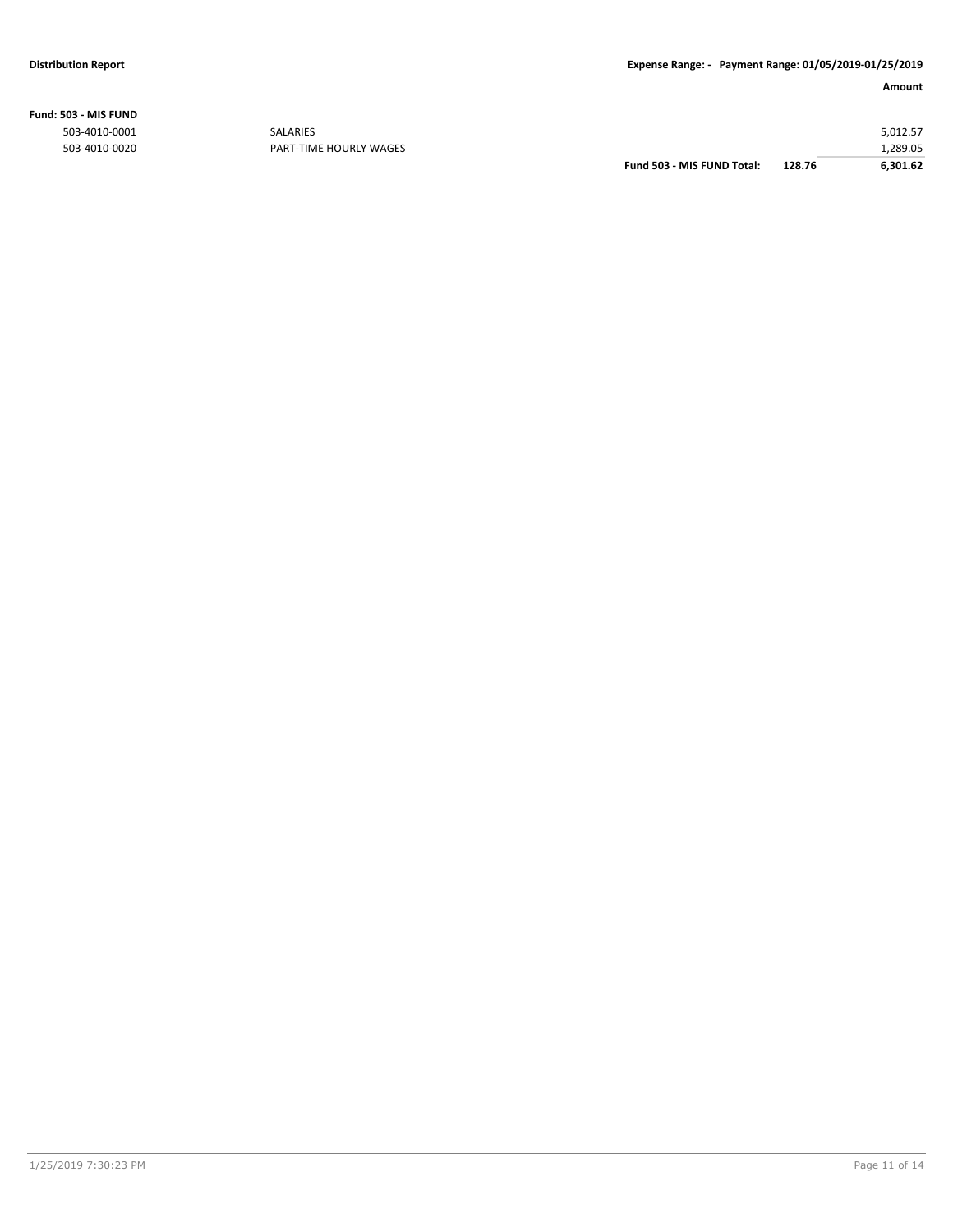**Distribution Report** **Expense Range: - Payment Range: 01/05/2019-01/25/2019**

| | | | | Amount |
|---|---|---|---|---|
| **Fund: 503 - MIS FUND** | | | | |
| 503-4010-0001 | SALARIES | | | 5,012.57 |
| 503-4010-0020 | PART-TIME HOURLY WAGES | | | 1,289.05 |
| | | **Fund 503 - MIS FUND Total:** | **128.76** | **6,301.62** |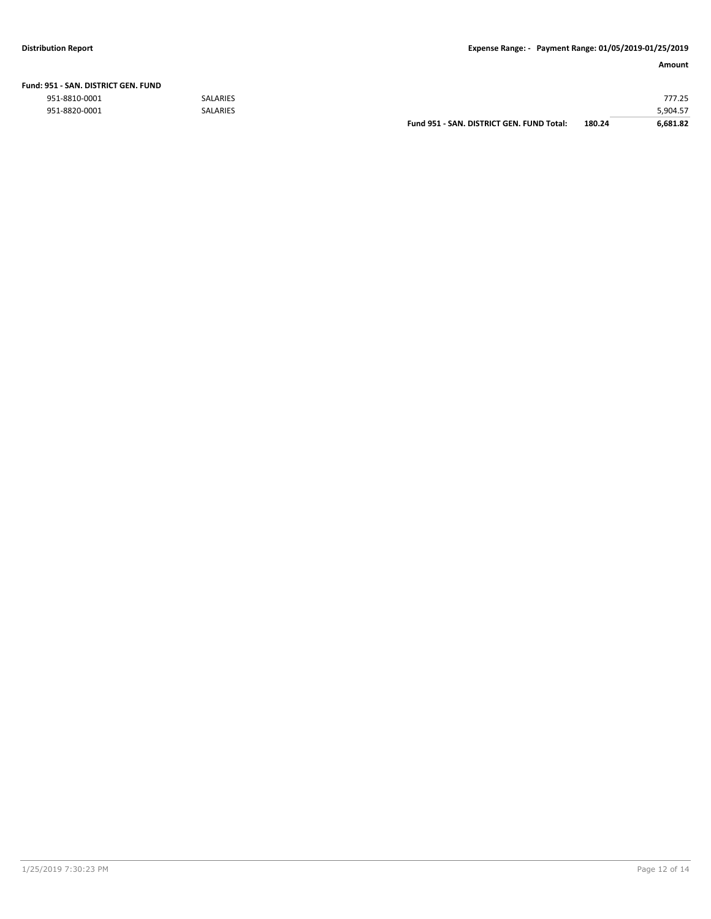**Distribution Report** | **Expense Range: - Payment Range: 01/05/2019-01/25/2019**

| | | | | Amount |
|---|---|---|---|---|
| **Fund: 951 - SAN. DISTRICT GEN. FUND** | | | | |
| 951-8810-0001 | SALARIES | | | 777.25 |
| 951-8820-0001 | SALARIES | | | 5,904.57 |
| | | **Fund 951 - SAN. DISTRICT GEN. FUND Total:** | **180.24** | **6,681.82** |

1/25/2019 7:30:23 PM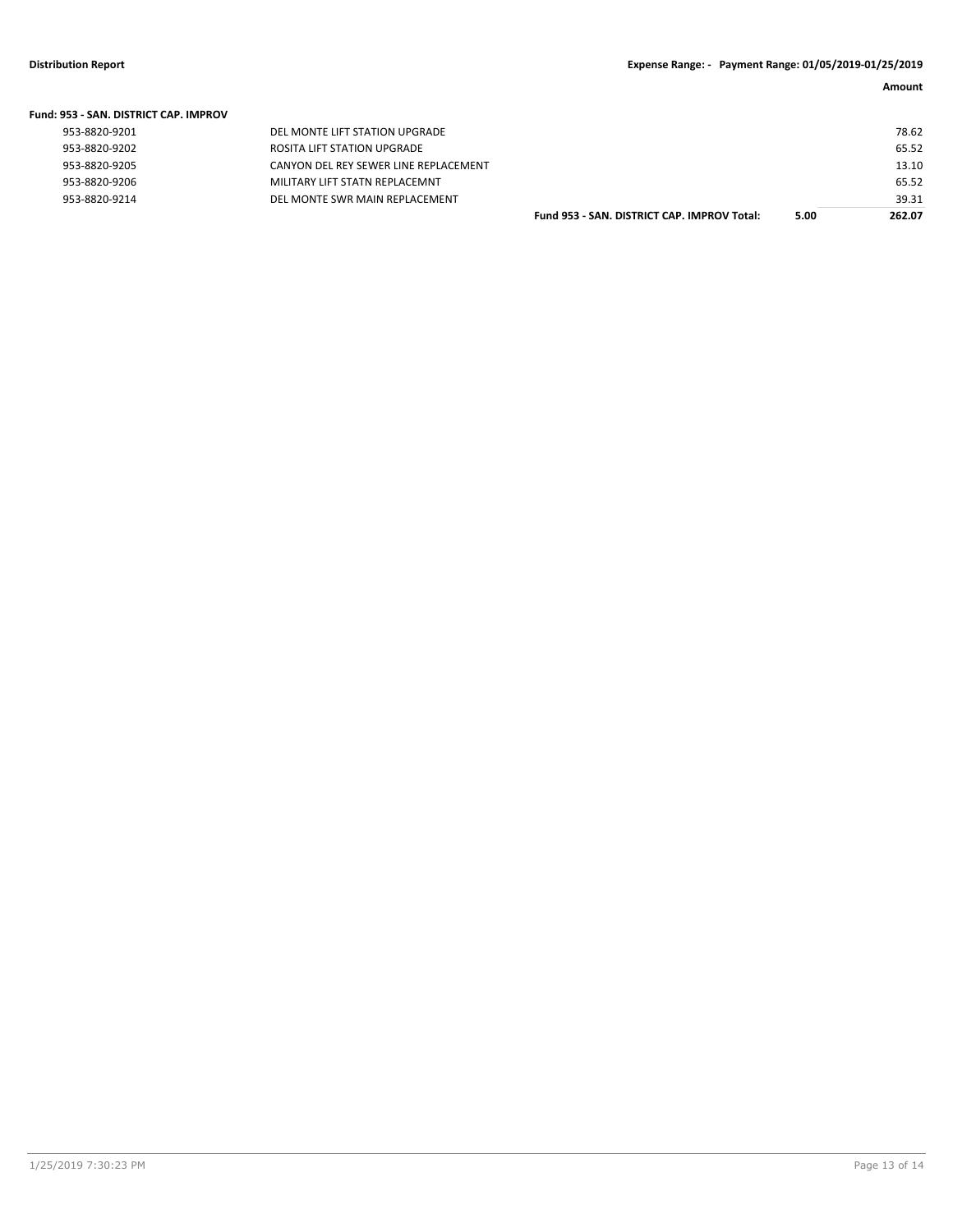**Fund: 953 - SAN. DISTRICT CAP. IMPROV**

| Account | Description | | | Amount |
|---|---|---|---|---|
| 953-8820-9201 | DEL MONTE LIFT STATION UPGRADE | | | 78.62 |
| 953-8820-9202 | ROSITA LIFT STATION UPGRADE | | | 65.52 |
| 953-8820-9205 | CANYON DEL REY SEWER LINE REPLACEMENT | | | 13.10 |
| 953-8820-9206 | MILITARY LIFT STATN REPLACEMNT | | | 65.52 |
| 953-8820-9214 | DEL MONTE SWR MAIN REPLACEMENT | | | 39.31 |
| | | **Fund 953 - SAN. DISTRICT CAP. IMPROV Total:** | **5.00** | **262.07** |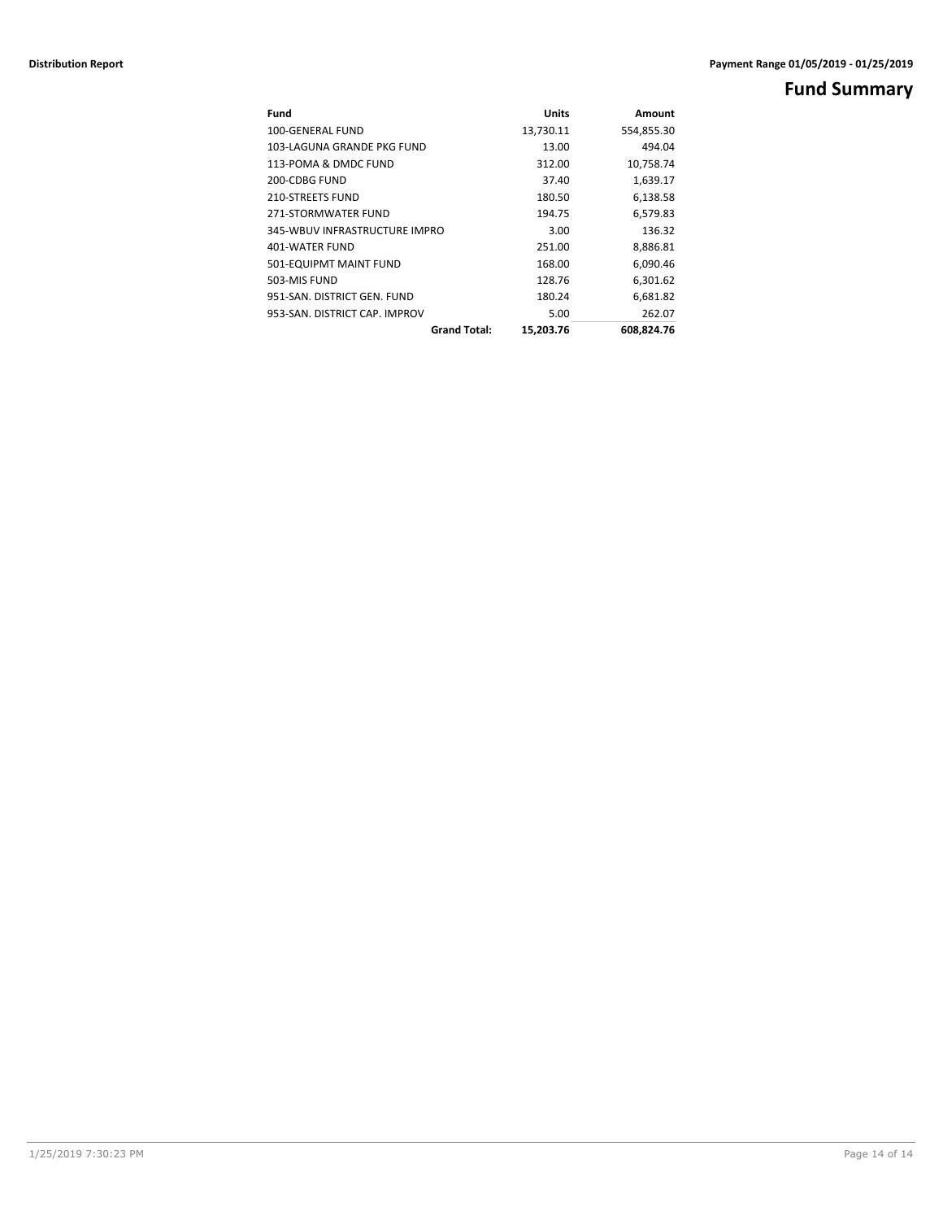# Fund Summary

| Fund | Units | Amount |
|---|---|---|
| 100-GENERAL FUND | 13,730.11 | 554,855.30 |
| 103-LAGUNA GRANDE PKG FUND | 13.00 | 494.04 |
| 113-POMA & DMDC FUND | 312.00 | 10,758.74 |
| 200-CDBG FUND | 37.40 | 1,639.17 |
| 210-STREETS FUND | 180.50 | 6,138.58 |
| 271-STORMWATER FUND | 194.75 | 6,579.83 |
| 345-WBUV INFRASTRUCTURE IMPRO | 3.00 | 136.32 |
| 401-WATER FUND | 251.00 | 8,886.81 |
| 501-EQUIPMT MAINT FUND | 168.00 | 6,090.46 |
| 503-MIS FUND | 128.76 | 6,301.62 |
| 951-SAN. DISTRICT GEN. FUND | 180.24 | 6,681.82 |
| 953-SAN. DISTRICT CAP. IMPROV | 5.00 | 262.07 |
| **Grand Total:** | **15,203.76** | **608,824.76** |